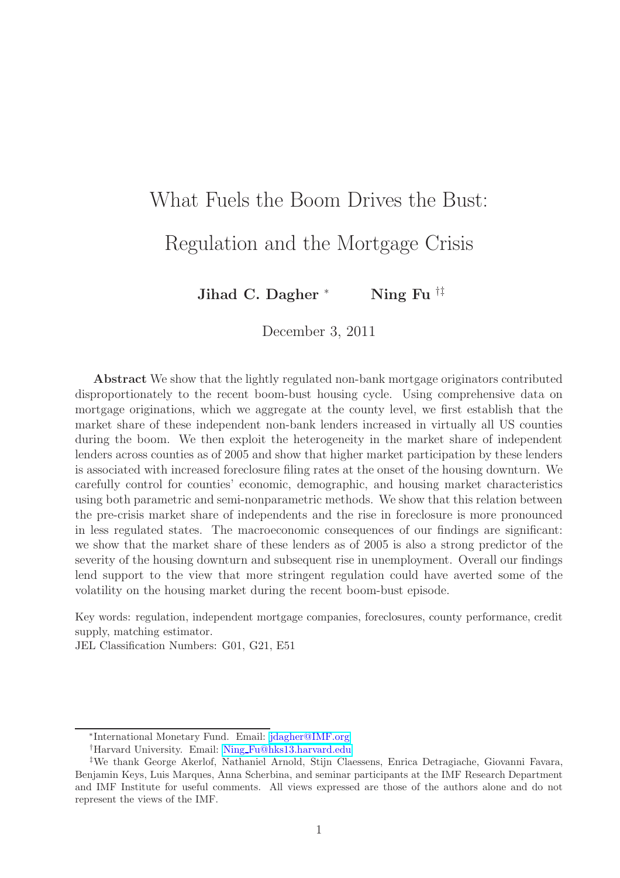# What Fuels the Boom Drives the Bust: Regulation and the Mortgage Crisis

**Jihad C. Dagher** [*] **Ning Fu** [†‡]

December 3, 2011

**Abstract** We show that the lightly regulated non-bank mortgage originators contributed disproportionately to the recent boom-bust housing cycle. Using comprehensive data on mortgage originations, which we aggregate at the county level, we first establish that the market share of these independent non-bank lenders increased in virtually all US counties during the boom. We then exploit the heterogeneity in the market share of independent lenders across counties as of 2005 and show that higher market participation by these lenders is associated with increased foreclosure filing rates at the onset of the housing downturn. We carefully control for counties' economic, demographic, and housing market characteristics using both parametric and semi-nonparametric methods. We show that this relation between the pre-crisis market share of independents and the rise in foreclosure is more pronounced in less regulated states. The macroeconomic consequences of our findings are significant: we show that the market share of these lenders as of 2005 is also a strong predictor of the severity of the housing downturn and subsequent rise in unemployment. Overall our findings lend support to the view that more stringent regulation could have averted some of the volatility on the housing market during the recent boom-bust episode.

Key words: regulation, independent mortgage companies, foreclosures, county performance, credit supply, matching estimator.

JEL Classification Numbers: G01, G21, E51

---

[*] International Monetary Fund. Email: jdagher@IMF.org

[†] Harvard University. Email: Ning_Fu@hks13.harvard.edu

[‡] We thank George Akerlof, Nathaniel Arnold, Stijn Claessens, Enrica Detragiache, Giovanni Favara, Benjamin Keys, Luis Marques, Anna Scherbina, and seminar participants at the IMF Research Department and IMF Institute for useful comments. All views expressed are those of the authors alone and do not represent the views of the IMF.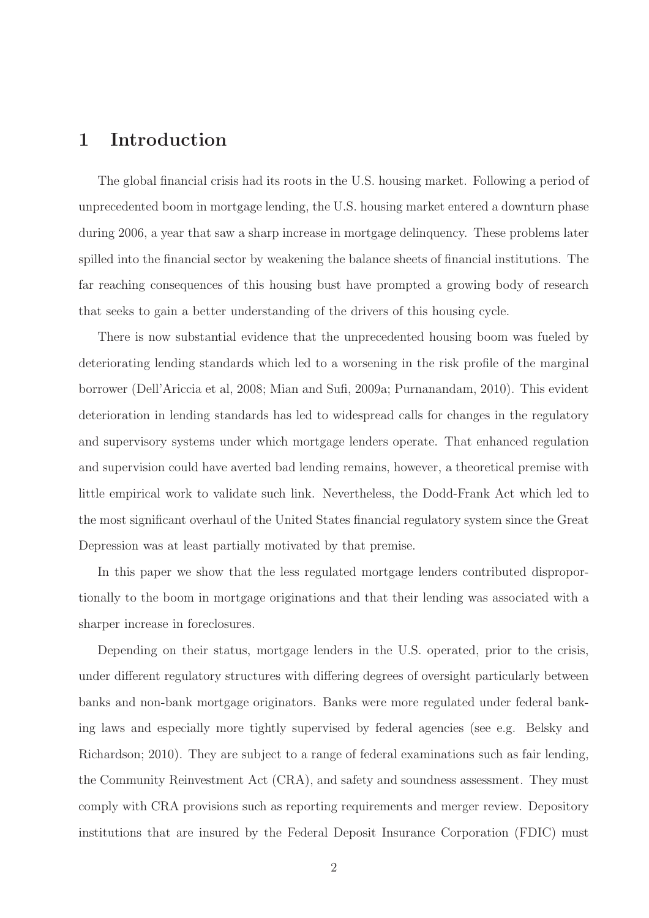# 1 Introduction

The global financial crisis had its roots in the U.S. housing market. Following a period of unprecedented boom in mortgage lending, the U.S. housing market entered a downturn phase during 2006, a year that saw a sharp increase in mortgage delinquency. These problems later spilled into the financial sector by weakening the balance sheets of financial institutions. The far reaching consequences of this housing bust have prompted a growing body of research that seeks to gain a better understanding of the drivers of this housing cycle.

There is now substantial evidence that the unprecedented housing boom was fueled by deteriorating lending standards which led to a worsening in the risk profile of the marginal borrower (Dell'Ariccia et al, 2008; Mian and Sufi, 2009a; Purnanandam, 2010). This evident deterioration in lending standards has led to widespread calls for changes in the regulatory and supervisory systems under which mortgage lenders operate. That enhanced regulation and supervision could have averted bad lending remains, however, a theoretical premise with little empirical work to validate such link. Nevertheless, the Dodd-Frank Act which led to the most significant overhaul of the United States financial regulatory system since the Great Depression was at least partially motivated by that premise.

In this paper we show that the less regulated mortgage lenders contributed disproportionally to the boom in mortgage originations and that their lending was associated with a sharper increase in foreclosures.

Depending on their status, mortgage lenders in the U.S. operated, prior to the crisis, under different regulatory structures with differing degrees of oversight particularly between banks and non-bank mortgage originators. Banks were more regulated under federal banking laws and especially more tightly supervised by federal agencies (see e.g. Belsky and Richardson; 2010). They are subject to a range of federal examinations such as fair lending, the Community Reinvestment Act (CRA), and safety and soundness assessment. They must comply with CRA provisions such as reporting requirements and merger review. Depository institutions that are insured by the Federal Deposit Insurance Corporation (FDIC) must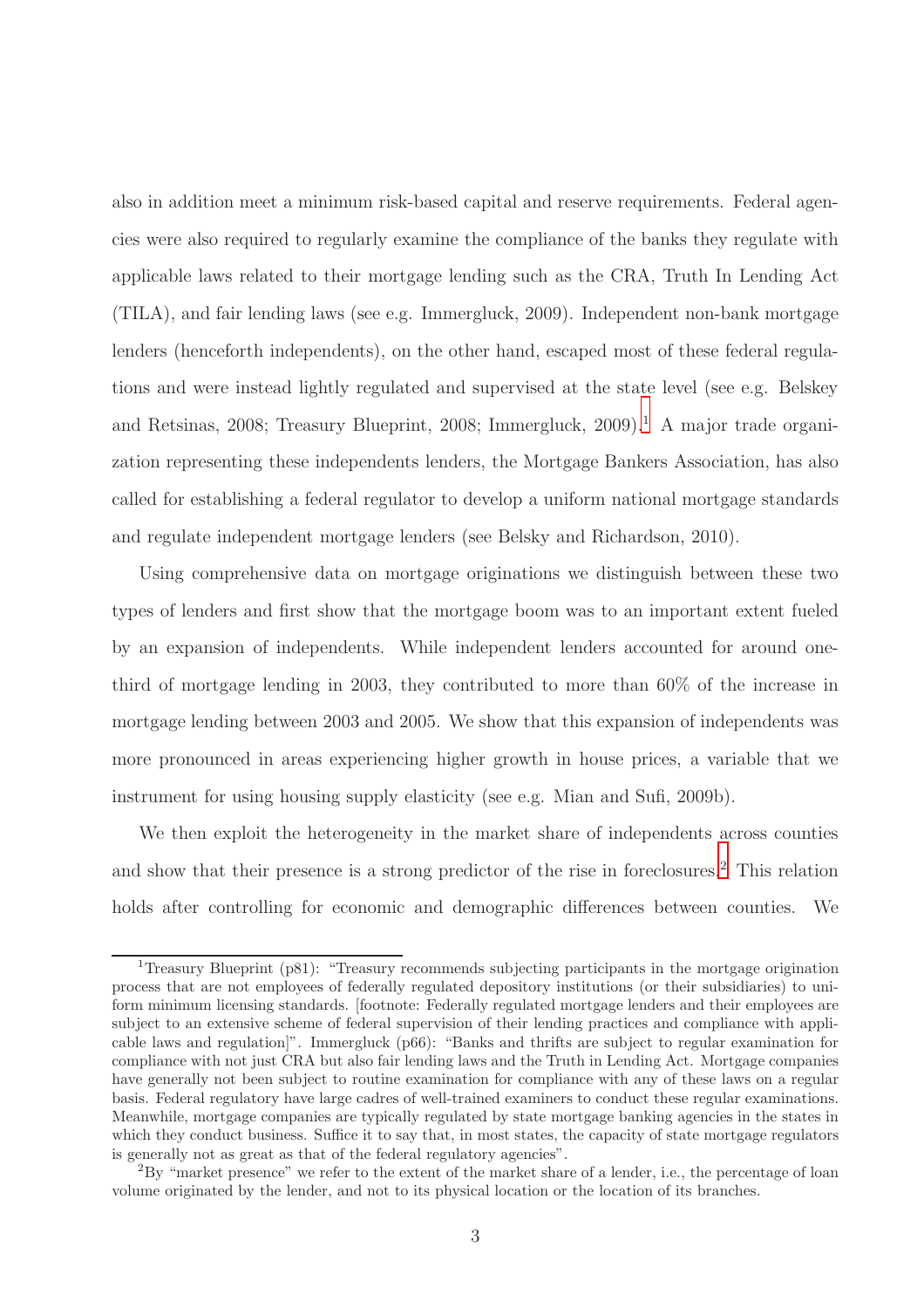also in addition meet a minimum risk-based capital and reserve requirements. Federal agencies were also required to regularly examine the compliance of the banks they regulate with applicable laws related to their mortgage lending such as the CRA, Truth In Lending Act (TILA), and fair lending laws (see e.g. Immergluck, 2009). Independent non-bank mortgage lenders (henceforth independents), on the other hand, escaped most of these federal regulations and were instead lightly regulated and supervised at the state level (see e.g. Belskey and Retsinas, 2008; Treasury Blueprint, 2008; Immergluck, 2009).[1] A major trade organization representing these independents lenders, the Mortgage Bankers Association, has also called for establishing a federal regulator to develop a uniform national mortgage standards and regulate independent mortgage lenders (see Belsky and Richardson, 2010).

Using comprehensive data on mortgage originations we distinguish between these two types of lenders and first show that the mortgage boom was to an important extent fueled by an expansion of independents. While independent lenders accounted for around one-third of mortgage lending in 2003, they contributed to more than 60% of the increase in mortgage lending between 2003 and 2005. We show that this expansion of independents was more pronounced in areas experiencing higher growth in house prices, a variable that we instrument for using housing supply elasticity (see e.g. Mian and Sufi, 2009b).

We then exploit the heterogeneity in the market share of independents across counties and show that their presence is a strong predictor of the rise in foreclosures.[2] This relation holds after controlling for economic and demographic differences between counties. We

---

[1] Treasury Blueprint (p81): "Treasury recommends subjecting participants in the mortgage origination process that are not employees of federally regulated depository institutions (or their subsidiaries) to uniform minimum licensing standards. [footnote: Federally regulated mortgage lenders and their employees are subject to an extensive scheme of federal supervision of their lending practices and compliance with applicable laws and regulation]". Immergluck (p66): "Banks and thrifts are subject to regular examination for compliance with not just CRA but also fair lending laws and the Truth in Lending Act. Mortgage companies have generally not been subject to routine examination for compliance with any of these laws on a regular basis. Federal regulatory have large cadres of well-trained examiners to conduct these regular examinations. Meanwhile, mortgage companies are typically regulated by state mortgage banking agencies in the states in which they conduct business. Suffice it to say that, in most states, the capacity of state mortgage regulators is generally not as great as that of the federal regulatory agencies".

[2] By "market presence" we refer to the extent of the market share of a lender, i.e., the percentage of loan volume originated by the lender, and not to its physical location or the location of its branches.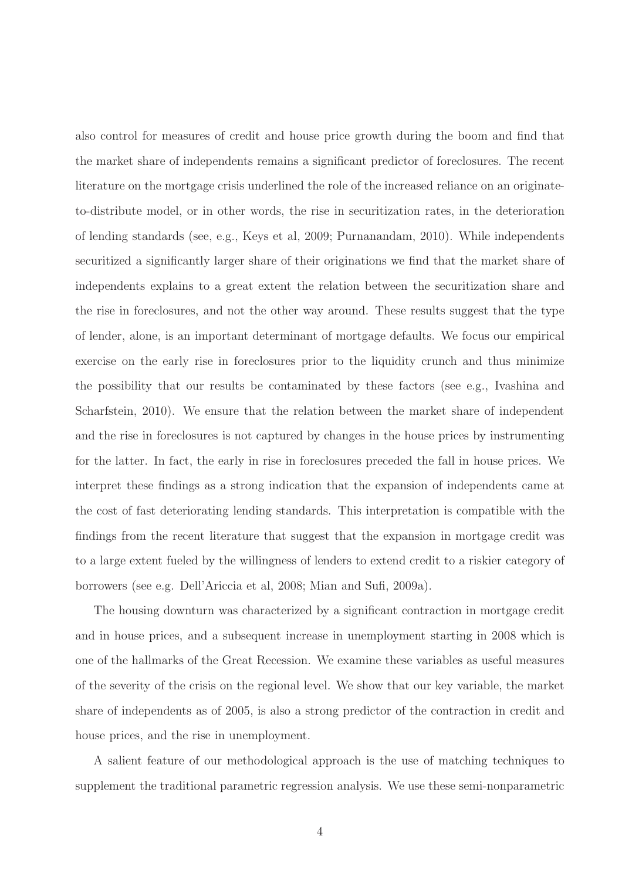also control for measures of credit and house price growth during the boom and find that the market share of independents remains a significant predictor of foreclosures. The recent literature on the mortgage crisis underlined the role of the increased reliance on an originate-to-distribute model, or in other words, the rise in securitization rates, in the deterioration of lending standards (see, e.g., Keys et al, 2009; Purnanandam, 2010). While independents securitized a significantly larger share of their originations we find that the market share of independents explains to a great extent the relation between the securitization share and the rise in foreclosures, and not the other way around. These results suggest that the type of lender, alone, is an important determinant of mortgage defaults. We focus our empirical exercise on the early rise in foreclosures prior to the liquidity crunch and thus minimize the possibility that our results be contaminated by these factors (see e.g., Ivashina and Scharfstein, 2010). We ensure that the relation between the market share of independent and the rise in foreclosures is not captured by changes in the house prices by instrumenting for the latter. In fact, the early in rise in foreclosures preceded the fall in house prices. We interpret these findings as a strong indication that the expansion of independents came at the cost of fast deteriorating lending standards. This interpretation is compatible with the findings from the recent literature that suggest that the expansion in mortgage credit was to a large extent fueled by the willingness of lenders to extend credit to a riskier category of borrowers (see e.g. Dell'Ariccia et al, 2008; Mian and Sufi, 2009a).

The housing downturn was characterized by a significant contraction in mortgage credit and in house prices, and a subsequent increase in unemployment starting in 2008 which is one of the hallmarks of the Great Recession. We examine these variables as useful measures of the severity of the crisis on the regional level. We show that our key variable, the market share of independents as of 2005, is also a strong predictor of the contraction in credit and house prices, and the rise in unemployment.

A salient feature of our methodological approach is the use of matching techniques to supplement the traditional parametric regression analysis. We use these semi-nonparametric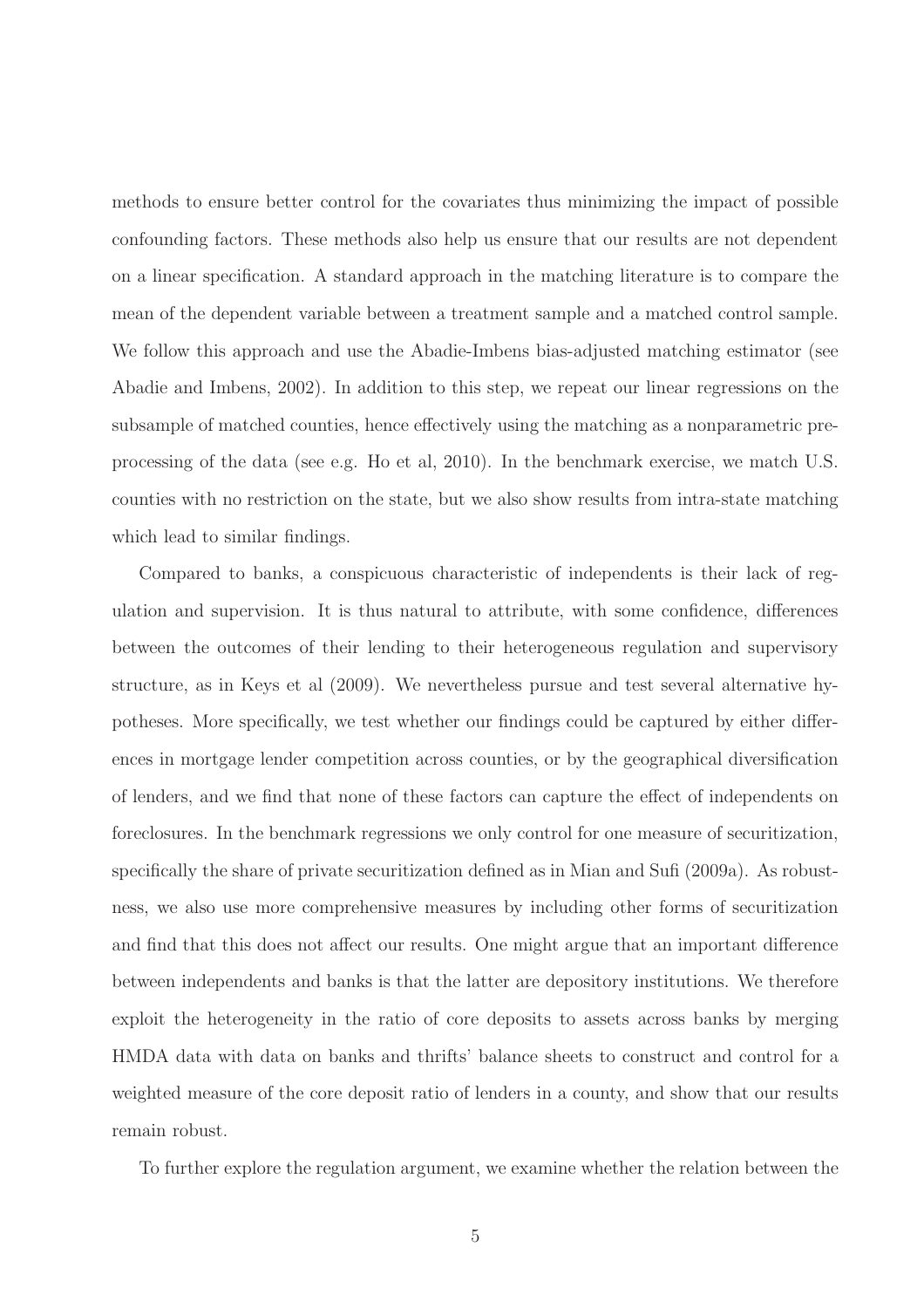methods to ensure better control for the covariates thus minimizing the impact of possible confounding factors. These methods also help us ensure that our results are not dependent on a linear specification. A standard approach in the matching literature is to compare the mean of the dependent variable between a treatment sample and a matched control sample. We follow this approach and use the Abadie-Imbens bias-adjusted matching estimator (see Abadie and Imbens, 2002). In addition to this step, we repeat our linear regressions on the subsample of matched counties, hence effectively using the matching as a nonparametric preprocessing of the data (see e.g. Ho et al, 2010). In the benchmark exercise, we match U.S. counties with no restriction on the state, but we also show results from intra-state matching which lead to similar findings.

Compared to banks, a conspicuous characteristic of independents is their lack of regulation and supervision. It is thus natural to attribute, with some confidence, differences between the outcomes of their lending to their heterogeneous regulation and supervisory structure, as in Keys et al (2009). We nevertheless pursue and test several alternative hypotheses. More specifically, we test whether our findings could be captured by either differences in mortgage lender competition across counties, or by the geographical diversification of lenders, and we find that none of these factors can capture the effect of independents on foreclosures. In the benchmark regressions we only control for one measure of securitization, specifically the share of private securitization defined as in Mian and Sufi (2009a). As robustness, we also use more comprehensive measures by including other forms of securitization and find that this does not affect our results. One might argue that an important difference between independents and banks is that the latter are depository institutions. We therefore exploit the heterogeneity in the ratio of core deposits to assets across banks by merging HMDA data with data on banks and thrifts' balance sheets to construct and control for a weighted measure of the core deposit ratio of lenders in a county, and show that our results remain robust.

To further explore the regulation argument, we examine whether the relation between the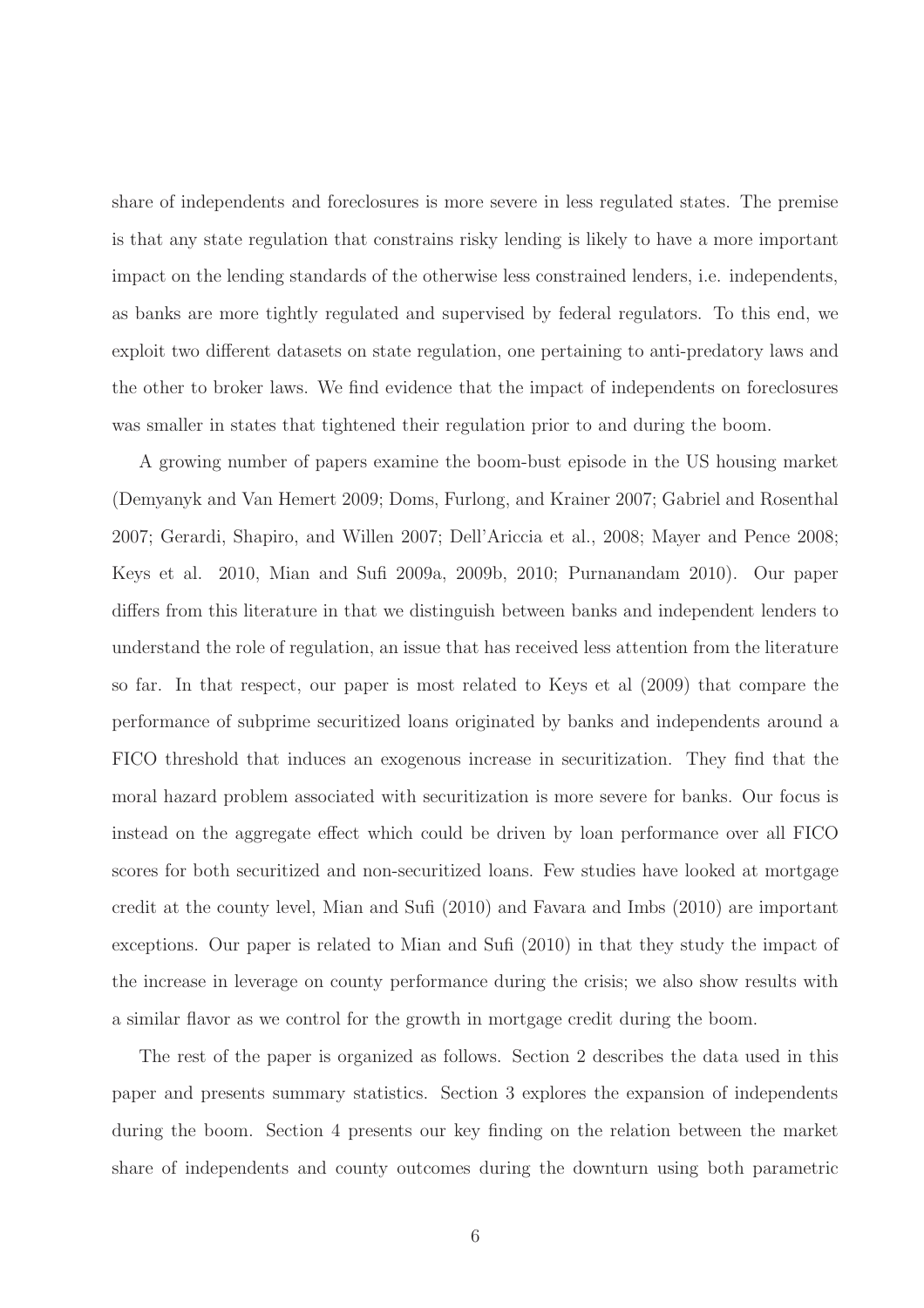share of independents and foreclosures is more severe in less regulated states. The premise is that any state regulation that constrains risky lending is likely to have a more important impact on the lending standards of the otherwise less constrained lenders, i.e. independents, as banks are more tightly regulated and supervised by federal regulators. To this end, we exploit two different datasets on state regulation, one pertaining to anti-predatory laws and the other to broker laws. We find evidence that the impact of independents on foreclosures was smaller in states that tightened their regulation prior to and during the boom.

A growing number of papers examine the boom-bust episode in the US housing market (Demyanyk and Van Hemert 2009; Doms, Furlong, and Krainer 2007; Gabriel and Rosenthal 2007; Gerardi, Shapiro, and Willen 2007; Dell'Ariccia et al., 2008; Mayer and Pence 2008; Keys et al. 2010, Mian and Sufi 2009a, 2009b, 2010; Purnanandam 2010). Our paper differs from this literature in that we distinguish between banks and independent lenders to understand the role of regulation, an issue that has received less attention from the literature so far. In that respect, our paper is most related to Keys et al (2009) that compare the performance of subprime securitized loans originated by banks and independents around a FICO threshold that induces an exogenous increase in securitization. They find that the moral hazard problem associated with securitization is more severe for banks. Our focus is instead on the aggregate effect which could be driven by loan performance over all FICO scores for both securitized and non-securitized loans. Few studies have looked at mortgage credit at the county level, Mian and Sufi (2010) and Favara and Imbs (2010) are important exceptions. Our paper is related to Mian and Sufi (2010) in that they study the impact of the increase in leverage on county performance during the crisis; we also show results with a similar flavor as we control for the growth in mortgage credit during the boom.

The rest of the paper is organized as follows. Section 2 describes the data used in this paper and presents summary statistics. Section 3 explores the expansion of independents during the boom. Section 4 presents our key finding on the relation between the market share of independents and county outcomes during the downturn using both parametric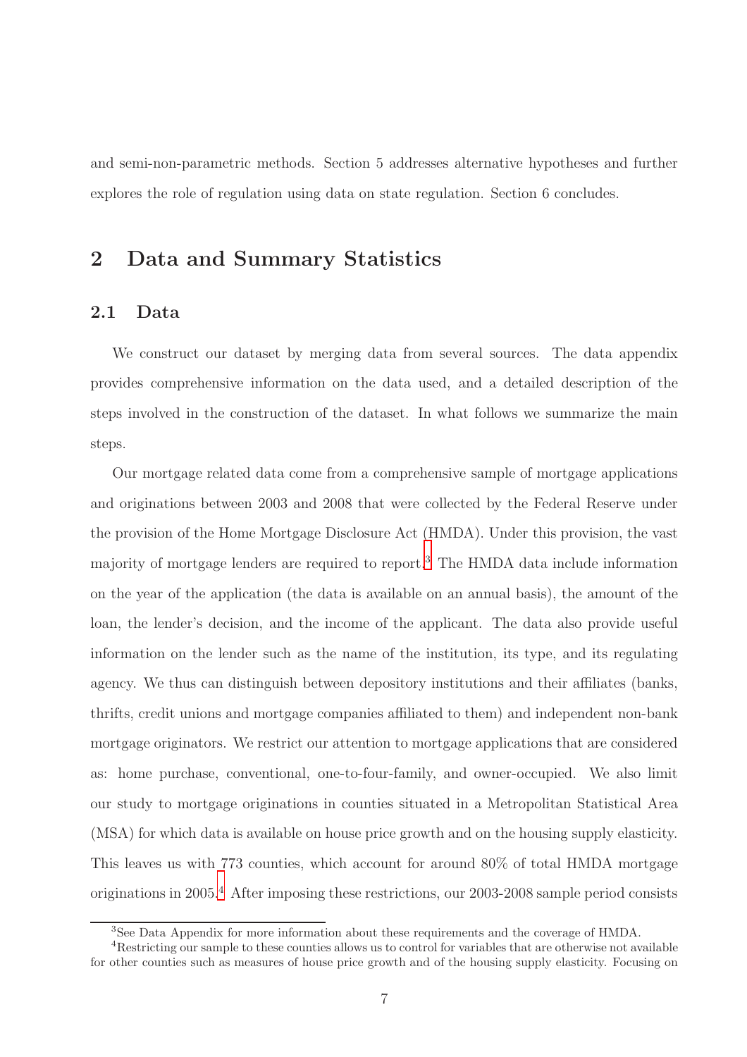and semi-non-parametric methods. Section 5 addresses alternative hypotheses and further explores the role of regulation using data on state regulation. Section 6 concludes.

# 2 Data and Summary Statistics

## 2.1 Data

We construct our dataset by merging data from several sources. The data appendix provides comprehensive information on the data used, and a detailed description of the steps involved in the construction of the dataset. In what follows we summarize the main steps.

Our mortgage related data come from a comprehensive sample of mortgage applications and originations between 2003 and 2008 that were collected by the Federal Reserve under the provision of the Home Mortgage Disclosure Act (HMDA). Under this provision, the vast majority of mortgage lenders are required to report.[3] The HMDA data include information on the year of the application (the data is available on an annual basis), the amount of the loan, the lender's decision, and the income of the applicant. The data also provide useful information on the lender such as the name of the institution, its type, and its regulating agency. We thus can distinguish between depository institutions and their affiliates (banks, thrifts, credit unions and mortgage companies affiliated to them) and independent non-bank mortgage originators. We restrict our attention to mortgage applications that are considered as: home purchase, conventional, one-to-four-family, and owner-occupied. We also limit our study to mortgage originations in counties situated in a Metropolitan Statistical Area (MSA) for which data is available on house price growth and on the housing supply elasticity. This leaves us with 773 counties, which account for around 80% of total HMDA mortgage originations in 2005.[4] After imposing these restrictions, our 2003-2008 sample period consists

[3] See Data Appendix for more information about these requirements and the coverage of HMDA.

[4] Restricting our sample to these counties allows us to control for variables that are otherwise not available for other counties such as measures of house price growth and of the housing supply elasticity. Focusing on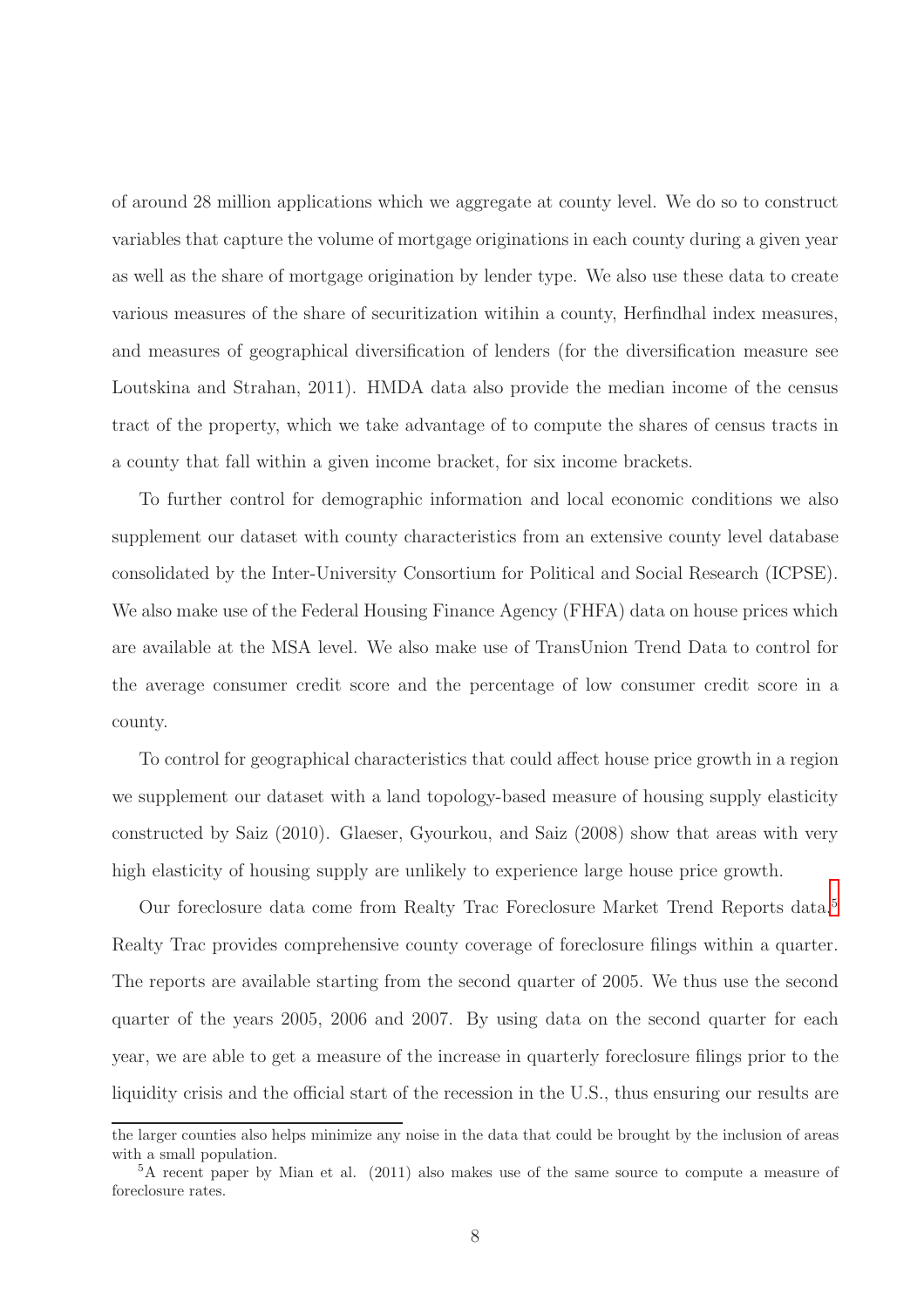of around 28 million applications which we aggregate at county level. We do so to construct variables that capture the volume of mortgage originations in each county during a given year as well as the share of mortgage origination by lender type. We also use these data to create various measures of the share of securitization witihin a county, Herfindhal index measures, and measures of geographical diversification of lenders (for the diversification measure see Loutskina and Strahan, 2011). HMDA data also provide the median income of the census tract of the property, which we take advantage of to compute the shares of census tracts in a county that fall within a given income bracket, for six income brackets.

To further control for demographic information and local economic conditions we also supplement our dataset with county characteristics from an extensive county level database consolidated by the Inter-University Consortium for Political and Social Research (ICPSE). We also make use of the Federal Housing Finance Agency (FHFA) data on house prices which are available at the MSA level. We also make use of TransUnion Trend Data to control for the average consumer credit score and the percentage of low consumer credit score in a county.

To control for geographical characteristics that could affect house price growth in a region we supplement our dataset with a land topology-based measure of housing supply elasticity constructed by Saiz (2010). Glaeser, Gyourkou, and Saiz (2008) show that areas with very high elasticity of housing supply are unlikely to experience large house price growth.

Our foreclosure data come from Realty Trac Foreclosure Market Trend Reports data.[5] Realty Trac provides comprehensive county coverage of foreclosure filings within a quarter. The reports are available starting from the second quarter of 2005. We thus use the second quarter of the years 2005, 2006 and 2007. By using data on the second quarter for each year, we are able to get a measure of the increase in quarterly foreclosure filings prior to the liquidity crisis and the official start of the recession in the U.S., thus ensuring our results are

---

the larger counties also helps minimize any noise in the data that could be brought by the inclusion of areas with a small population.

[5] A recent paper by Mian et al. (2011) also makes use of the same source to compute a measure of foreclosure rates.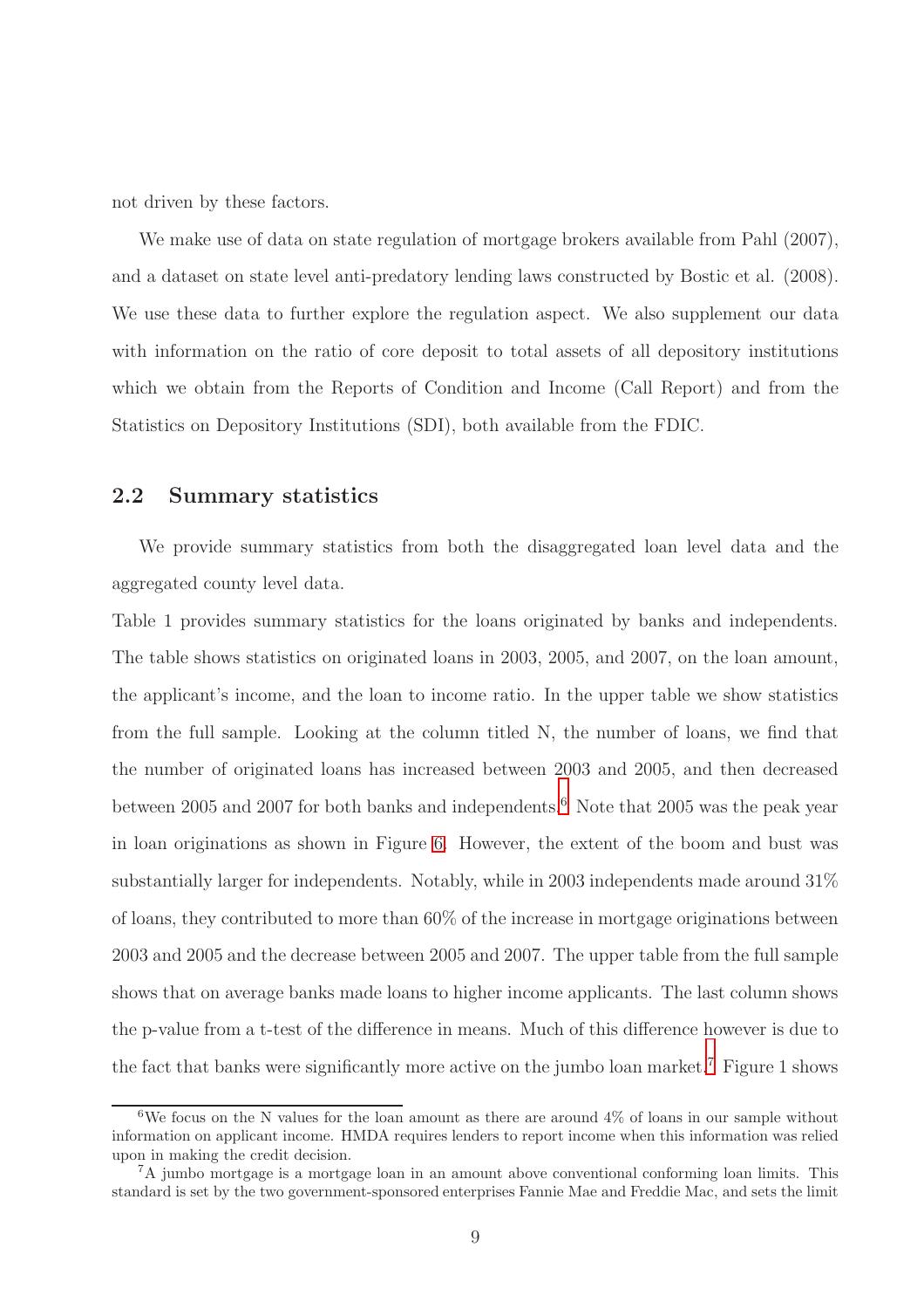not driven by these factors.

We make use of data on state regulation of mortgage brokers available from Pahl (2007), and a dataset on state level anti-predatory lending laws constructed by Bostic et al. (2008). We use these data to further explore the regulation aspect. We also supplement our data with information on the ratio of core deposit to total assets of all depository institutions which we obtain from the Reports of Condition and Income (Call Report) and from the Statistics on Depository Institutions (SDI), both available from the FDIC.

## 2.2 Summary statistics

We provide summary statistics from both the disaggregated loan level data and the aggregated county level data.

Table 1 provides summary statistics for the loans originated by banks and independents. The table shows statistics on originated loans in 2003, 2005, and 2007, on the loan amount, the applicant's income, and the loan to income ratio. In the upper table we show statistics from the full sample. Looking at the column titled N, the number of loans, we find that the number of originated loans has increased between 2003 and 2005, and then decreased between 2005 and 2007 for both banks and independents.[6] Note that 2005 was the peak year in loan originations as shown in Figure 6. However, the extent of the boom and bust was substantially larger for independents. Notably, while in 2003 independents made around 31% of loans, they contributed to more than 60% of the increase in mortgage originations between 2003 and 2005 and the decrease between 2005 and 2007. The upper table from the full sample shows that on average banks made loans to higher income applicants. The last column shows the p-value from a t-test of the difference in means. Much of this difference however is due to the fact that banks were significantly more active on the jumbo loan market.[7] Figure 1 shows

[6] We focus on the N values for the loan amount as there are around 4% of loans in our sample without information on applicant income. HMDA requires lenders to report income when this information was relied upon in making the credit decision.

[7] A jumbo mortgage is a mortgage loan in an amount above conventional conforming loan limits. This standard is set by the two government-sponsored enterprises Fannie Mae and Freddie Mac, and sets the limit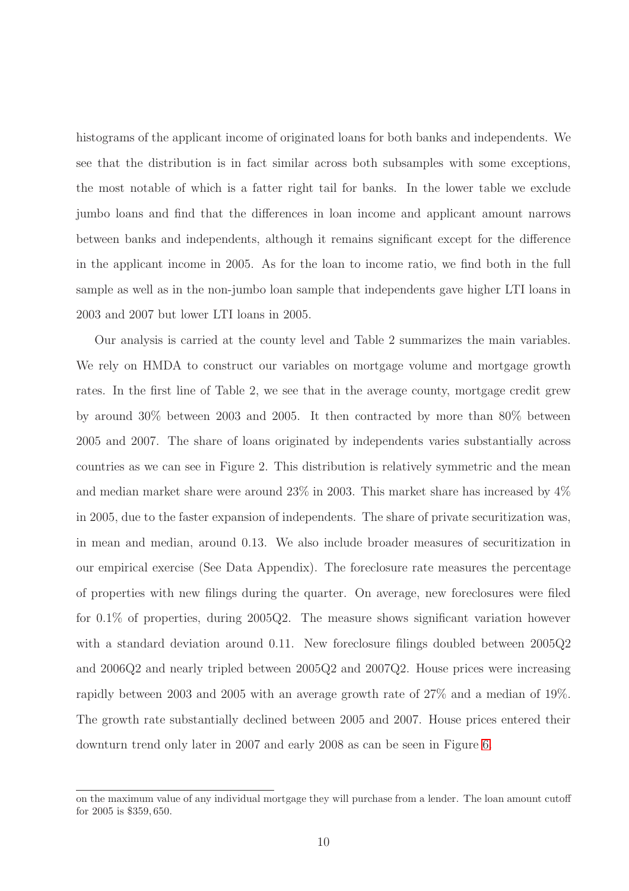histograms of the applicant income of originated loans for both banks and independents. We see that the distribution is in fact similar across both subsamples with some exceptions, the most notable of which is a fatter right tail for banks. In the lower table we exclude jumbo loans and find that the differences in loan income and applicant amount narrows between banks and independents, although it remains significant except for the difference in the applicant income in 2005. As for the loan to income ratio, we find both in the full sample as well as in the non-jumbo loan sample that independents gave higher LTI loans in 2003 and 2007 but lower LTI loans in 2005.

Our analysis is carried at the county level and Table 2 summarizes the main variables. We rely on HMDA to construct our variables on mortgage volume and mortgage growth rates. In the first line of Table 2, we see that in the average county, mortgage credit grew by around 30% between 2003 and 2005. It then contracted by more than 80% between 2005 and 2007. The share of loans originated by independents varies substantially across countries as we can see in Figure 2. This distribution is relatively symmetric and the mean and median market share were around 23% in 2003. This market share has increased by 4% in 2005, due to the faster expansion of independents. The share of private securitization was, in mean and median, around 0.13. We also include broader measures of securitization in our empirical exercise (See Data Appendix). The foreclosure rate measures the percentage of properties with new filings during the quarter. On average, new foreclosures were filed for 0.1% of properties, during 2005Q2. The measure shows significant variation however with a standard deviation around 0.11. New foreclosure filings doubled between 2005Q2 and 2006Q2 and nearly tripled between 2005Q2 and 2007Q2. House prices were increasing rapidly between 2003 and 2005 with an average growth rate of 27% and a median of 19%. The growth rate substantially declined between 2005 and 2007. House prices entered their downturn trend only later in 2007 and early 2008 as can be seen in Figure 6.

---

on the maximum value of any individual mortgage they will purchase from a lender. The loan amount cutoff for 2005 is $359,650.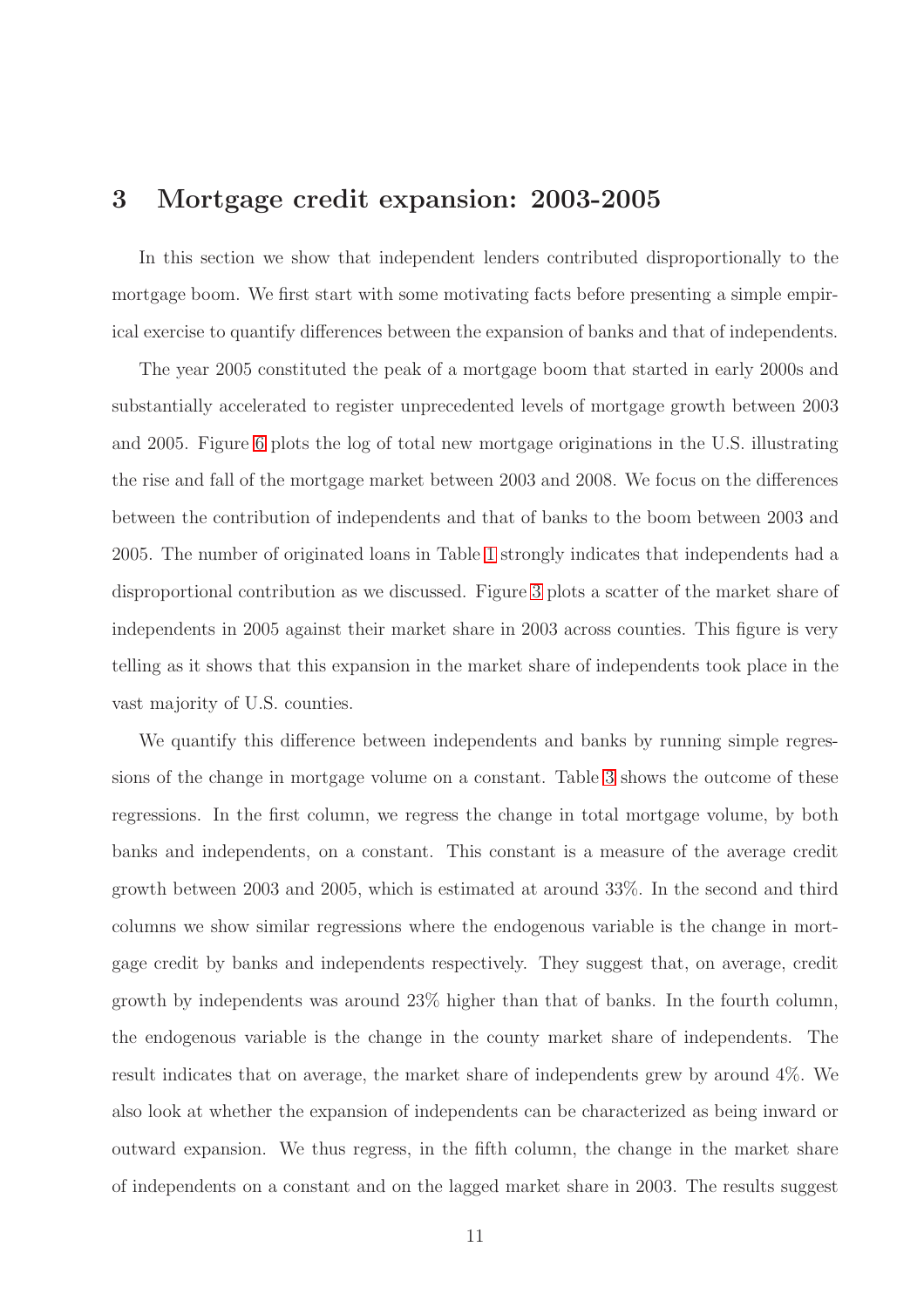## 3 Mortgage credit expansion: 2003-2005

In this section we show that independent lenders contributed disproportionally to the mortgage boom. We first start with some motivating facts before presenting a simple empirical exercise to quantify differences between the expansion of banks and that of independents.

The year 2005 constituted the peak of a mortgage boom that started in early 2000s and substantially accelerated to register unprecedented levels of mortgage growth between 2003 and 2005. Figure 6 plots the log of total new mortgage originations in the U.S. illustrating the rise and fall of the mortgage market between 2003 and 2008. We focus on the differences between the contribution of independents and that of banks to the boom between 2003 and 2005. The number of originated loans in Table 1 strongly indicates that independents had a disproportional contribution as we discussed. Figure 3 plots a scatter of the market share of independents in 2005 against their market share in 2003 across counties. This figure is very telling as it shows that this expansion in the market share of independents took place in the vast majority of U.S. counties.

We quantify this difference between independents and banks by running simple regressions of the change in mortgage volume on a constant. Table 3 shows the outcome of these regressions. In the first column, we regress the change in total mortgage volume, by both banks and independents, on a constant. This constant is a measure of the average credit growth between 2003 and 2005, which is estimated at around 33%. In the second and third columns we show similar regressions where the endogenous variable is the change in mortgage credit by banks and independents respectively. They suggest that, on average, credit growth by independents was around 23% higher than that of banks. In the fourth column, the endogenous variable is the change in the county market share of independents. The result indicates that on average, the market share of independents grew by around 4%. We also look at whether the expansion of independents can be characterized as being inward or outward expansion. We thus regress, in the fifth column, the change in the market share of independents on a constant and on the lagged market share in 2003. The results suggest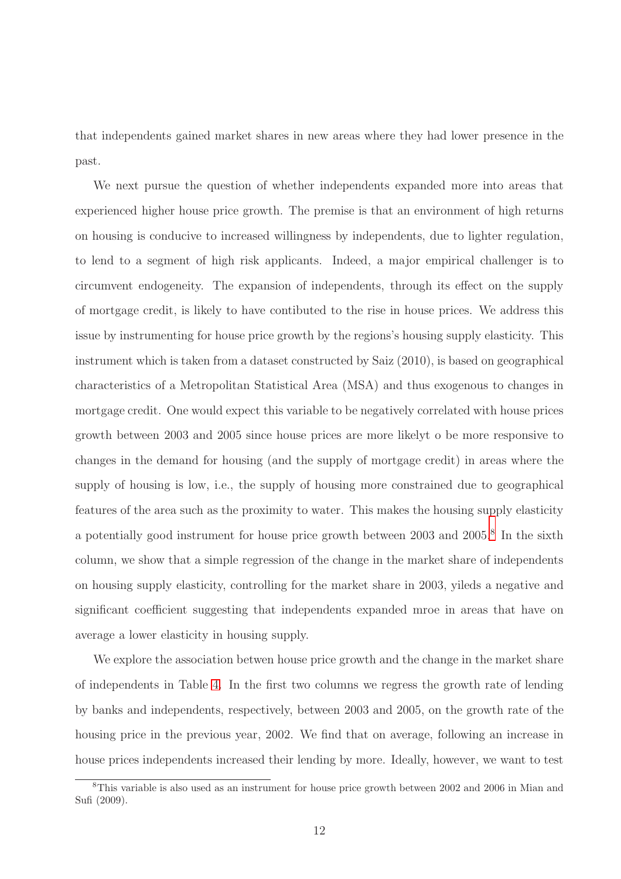that independents gained market shares in new areas where they had lower presence in the past.

We next pursue the question of whether independents expanded more into areas that experienced higher house price growth. The premise is that an environment of high returns on housing is conducive to increased willingness by independents, due to lighter regulation, to lend to a segment of high risk applicants. Indeed, a major empirical challenger is to circumvent endogeneity. The expansion of independents, through its effect on the supply of mortgage credit, is likely to have contibuted to the rise in house prices. We address this issue by instrumenting for house price growth by the regions's housing supply elasticity. This instrument which is taken from a dataset constructed by Saiz (2010), is based on geographical characteristics of a Metropolitan Statistical Area (MSA) and thus exogenous to changes in mortgage credit. One would expect this variable to be negatively correlated with house prices growth between 2003 and 2005 since house prices are more likelyt o be more responsive to changes in the demand for housing (and the supply of mortgage credit) in areas where the supply of housing is low, i.e., the supply of housing more constrained due to geographical features of the area such as the proximity to water. This makes the housing supply elasticity a potentially good instrument for house price growth between 2003 and 2005.[8] In the sixth column, we show that a simple regression of the change in the market share of independents on housing supply elasticity, controlling for the market share in 2003, yileds a negative and significant coefficient suggesting that independents expanded mroe in areas that have on average a lower elasticity in housing supply.

We explore the association betwen house price growth and the change in the market share of independents in Table 4. In the first two columns we regress the growth rate of lending by banks and independents, respectively, between 2003 and 2005, on the growth rate of the housing price in the previous year, 2002. We find that on average, following an increase in house prices independents increased their lending by more. Ideally, however, we want to test

[8] This variable is also used as an instrument for house price growth between 2002 and 2006 in Mian and Sufi (2009).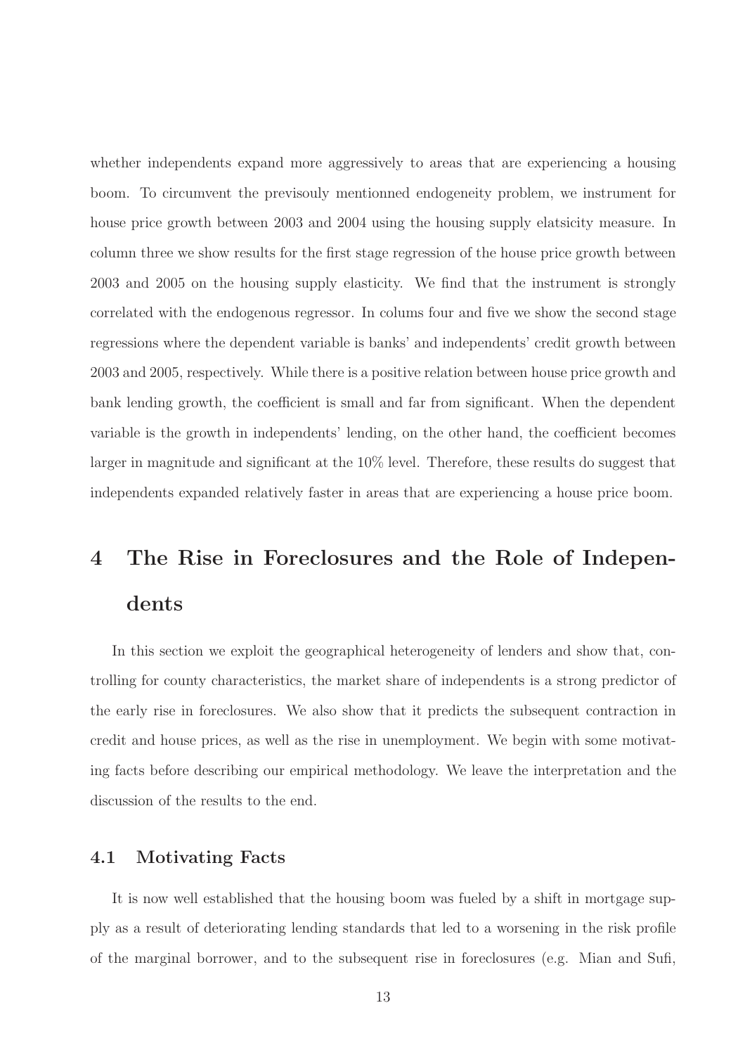whether independents expand more aggressively to areas that are experiencing a housing boom. To circumvent the previsouly mentionned endogeneity problem, we instrument for house price growth between 2003 and 2004 using the housing supply elatsicity measure. In column three we show results for the first stage regression of the house price growth between 2003 and 2005 on the housing supply elasticity. We find that the instrument is strongly correlated with the endogenous regressor. In colums four and five we show the second stage regressions where the dependent variable is banks' and independents' credit growth between 2003 and 2005, respectively. While there is a positive relation between house price growth and bank lending growth, the coefficient is small and far from significant. When the dependent variable is the growth in independents' lending, on the other hand, the coefficient becomes larger in magnitude and significant at the 10% level. Therefore, these results do suggest that independents expanded relatively faster in areas that are experiencing a house price boom.

# 4 The Rise in Foreclosures and the Role of Independents

In this section we exploit the geographical heterogeneity of lenders and show that, controlling for county characteristics, the market share of independents is a strong predictor of the early rise in foreclosures. We also show that it predicts the subsequent contraction in credit and house prices, as well as the rise in unemployment. We begin with some motivating facts before describing our empirical methodology. We leave the interpretation and the discussion of the results to the end.

## 4.1 Motivating Facts

It is now well established that the housing boom was fueled by a shift in mortgage supply as a result of deteriorating lending standards that led to a worsening in the risk profile of the marginal borrower, and to the subsequent rise in foreclosures (e.g. Mian and Sufi,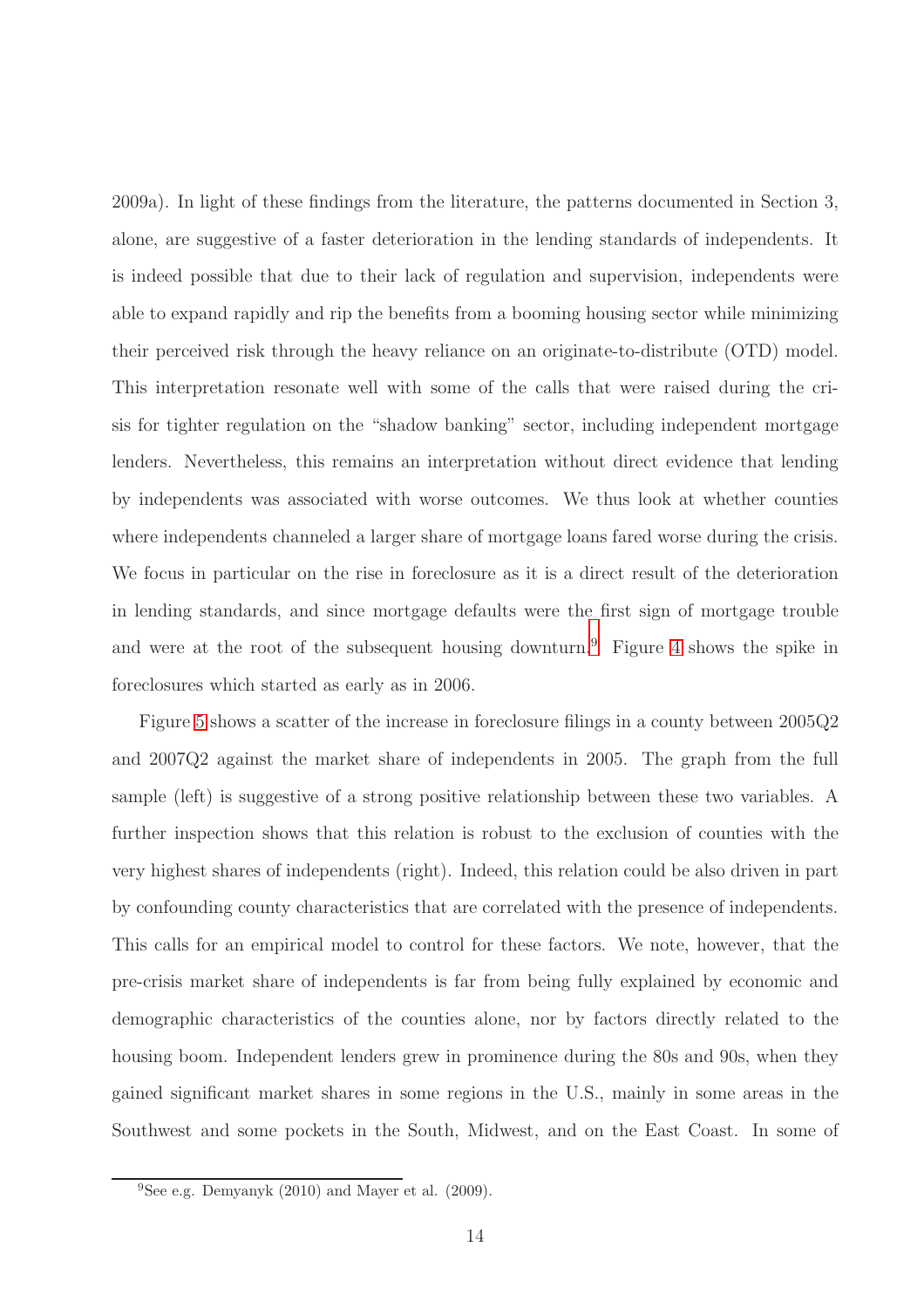2009a). In light of these findings from the literature, the patterns documented in Section 3, alone, are suggestive of a faster deterioration in the lending standards of independents. It is indeed possible that due to their lack of regulation and supervision, independents were able to expand rapidly and rip the benefits from a booming housing sector while minimizing their perceived risk through the heavy reliance on an originate-to-distribute (OTD) model. This interpretation resonate well with some of the calls that were raised during the crisis for tighter regulation on the "shadow banking" sector, including independent mortgage lenders. Nevertheless, this remains an interpretation without direct evidence that lending by independents was associated with worse outcomes. We thus look at whether counties where independents channeled a larger share of mortgage loans fared worse during the crisis. We focus in particular on the rise in foreclosure as it is a direct result of the deterioration in lending standards, and since mortgage defaults were the first sign of mortgage trouble and were at the root of the subsequent housing downturn.[9] Figure 4 shows the spike in foreclosures which started as early as in 2006.

Figure 5 shows a scatter of the increase in foreclosure filings in a county between 2005Q2 and 2007Q2 against the market share of independents in 2005. The graph from the full sample (left) is suggestive of a strong positive relationship between these two variables. A further inspection shows that this relation is robust to the exclusion of counties with the very highest shares of independents (right). Indeed, this relation could be also driven in part by confounding county characteristics that are correlated with the presence of independents. This calls for an empirical model to control for these factors. We note, however, that the pre-crisis market share of independents is far from being fully explained by economic and demographic characteristics of the counties alone, nor by factors directly related to the housing boom. Independent lenders grew in prominence during the 80s and 90s, when they gained significant market shares in some regions in the U.S., mainly in some areas in the Southwest and some pockets in the South, Midwest, and on the East Coast. In some of

[9] See e.g. Demyanyk (2010) and Mayer et al. (2009).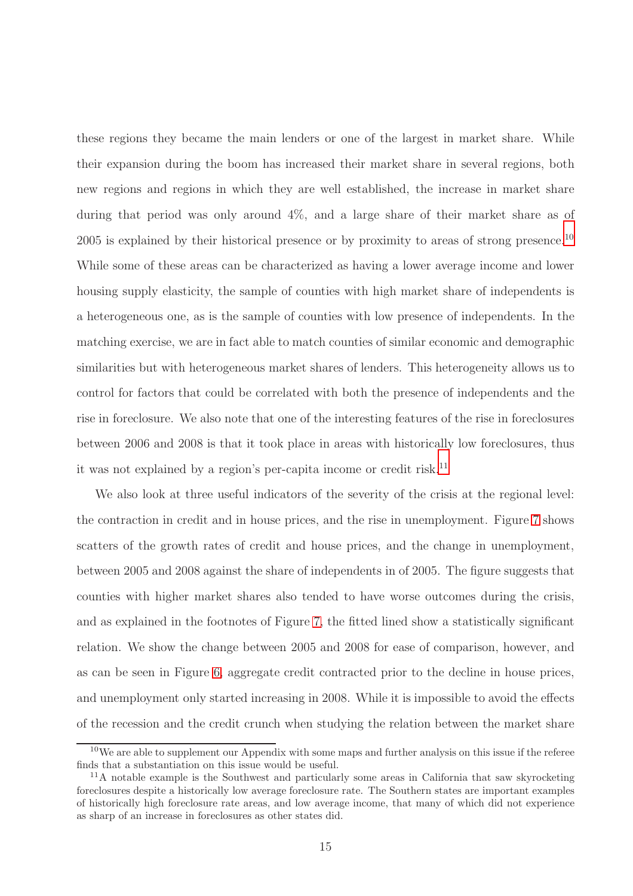these regions they became the main lenders or one of the largest in market share. While their expansion during the boom has increased their market share in several regions, both new regions and regions in which they are well established, the increase in market share during that period was only around 4%, and a large share of their market share as of 2005 is explained by their historical presence or by proximity to areas of strong presence.[10] While some of these areas can be characterized as having a lower average income and lower housing supply elasticity, the sample of counties with high market share of independents is a heterogeneous one, as is the sample of counties with low presence of independents. In the matching exercise, we are in fact able to match counties of similar economic and demographic similarities but with heterogeneous market shares of lenders. This heterogeneity allows us to control for factors that could be correlated with both the presence of independents and the rise in foreclosure. We also note that one of the interesting features of the rise in foreclosures between 2006 and 2008 is that it took place in areas with historically low foreclosures, thus it was not explained by a region's per-capita income or credit risk.[11]

We also look at three useful indicators of the severity of the crisis at the regional level: the contraction in credit and in house prices, and the rise in unemployment. Figure 7 shows scatters of the growth rates of credit and house prices, and the change in unemployment, between 2005 and 2008 against the share of independents in of 2005. The figure suggests that counties with higher market shares also tended to have worse outcomes during the crisis, and as explained in the footnotes of Figure 7, the fitted lined show a statistically significant relation. We show the change between 2005 and 2008 for ease of comparison, however, and as can be seen in Figure 6, aggregate credit contracted prior to the decline in house prices, and unemployment only started increasing in 2008. While it is impossible to avoid the effects of the recession and the credit crunch when studying the relation between the market share

[10] We are able to supplement our Appendix with some maps and further analysis on this issue if the referee finds that a substantiation on this issue would be useful.

[11] A notable example is the Southwest and particularly some areas in California that saw skyrocketing foreclosures despite a historically low average foreclosure rate. The Southern states are important examples of historically high foreclosure rate areas, and low average income, that many of which did not experience as sharp of an increase in foreclosures as other states did.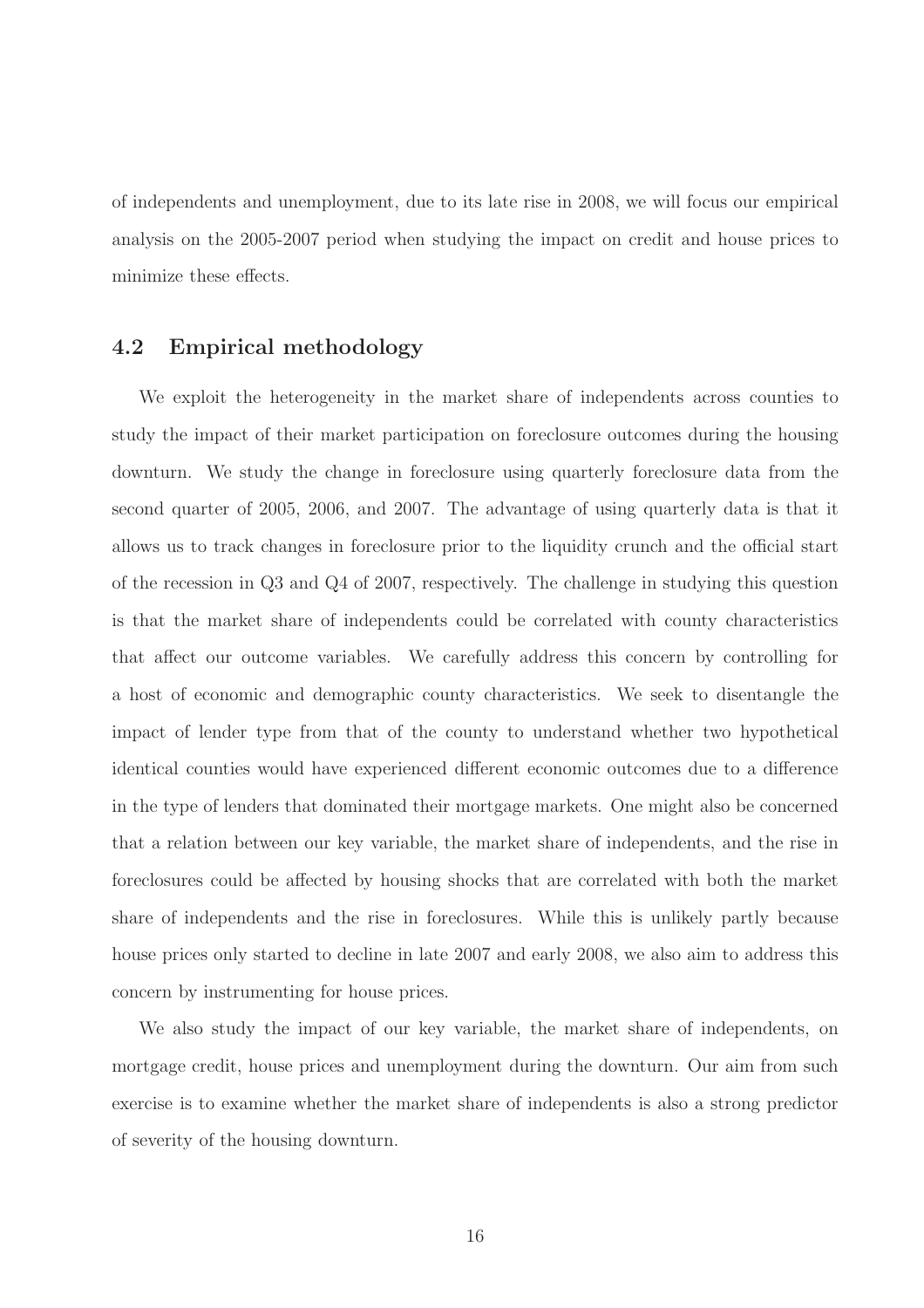of independents and unemployment, due to its late rise in 2008, we will focus our empirical analysis on the 2005-2007 period when studying the impact on credit and house prices to minimize these effects.

## 4.2 Empirical methodology

We exploit the heterogeneity in the market share of independents across counties to study the impact of their market participation on foreclosure outcomes during the housing downturn. We study the change in foreclosure using quarterly foreclosure data from the second quarter of 2005, 2006, and 2007. The advantage of using quarterly data is that it allows us to track changes in foreclosure prior to the liquidity crunch and the official start of the recession in Q3 and Q4 of 2007, respectively. The challenge in studying this question is that the market share of independents could be correlated with county characteristics that affect our outcome variables. We carefully address this concern by controlling for a host of economic and demographic county characteristics. We seek to disentangle the impact of lender type from that of the county to understand whether two hypothetical identical counties would have experienced different economic outcomes due to a difference in the type of lenders that dominated their mortgage markets. One might also be concerned that a relation between our key variable, the market share of independents, and the rise in foreclosures could be affected by housing shocks that are correlated with both the market share of independents and the rise in foreclosures. While this is unlikely partly because house prices only started to decline in late 2007 and early 2008, we also aim to address this concern by instrumenting for house prices.

We also study the impact of our key variable, the market share of independents, on mortgage credit, house prices and unemployment during the downturn. Our aim from such exercise is to examine whether the market share of independents is also a strong predictor of severity of the housing downturn.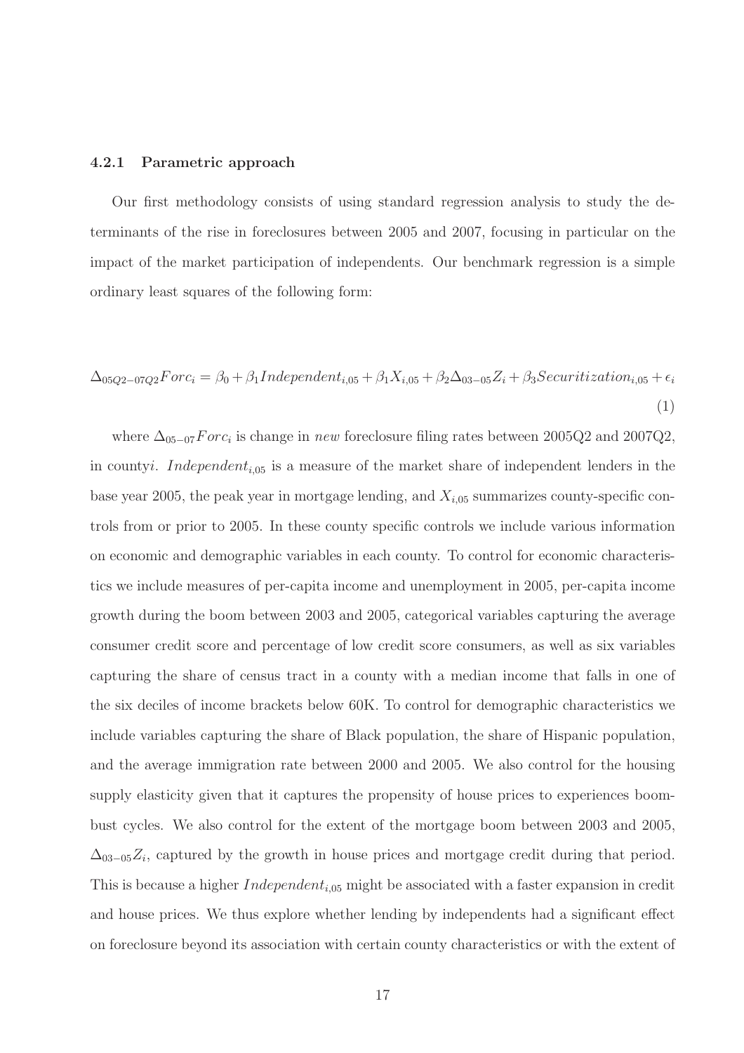#### 4.2.1 Parametric approach

Our first methodology consists of using standard regression analysis to study the determinants of the rise in foreclosures between 2005 and 2007, focusing in particular on the impact of the market participation of independents. Our benchmark regression is a simple ordinary least squares of the following form:

$$\Delta_{05Q2-07Q2}Forc_i = \beta_0 + \beta_1 Independent_{i,05} + \beta_1 X_{i,05} + \beta_2 \Delta_{03-05} Z_i + \beta_3 Securitization_{i,05} + \epsilon_i \tag{1}$$

where $\Delta_{05-07}Forc_i$ is change in *new* foreclosure filing rates between 2005Q2 and 2007Q2, in county$i$. $Independent_{i,05}$ is a measure of the market share of independent lenders in the base year 2005, the peak year in mortgage lending, and $X_{i,05}$ summarizes county-specific controls from or prior to 2005. In these county specific controls we include various information on economic and demographic variables in each county. To control for economic characteristics we include measures of per-capita income and unemployment in 2005, per-capita income growth during the boom between 2003 and 2005, categorical variables capturing the average consumer credit score and percentage of low credit score consumers, as well as six variables capturing the share of census tract in a county with a median income that falls in one of the six deciles of income brackets below 60K. To control for demographic characteristics we include variables capturing the share of Black population, the share of Hispanic population, and the average immigration rate between 2000 and 2005. We also control for the housing supply elasticity given that it captures the propensity of house prices to experiences boom-bust cycles. We also control for the extent of the mortgage boom between 2003 and 2005, $\Delta_{03-05}Z_i$, captured by the growth in house prices and mortgage credit during that period. This is because a higher $Independent_{i,05}$ might be associated with a faster expansion in credit and house prices. We thus explore whether lending by independents had a significant effect on foreclosure beyond its association with certain county characteristics or with the extent of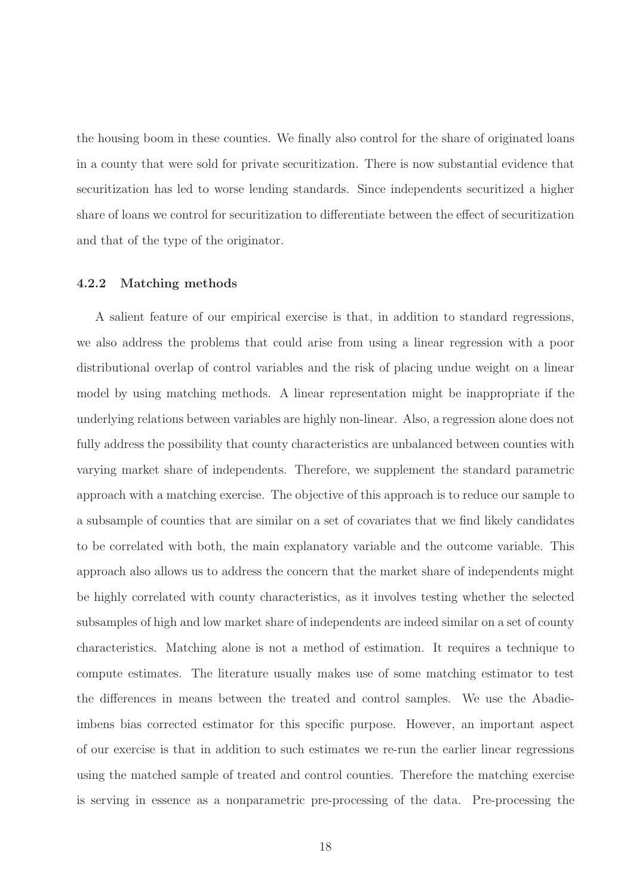the housing boom in these counties. We finally also control for the share of originated loans in a county that were sold for private securitization. There is now substantial evidence that securitization has led to worse lending standards. Since independents securitized a higher share of loans we control for securitization to differentiate between the effect of securitization and that of the type of the originator.

### 4.2.2 Matching methods

A salient feature of our empirical exercise is that, in addition to standard regressions, we also address the problems that could arise from using a linear regression with a poor distributional overlap of control variables and the risk of placing undue weight on a linear model by using matching methods. A linear representation might be inappropriate if the underlying relations between variables are highly non-linear. Also, a regression alone does not fully address the possibility that county characteristics are unbalanced between counties with varying market share of independents. Therefore, we supplement the standard parametric approach with a matching exercise. The objective of this approach is to reduce our sample to a subsample of counties that are similar on a set of covariates that we find likely candidates to be correlated with both, the main explanatory variable and the outcome variable. This approach also allows us to address the concern that the market share of independents might be highly correlated with county characteristics, as it involves testing whether the selected subsamples of high and low market share of independents are indeed similar on a set of county characteristics. Matching alone is not a method of estimation. It requires a technique to compute estimates. The literature usually makes use of some matching estimator to test the differences in means between the treated and control samples. We use the Abadie-imbens bias corrected estimator for this specific purpose. However, an important aspect of our exercise is that in addition to such estimates we re-run the earlier linear regressions using the matched sample of treated and control counties. Therefore the matching exercise is serving in essence as a nonparametric pre-processing of the data. Pre-processing the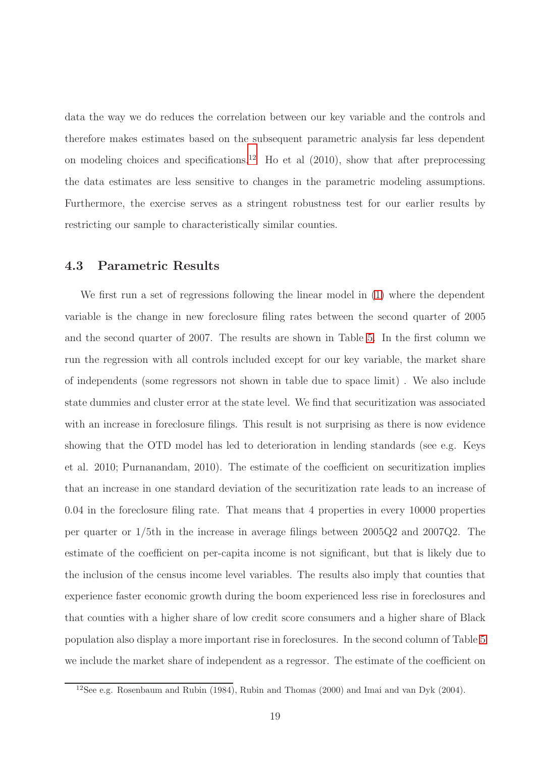data the way we do reduces the correlation between our key variable and the controls and therefore makes estimates based on the subsequent parametric analysis far less dependent on modeling choices and specifications.[12] Ho et al (2010), show that after preprocessing the data estimates are less sensitive to changes in the parametric modeling assumptions. Furthermore, the exercise serves as a stringent robustness test for our earlier results by restricting our sample to characteristically similar counties.

### 4.3 Parametric Results

We first run a set of regressions following the linear model in (1) where the dependent variable is the change in new foreclosure filing rates between the second quarter of 2005 and the second quarter of 2007. The results are shown in Table 5. In the first column we run the regression with all controls included except for our key variable, the market share of independents (some regressors not shown in table due to space limit) . We also include state dummies and cluster error at the state level. We find that securitization was associated with an increase in foreclosure filings. This result is not surprising as there is now evidence showing that the OTD model has led to deterioration in lending standards (see e.g. Keys et al. 2010; Purnanandam, 2010). The estimate of the coefficient on securitization implies that an increase in one standard deviation of the securitization rate leads to an increase of 0.04 in the foreclosure filing rate. That means that 4 properties in every 10000 properties per quarter or 1/5th in the increase in average filings between 2005Q2 and 2007Q2. The estimate of the coefficient on per-capita income is not significant, but that is likely due to the inclusion of the census income level variables. The results also imply that counties that experience faster economic growth during the boom experienced less rise in foreclosures and that counties with a higher share of low credit score consumers and a higher share of Black population also display a more important rise in foreclosures. In the second column of Table 5 we include the market share of independent as a regressor. The estimate of the coefficient on

[12] See e.g. Rosenbaum and Rubin (1984), Rubin and Thomas (2000) and Imai and van Dyk (2004).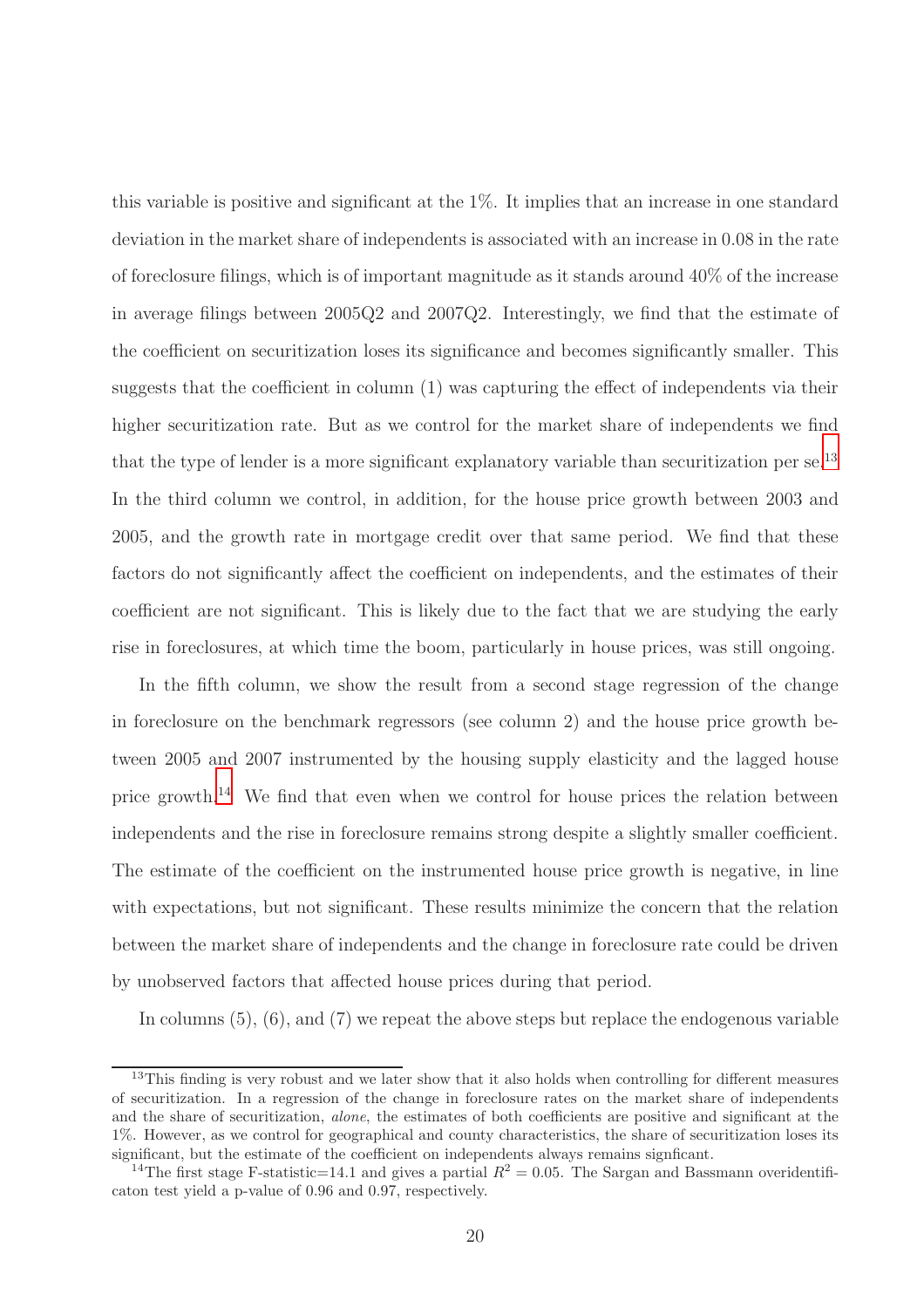this variable is positive and significant at the 1%. It implies that an increase in one standard deviation in the market share of independents is associated with an increase in 0.08 in the rate of foreclosure filings, which is of important magnitude as it stands around 40% of the increase in average filings between 2005Q2 and 2007Q2. Interestingly, we find that the estimate of the coefficient on securitization loses its significance and becomes significantly smaller. This suggests that the coefficient in column (1) was capturing the effect of independents via their higher securitization rate. But as we control for the market share of independents we find that the type of lender is a more significant explanatory variable than securitization per se.[13] In the third column we control, in addition, for the house price growth between 2003 and 2005, and the growth rate in mortgage credit over that same period. We find that these factors do not significantly affect the coefficient on independents, and the estimates of their coefficient are not significant. This is likely due to the fact that we are studying the early rise in foreclosures, at which time the boom, particularly in house prices, was still ongoing.

In the fifth column, we show the result from a second stage regression of the change in foreclosure on the benchmark regressors (see column 2) and the house price growth between 2005 and 2007 instrumented by the housing supply elasticity and the lagged house price growth.[14] We find that even when we control for house prices the relation between independents and the rise in foreclosure remains strong despite a slightly smaller coefficient. The estimate of the coefficient on the instrumented house price growth is negative, in line with expectations, but not significant. These results minimize the concern that the relation between the market share of independents and the change in foreclosure rate could be driven by unobserved factors that affected house prices during that period.

In columns (5), (6), and (7) we repeat the above steps but replace the endogenous variable

[13] This finding is very robust and we later show that it also holds when controlling for different measures of securitization. In a regression of the change in foreclosure rates on the market share of independents and the share of securitization, *alone*, the estimates of both coefficients are positive and significant at the 1%. However, as we control for geographical and county characteristics, the share of securitization loses its significant, but the estimate of the coefficient on independents always remains signficant.

[14] The first stage F-statistic=14.1 and gives a partial $R^2 = 0.05$. The Sargan and Bassmann overidentificaton test yield a p-value of 0.96 and 0.97, respectively.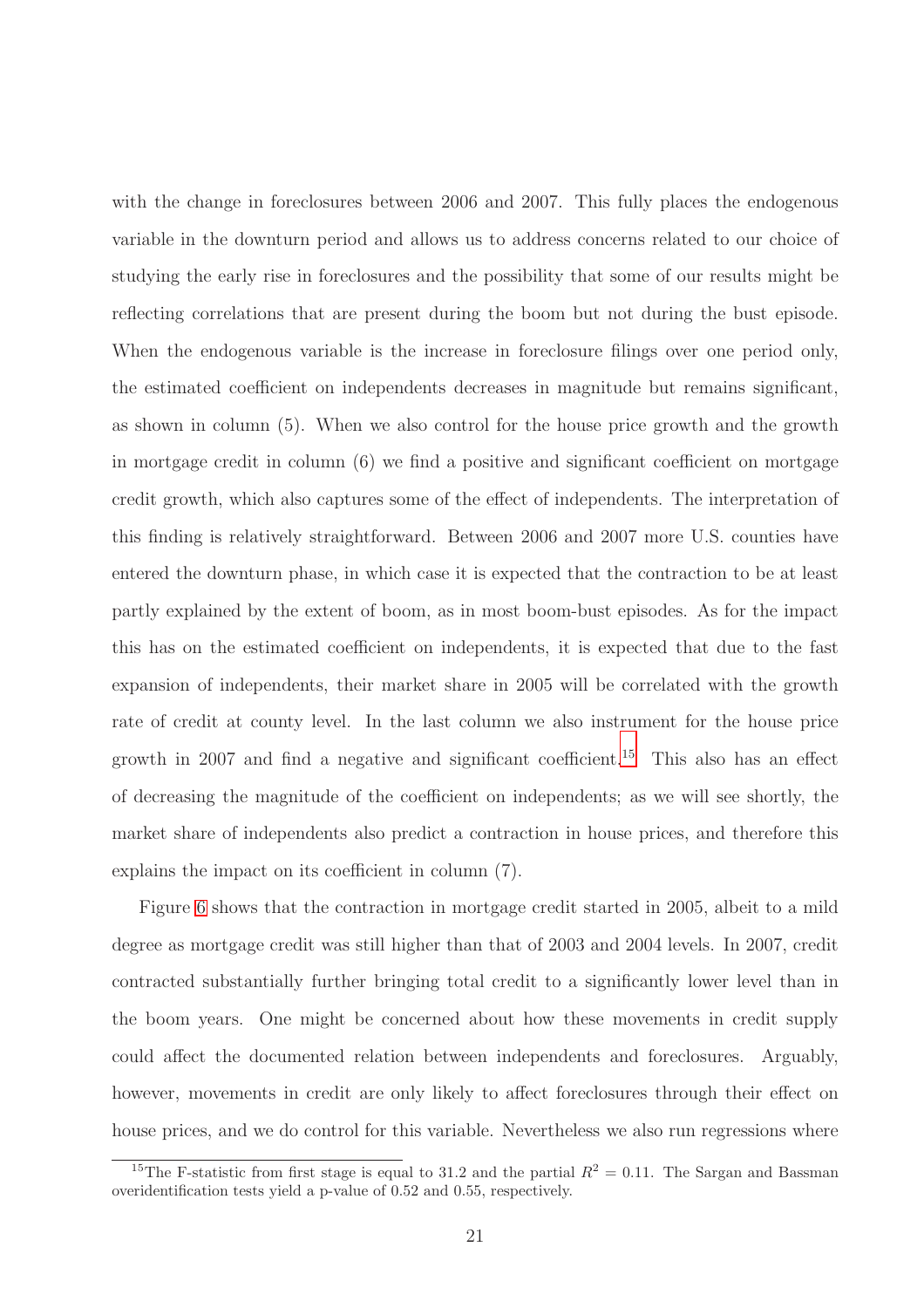with the change in foreclosures between 2006 and 2007. This fully places the endogenous variable in the downturn period and allows us to address concerns related to our choice of studying the early rise in foreclosures and the possibility that some of our results might be reflecting correlations that are present during the boom but not during the bust episode. When the endogenous variable is the increase in foreclosure filings over one period only, the estimated coefficient on independents decreases in magnitude but remains significant, as shown in column (5). When we also control for the house price growth and the growth in mortgage credit in column (6) we find a positive and significant coefficient on mortgage credit growth, which also captures some of the effect of independents. The interpretation of this finding is relatively straightforward. Between 2006 and 2007 more U.S. counties have entered the downturn phase, in which case it is expected that the contraction to be at least partly explained by the extent of boom, as in most boom-bust episodes. As for the impact this has on the estimated coefficient on independents, it is expected that due to the fast expansion of independents, their market share in 2005 will be correlated with the growth rate of credit at county level. In the last column we also instrument for the house price growth in 2007 and find a negative and significant coefficient.[15] This also has an effect of decreasing the magnitude of the coefficient on independents; as we will see shortly, the market share of independents also predict a contraction in house prices, and therefore this explains the impact on its coefficient in column (7).

Figure 6 shows that the contraction in mortgage credit started in 2005, albeit to a mild degree as mortgage credit was still higher than that of 2003 and 2004 levels. In 2007, credit contracted substantially further bringing total credit to a significantly lower level than in the boom years. One might be concerned about how these movements in credit supply could affect the documented relation between independents and foreclosures. Arguably, however, movements in credit are only likely to affect foreclosures through their effect on house prices, and we do control for this variable. Nevertheless we also run regressions where

[15] The F-statistic from first stage is equal to 31.2 and the partial $R^2 = 0.11$. The Sargan and Bassman overidentification tests yield a p-value of 0.52 and 0.55, respectively.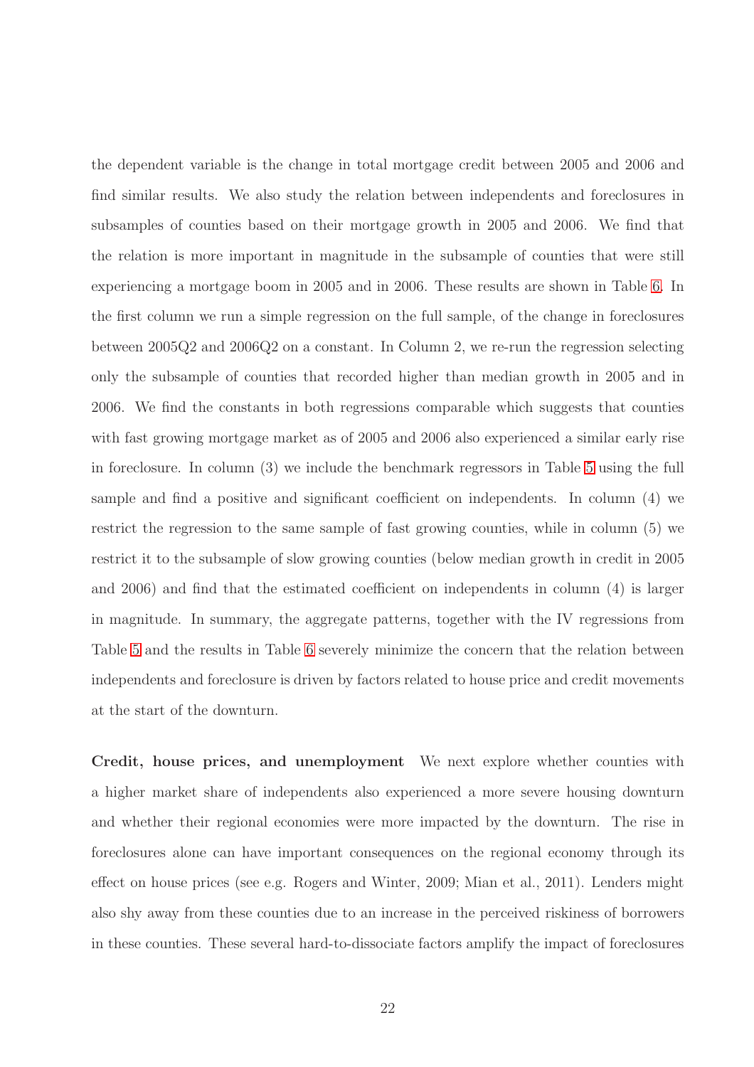the dependent variable is the change in total mortgage credit between 2005 and 2006 and find similar results. We also study the relation between independents and foreclosures in subsamples of counties based on their mortgage growth in 2005 and 2006. We find that the relation is more important in magnitude in the subsample of counties that were still experiencing a mortgage boom in 2005 and in 2006. These results are shown in Table 6. In the first column we run a simple regression on the full sample, of the change in foreclosures between 2005Q2 and 2006Q2 on a constant. In Column 2, we re-run the regression selecting only the subsample of counties that recorded higher than median growth in 2005 and in 2006. We find the constants in both regressions comparable which suggests that counties with fast growing mortgage market as of 2005 and 2006 also experienced a similar early rise in foreclosure. In column (3) we include the benchmark regressors in Table 5 using the full sample and find a positive and significant coefficient on independents. In column (4) we restrict the regression to the same sample of fast growing counties, while in column (5) we restrict it to the subsample of slow growing counties (below median growth in credit in 2005 and 2006) and find that the estimated coefficient on independents in column (4) is larger in magnitude. In summary, the aggregate patterns, together with the IV regressions from Table 5 and the results in Table 6 severely minimize the concern that the relation between independents and foreclosure is driven by factors related to house price and credit movements at the start of the downturn.

**Credit, house prices, and unemployment** We next explore whether counties with a higher market share of independents also experienced a more severe housing downturn and whether their regional economies were more impacted by the downturn. The rise in foreclosures alone can have important consequences on the regional economy through its effect on house prices (see e.g. Rogers and Winter, 2009; Mian et al., 2011). Lenders might also shy away from these counties due to an increase in the perceived riskiness of borrowers in these counties. These several hard-to-dissociate factors amplify the impact of foreclosures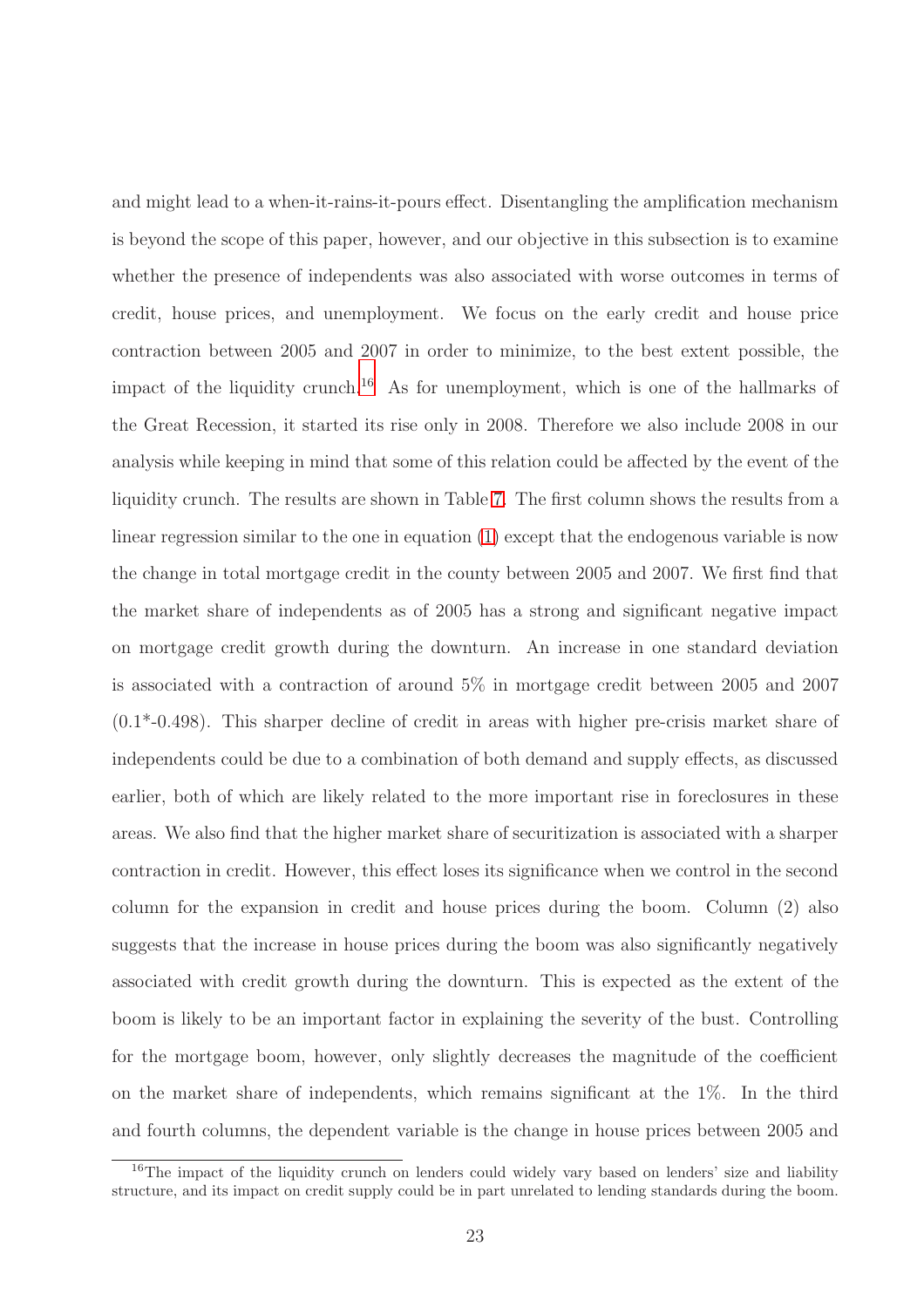and might lead to a when-it-rains-it-pours effect. Disentangling the amplification mechanism is beyond the scope of this paper, however, and our objective in this subsection is to examine whether the presence of independents was also associated with worse outcomes in terms of credit, house prices, and unemployment. We focus on the early credit and house price contraction between 2005 and 2007 in order to minimize, to the best extent possible, the impact of the liquidity crunch.[16] As for unemployment, which is one of the hallmarks of the Great Recession, it started its rise only in 2008. Therefore we also include 2008 in our analysis while keeping in mind that some of this relation could be affected by the event of the liquidity crunch. The results are shown in Table 7. The first column shows the results from a linear regression similar to the one in equation (1) except that the endogenous variable is now the change in total mortgage credit in the county between 2005 and 2007. We first find that the market share of independents as of 2005 has a strong and significant negative impact on mortgage credit growth during the downturn. An increase in one standard deviation is associated with a contraction of around 5% in mortgage credit between 2005 and 2007 (0.1*-0.498). This sharper decline of credit in areas with higher pre-crisis market share of independents could be due to a combination of both demand and supply effects, as discussed earlier, both of which are likely related to the more important rise in foreclosures in these areas. We also find that the higher market share of securitization is associated with a sharper contraction in credit. However, this effect loses its significance when we control in the second column for the expansion in credit and house prices during the boom. Column (2) also suggests that the increase in house prices during the boom was also significantly negatively associated with credit growth during the downturn. This is expected as the extent of the boom is likely to be an important factor in explaining the severity of the bust. Controlling for the mortgage boom, however, only slightly decreases the magnitude of the coefficient on the market share of independents, which remains significant at the 1%. In the third and fourth columns, the dependent variable is the change in house prices between 2005 and

[16] The impact of the liquidity crunch on lenders could widely vary based on lenders' size and liability structure, and its impact on credit supply could be in part unrelated to lending standards during the boom.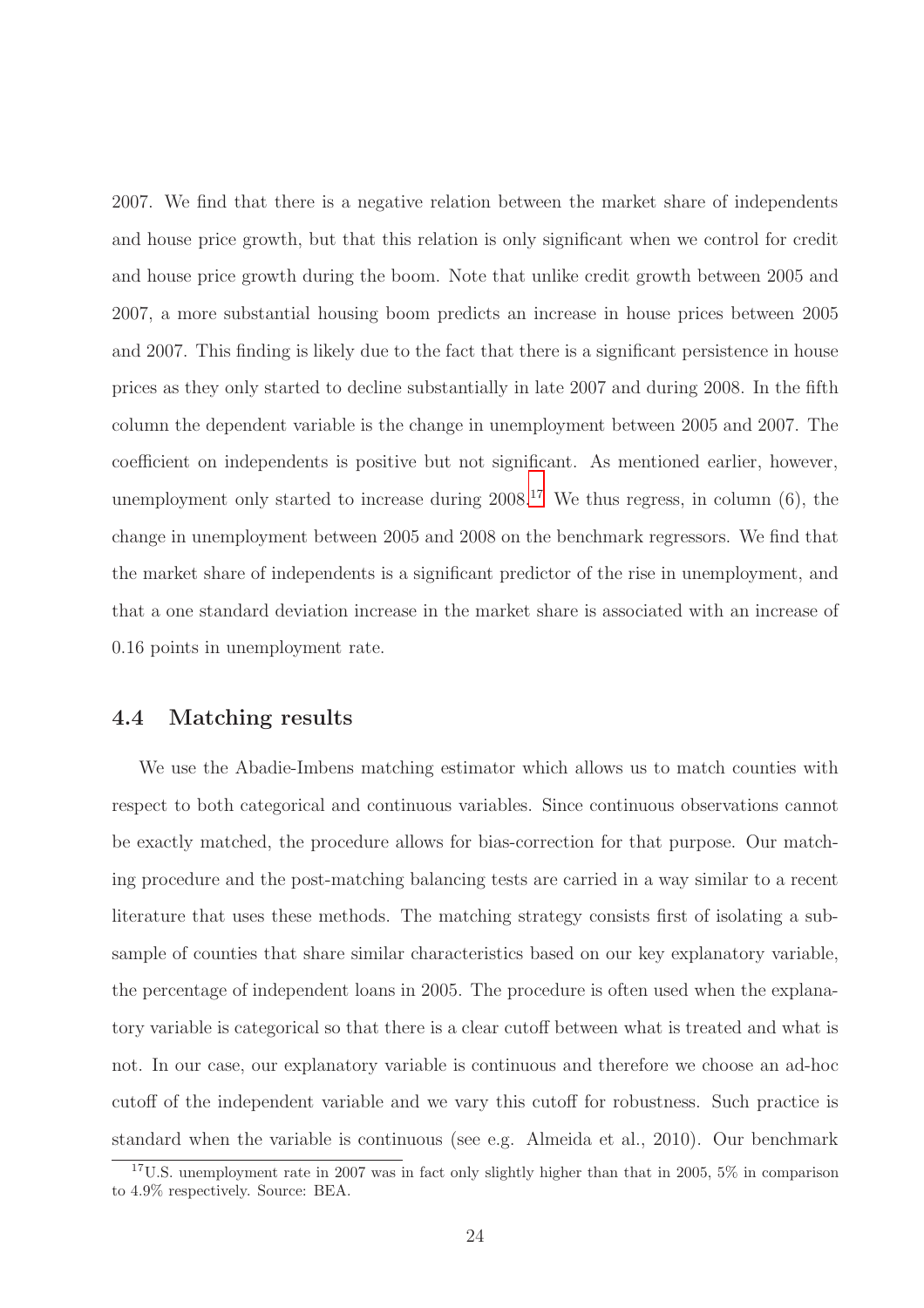2007. We find that there is a negative relation between the market share of independents and house price growth, but that this relation is only significant when we control for credit and house price growth during the boom. Note that unlike credit growth between 2005 and 2007, a more substantial housing boom predicts an increase in house prices between 2005 and 2007. This finding is likely due to the fact that there is a significant persistence in house prices as they only started to decline substantially in late 2007 and during 2008. In the fifth column the dependent variable is the change in unemployment between 2005 and 2007. The coefficient on independents is positive but not significant. As mentioned earlier, however, unemployment only started to increase during 2008.[17] We thus regress, in column (6), the change in unemployment between 2005 and 2008 on the benchmark regressors. We find that the market share of independents is a significant predictor of the rise in unemployment, and that a one standard deviation increase in the market share is associated with an increase of 0.16 points in unemployment rate.

### 4.4 Matching results

We use the Abadie-Imbens matching estimator which allows us to match counties with respect to both categorical and continuous variables. Since continuous observations cannot be exactly matched, the procedure allows for bias-correction for that purpose. Our matching procedure and the post-matching balancing tests are carried in a way similar to a recent literature that uses these methods. The matching strategy consists first of isolating a subsample of counties that share similar characteristics based on our key explanatory variable, the percentage of independent loans in 2005. The procedure is often used when the explanatory variable is categorical so that there is a clear cutoff between what is treated and what is not. In our case, our explanatory variable is continuous and therefore we choose an ad-hoc cutoff of the independent variable and we vary this cutoff for robustness. Such practice is standard when the variable is continuous (see e.g. Almeida et al., 2010). Our benchmark

[17] U.S. unemployment rate in 2007 was in fact only slightly higher than that in 2005, 5% in comparison to 4.9% respectively. Source: BEA.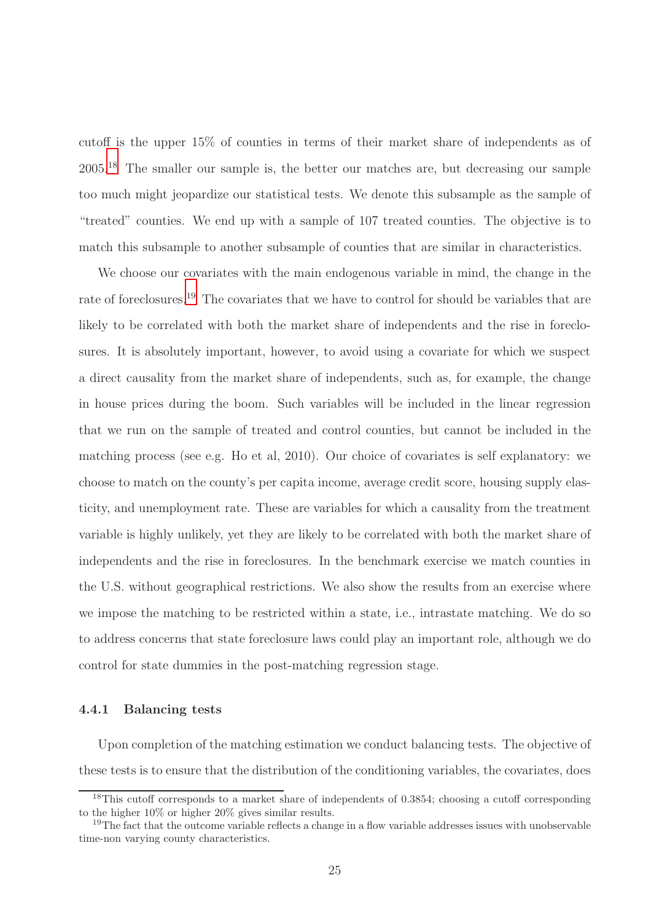cutoff is the upper 15% of counties in terms of their market share of independents as of 2005.[18] The smaller our sample is, the better our matches are, but decreasing our sample too much might jeopardize our statistical tests. We denote this subsample as the sample of "treated" counties. We end up with a sample of 107 treated counties. The objective is to match this subsample to another subsample of counties that are similar in characteristics.

We choose our covariates with the main endogenous variable in mind, the change in the rate of foreclosures.[19] The covariates that we have to control for should be variables that are likely to be correlated with both the market share of independents and the rise in foreclosures. It is absolutely important, however, to avoid using a covariate for which we suspect a direct causality from the market share of independents, such as, for example, the change in house prices during the boom. Such variables will be included in the linear regression that we run on the sample of treated and control counties, but cannot be included in the matching process (see e.g. Ho et al, 2010). Our choice of covariates is self explanatory: we choose to match on the county's per capita income, average credit score, housing supply elasticity, and unemployment rate. These are variables for which a causality from the treatment variable is highly unlikely, yet they are likely to be correlated with both the market share of independents and the rise in foreclosures. In the benchmark exercise we match counties in the U.S. without geographical restrictions. We also show the results from an exercise where we impose the matching to be restricted within a state, i.e., intrastate matching. We do so to address concerns that state foreclosure laws could play an important role, although we do control for state dummies in the post-matching regression stage.

### 4.4.1 Balancing tests

Upon completion of the matching estimation we conduct balancing tests. The objective of these tests is to ensure that the distribution of the conditioning variables, the covariates, does

[18] This cutoff corresponds to a market share of independents of 0.3854; choosing a cutoff corresponding to the higher 10% or higher 20% gives similar results.

[19] The fact that the outcome variable reflects a change in a flow variable addresses issues with unobservable time-non varying county characteristics.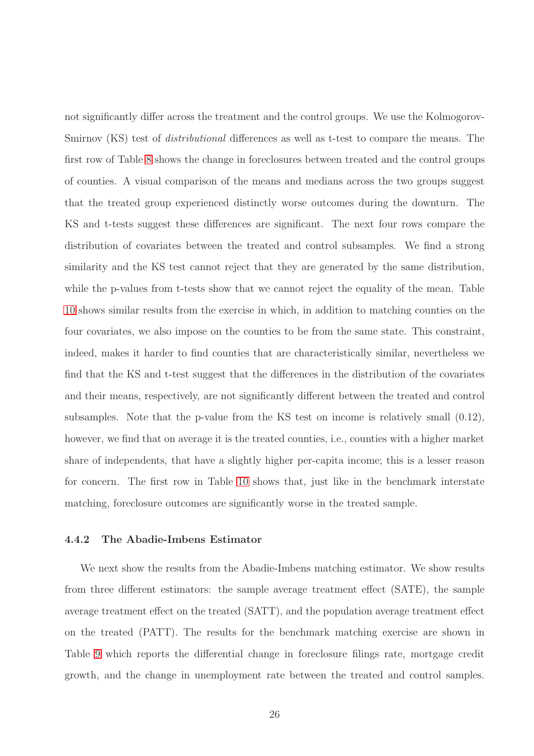not significantly differ across the treatment and the control groups. We use the Kolmogorov-Smirnov (KS) test of *distributional* differences as well as t-test to compare the means. The first row of Table 8 shows the change in foreclosures between treated and the control groups of counties. A visual comparison of the means and medians across the two groups suggest that the treated group experienced distinctly worse outcomes during the downturn. The KS and t-tests suggest these differences are significant. The next four rows compare the distribution of covariates between the treated and control subsamples. We find a strong similarity and the KS test cannot reject that they are generated by the same distribution, while the p-values from t-tests show that we cannot reject the equality of the mean. Table 10 shows similar results from the exercise in which, in addition to matching counties on the four covariates, we also impose on the counties to be from the same state. This constraint, indeed, makes it harder to find counties that are characteristically similar, nevertheless we find that the KS and t-test suggest that the differences in the distribution of the covariates and their means, respectively, are not significantly different between the treated and control subsamples. Note that the p-value from the KS test on income is relatively small (0.12), however, we find that on average it is the treated counties, i.e., counties with a higher market share of independents, that have a slightly higher per-capita income; this is a lesser reason for concern. The first row in Table 10 shows that, just like in the benchmark interstate matching, foreclosure outcomes are significantly worse in the treated sample.

#### 4.4.2 The Abadie-Imbens Estimator

We next show the results from the Abadie-Imbens matching estimator. We show results from three different estimators: the sample average treatment effect (SATE), the sample average treatment effect on the treated (SATT), and the population average treatment effect on the treated (PATT). The results for the benchmark matching exercise are shown in Table 9 which reports the differential change in foreclosure filings rate, mortgage credit growth, and the change in unemployment rate between the treated and control samples.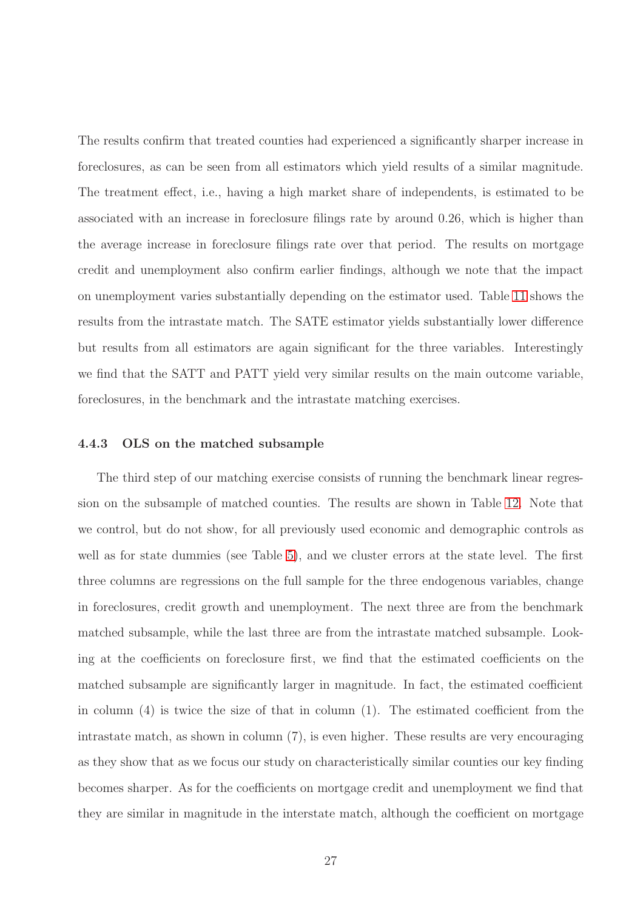The results confirm that treated counties had experienced a significantly sharper increase in foreclosures, as can be seen from all estimators which yield results of a similar magnitude. The treatment effect, i.e., having a high market share of independents, is estimated to be associated with an increase in foreclosure filings rate by around 0.26, which is higher than the average increase in foreclosure filings rate over that period. The results on mortgage credit and unemployment also confirm earlier findings, although we note that the impact on unemployment varies substantially depending on the estimator used. Table 11 shows the results from the intrastate match. The SATE estimator yields substantially lower difference but results from all estimators are again significant for the three variables. Interestingly we find that the SATT and PATT yield very similar results on the main outcome variable, foreclosures, in the benchmark and the intrastate matching exercises.

#### 4.4.3 OLS on the matched subsample

The third step of our matching exercise consists of running the benchmark linear regression on the subsample of matched counties. The results are shown in Table 12. Note that we control, but do not show, for all previously used economic and demographic controls as well as for state dummies (see Table 5), and we cluster errors at the state level. The first three columns are regressions on the full sample for the three endogenous variables, change in foreclosures, credit growth and unemployment. The next three are from the benchmark matched subsample, while the last three are from the intrastate matched subsample. Looking at the coefficients on foreclosure first, we find that the estimated coefficients on the matched subsample are significantly larger in magnitude. In fact, the estimated coefficient in column (4) is twice the size of that in column (1). The estimated coefficient from the intrastate match, as shown in column (7), is even higher. These results are very encouraging as they show that as we focus our study on characteristically similar counties our key finding becomes sharper. As for the coefficients on mortgage credit and unemployment we find that they are similar in magnitude in the interstate match, although the coefficient on mortgage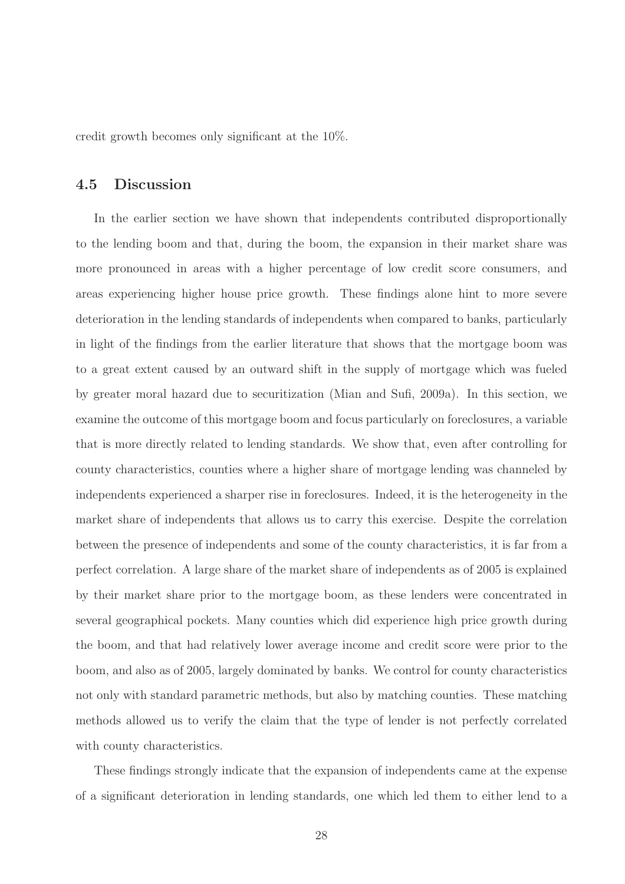credit growth becomes only significant at the 10%.

## 4.5 Discussion

In the earlier section we have shown that independents contributed disproportionally to the lending boom and that, during the boom, the expansion in their market share was more pronounced in areas with a higher percentage of low credit score consumers, and areas experiencing higher house price growth. These findings alone hint to more severe deterioration in the lending standards of independents when compared to banks, particularly in light of the findings from the earlier literature that shows that the mortgage boom was to a great extent caused by an outward shift in the supply of mortgage which was fueled by greater moral hazard due to securitization (Mian and Sufi, 2009a). In this section, we examine the outcome of this mortgage boom and focus particularly on foreclosures, a variable that is more directly related to lending standards. We show that, even after controlling for county characteristics, counties where a higher share of mortgage lending was channeled by independents experienced a sharper rise in foreclosures. Indeed, it is the heterogeneity in the market share of independents that allows us to carry this exercise. Despite the correlation between the presence of independents and some of the county characteristics, it is far from a perfect correlation. A large share of the market share of independents as of 2005 is explained by their market share prior to the mortgage boom, as these lenders were concentrated in several geographical pockets. Many counties which did experience high price growth during the boom, and that had relatively lower average income and credit score were prior to the boom, and also as of 2005, largely dominated by banks. We control for county characteristics not only with standard parametric methods, but also by matching counties. These matching methods allowed us to verify the claim that the type of lender is not perfectly correlated with county characteristics.

These findings strongly indicate that the expansion of independents came at the expense of a significant deterioration in lending standards, one which led them to either lend to a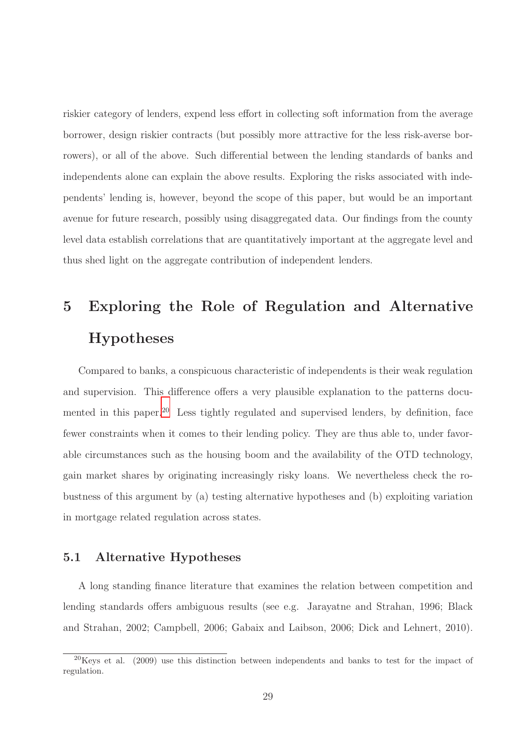riskier category of lenders, expend less effort in collecting soft information from the average borrower, design riskier contracts (but possibly more attractive for the less risk-averse borrowers), or all of the above. Such differential between the lending standards of banks and independents alone can explain the above results. Exploring the risks associated with independents' lending is, however, beyond the scope of this paper, but would be an important avenue for future research, possibly using disaggregated data. Our findings from the county level data establish correlations that are quantitatively important at the aggregate level and thus shed light on the aggregate contribution of independent lenders.

# 5 Exploring the Role of Regulation and Alternative Hypotheses

Compared to banks, a conspicuous characteristic of independents is their weak regulation and supervision. This difference offers a very plausible explanation to the patterns documented in this paper.[20] Less tightly regulated and supervised lenders, by definition, face fewer constraints when it comes to their lending policy. They are thus able to, under favorable circumstances such as the housing boom and the availability of the OTD technology, gain market shares by originating increasingly risky loans. We nevertheless check the robustness of this argument by (a) testing alternative hypotheses and (b) exploiting variation in mortgage related regulation across states.

## 5.1 Alternative Hypotheses

A long standing finance literature that examines the relation between competition and lending standards offers ambiguous results (see e.g. Jarayatne and Strahan, 1996; Black and Strahan, 2002; Campbell, 2006; Gabaix and Laibson, 2006; Dick and Lehnert, 2010).

[20] Keys et al. (2009) use this distinction between independents and banks to test for the impact of regulation.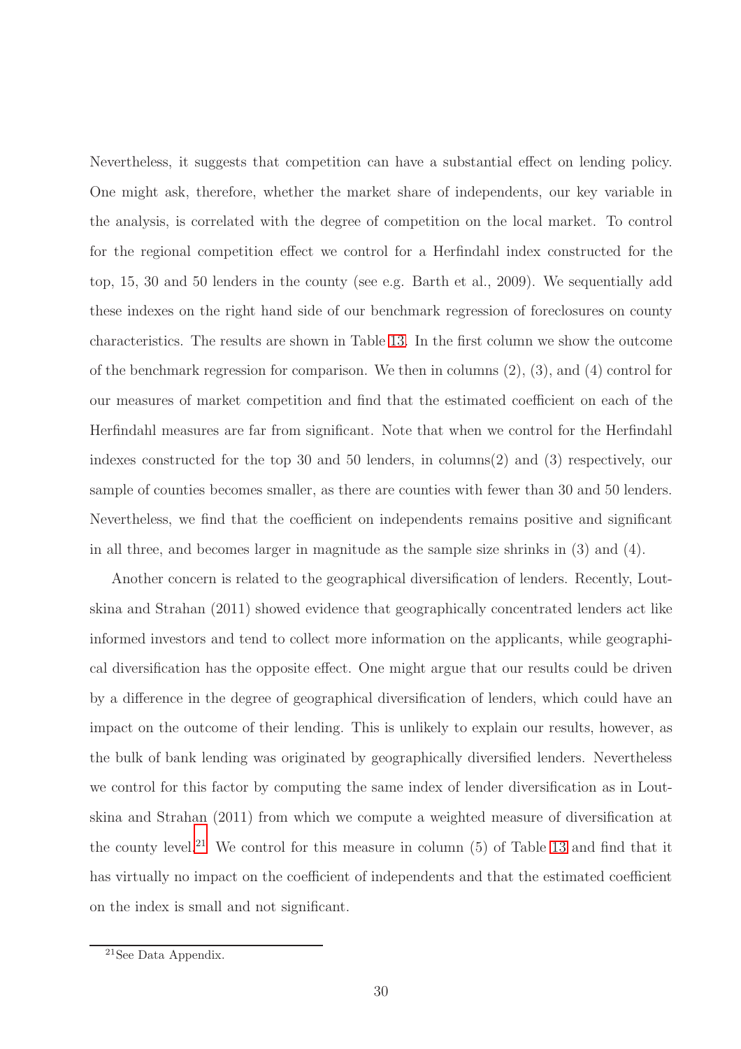Nevertheless, it suggests that competition can have a substantial effect on lending policy. One might ask, therefore, whether the market share of independents, our key variable in the analysis, is correlated with the degree of competition on the local market. To control for the regional competition effect we control for a Herfindahl index constructed for the top, 15, 30 and 50 lenders in the county (see e.g. Barth et al., 2009). We sequentially add these indexes on the right hand side of our benchmark regression of foreclosures on county characteristics. The results are shown in Table 13. In the first column we show the outcome of the benchmark regression for comparison. We then in columns (2), (3), and (4) control for our measures of market competition and find that the estimated coefficient on each of the Herfindahl measures are far from significant. Note that when we control for the Herfindahl indexes constructed for the top 30 and 50 lenders, in columns(2) and (3) respectively, our sample of counties becomes smaller, as there are counties with fewer than 30 and 50 lenders. Nevertheless, we find that the coefficient on independents remains positive and significant in all three, and becomes larger in magnitude as the sample size shrinks in (3) and (4).

Another concern is related to the geographical diversification of lenders. Recently, Loutskina and Strahan (2011) showed evidence that geographically concentrated lenders act like informed investors and tend to collect more information on the applicants, while geographical diversification has the opposite effect. One might argue that our results could be driven by a difference in the degree of geographical diversification of lenders, which could have an impact on the outcome of their lending. This is unlikely to explain our results, however, as the bulk of bank lending was originated by geographically diversified lenders. Nevertheless we control for this factor by computing the same index of lender diversification as in Loutskina and Strahan (2011) from which we compute a weighted measure of diversification at the county level.[21] We control for this measure in column (5) of Table 13 and find that it has virtually no impact on the coefficient of independents and that the estimated coefficient on the index is small and not significant.

[21] See Data Appendix.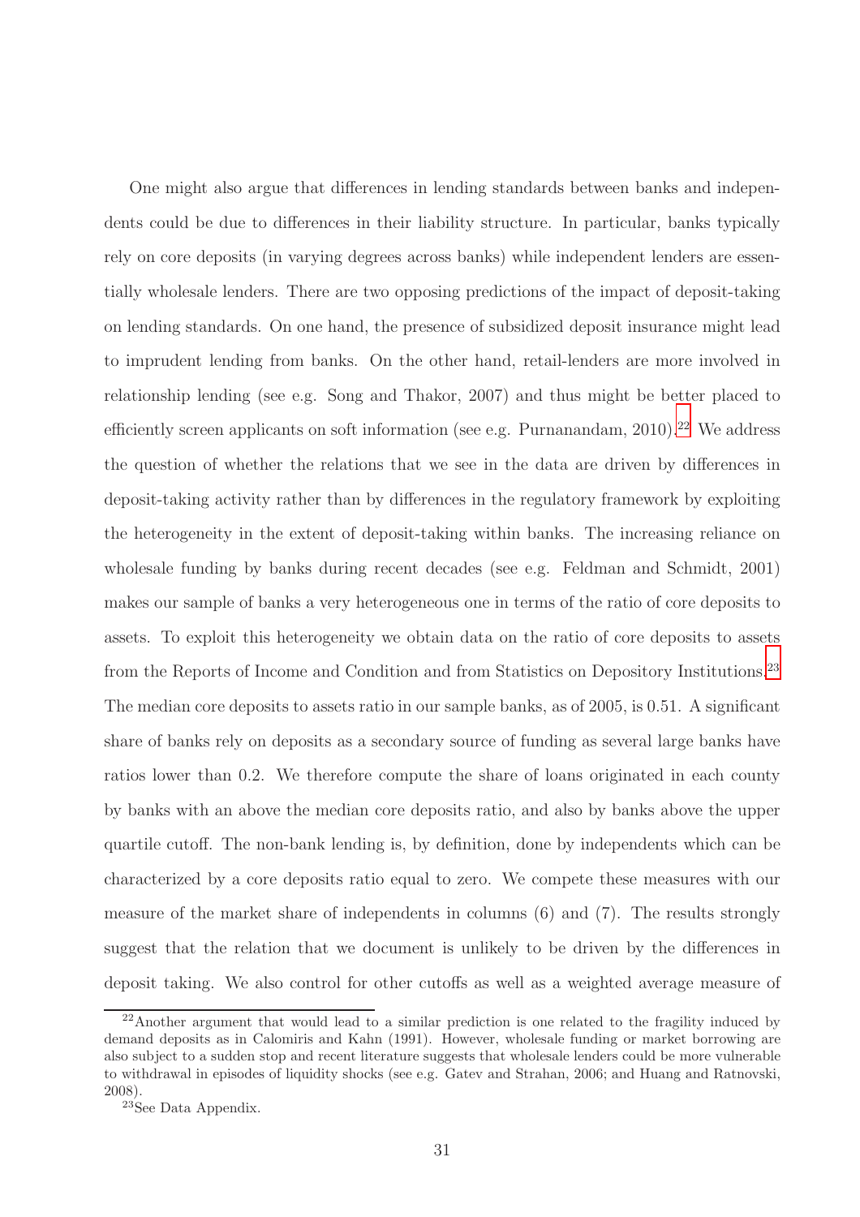One might also argue that differences in lending standards between banks and independents could be due to differences in their liability structure. In particular, banks typically rely on core deposits (in varying degrees across banks) while independent lenders are essentially wholesale lenders. There are two opposing predictions of the impact of deposit-taking on lending standards. On one hand, the presence of subsidized deposit insurance might lead to imprudent lending from banks. On the other hand, retail-lenders are more involved in relationship lending (see e.g. Song and Thakor, 2007) and thus might be better placed to efficiently screen applicants on soft information (see e.g. Purnanandam, 2010).[22] We address the question of whether the relations that we see in the data are driven by differences in deposit-taking activity rather than by differences in the regulatory framework by exploiting the heterogeneity in the extent of deposit-taking within banks. The increasing reliance on wholesale funding by banks during recent decades (see e.g. Feldman and Schmidt, 2001) makes our sample of banks a very heterogeneous one in terms of the ratio of core deposits to assets. To exploit this heterogeneity we obtain data on the ratio of core deposits to assets from the Reports of Income and Condition and from Statistics on Depository Institutions.[23] The median core deposits to assets ratio in our sample banks, as of 2005, is 0.51. A significant share of banks rely on deposits as a secondary source of funding as several large banks have ratios lower than 0.2. We therefore compute the share of loans originated in each county by banks with an above the median core deposits ratio, and also by banks above the upper quartile cutoff. The non-bank lending is, by definition, done by independents which can be characterized by a core deposits ratio equal to zero. We compete these measures with our measure of the market share of independents in columns (6) and (7). The results strongly suggest that the relation that we document is unlikely to be driven by the differences in deposit taking. We also control for other cutoffs as well as a weighted average measure of

[22] Another argument that would lead to a similar prediction is one related to the fragility induced by demand deposits as in Calomiris and Kahn (1991). However, wholesale funding or market borrowing are also subject to a sudden stop and recent literature suggests that wholesale lenders could be more vulnerable to withdrawal in episodes of liquidity shocks (see e.g. Gatev and Strahan, 2006; and Huang and Ratnovski, 2008).

[23] See Data Appendix.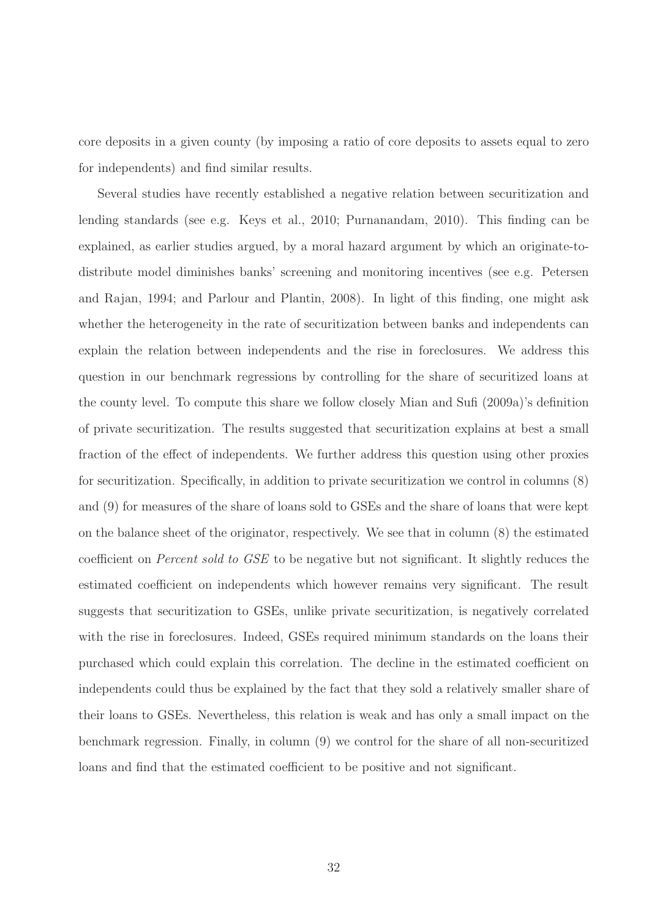core deposits in a given county (by imposing a ratio of core deposits to assets equal to zero for independents) and find similar results.

Several studies have recently established a negative relation between securitization and lending standards (see e.g. Keys et al., 2010; Purnanandam, 2010). This finding can be explained, as earlier studies argued, by a moral hazard argument by which an originate-to-distribute model diminishes banks' screening and monitoring incentives (see e.g. Petersen and Rajan, 1994; and Parlour and Plantin, 2008). In light of this finding, one might ask whether the heterogeneity in the rate of securitization between banks and independents can explain the relation between independents and the rise in foreclosures. We address this question in our benchmark regressions by controlling for the share of securitized loans at the county level. To compute this share we follow closely Mian and Sufi (2009a)'s definition of private securitization. The results suggested that securitization explains at best a small fraction of the effect of independents. We further address this question using other proxies for securitization. Specifically, in addition to private securitization we control in columns (8) and (9) for measures of the share of loans sold to GSEs and the share of loans that were kept on the balance sheet of the originator, respectively. We see that in column (8) the estimated coefficient on *Percent sold to GSE* to be negative but not significant. It slightly reduces the estimated coefficient on independents which however remains very significant. The result suggests that securitization to GSEs, unlike private securitization, is negatively correlated with the rise in foreclosures. Indeed, GSEs required minimum standards on the loans their purchased which could explain this correlation. The decline in the estimated coefficient on independents could thus be explained by the fact that they sold a relatively smaller share of their loans to GSEs. Nevertheless, this relation is weak and has only a small impact on the benchmark regression. Finally, in column (9) we control for the share of all non-securitized loans and find that the estimated coefficient to be positive and not significant.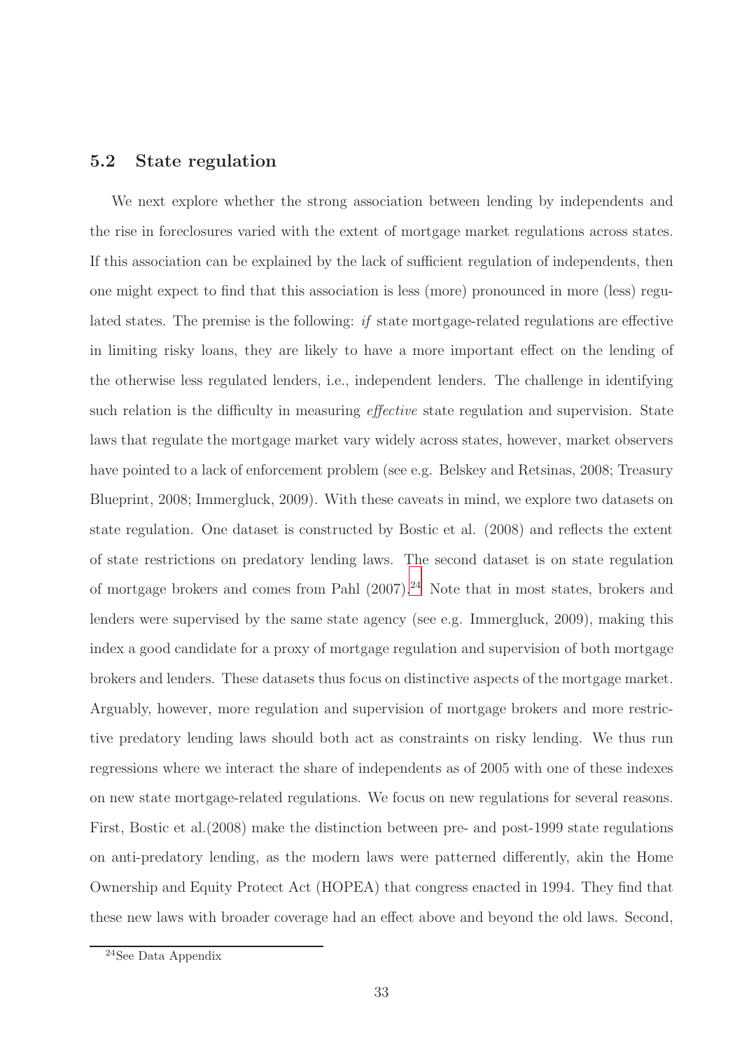## 5.2 State regulation

We next explore whether the strong association between lending by independents and the rise in foreclosures varied with the extent of mortgage market regulations across states. If this association can be explained by the lack of sufficient regulation of independents, then one might expect to find that this association is less (more) pronounced in more (less) regulated states. The premise is the following: *if* state mortgage-related regulations are effective in limiting risky loans, they are likely to have a more important effect on the lending of the otherwise less regulated lenders, i.e., independent lenders. The challenge in identifying such relation is the difficulty in measuring *effective* state regulation and supervision. State laws that regulate the mortgage market vary widely across states, however, market observers have pointed to a lack of enforcement problem (see e.g. Belskey and Retsinas, 2008; Treasury Blueprint, 2008; Immergluck, 2009). With these caveats in mind, we explore two datasets on state regulation. One dataset is constructed by Bostic et al. (2008) and reflects the extent of state restrictions on predatory lending laws. The second dataset is on state regulation of mortgage brokers and comes from Pahl (2007).[24] Note that in most states, brokers and lenders were supervised by the same state agency (see e.g. Immergluck, 2009), making this index a good candidate for a proxy of mortgage regulation and supervision of both mortgage brokers and lenders. These datasets thus focus on distinctive aspects of the mortgage market. Arguably, however, more regulation and supervision of mortgage brokers and more restrictive predatory lending laws should both act as constraints on risky lending. We thus run regressions where we interact the share of independents as of 2005 with one of these indexes on new state mortgage-related regulations. We focus on new regulations for several reasons. First, Bostic et al.(2008) make the distinction between pre- and post-1999 state regulations on anti-predatory lending, as the modern laws were patterned differently, akin the Home Ownership and Equity Protect Act (HOPEA) that congress enacted in 1994. They find that these new laws with broader coverage had an effect above and beyond the old laws. Second,

[24] See Data Appendix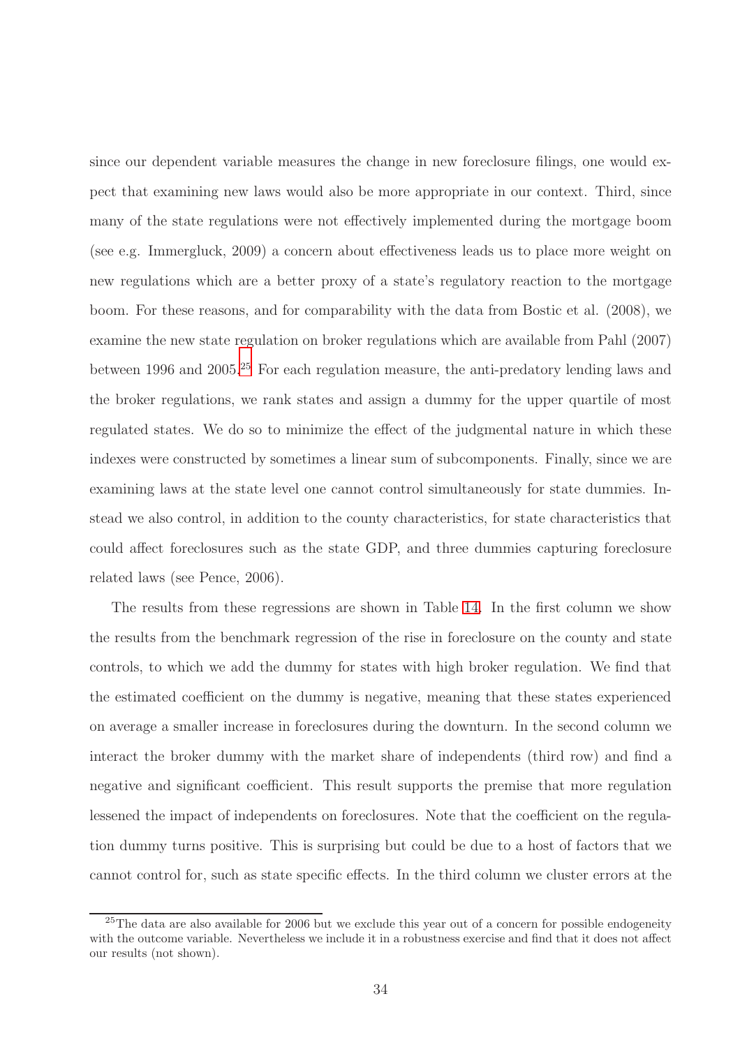since our dependent variable measures the change in new foreclosure filings, one would expect that examining new laws would also be more appropriate in our context. Third, since many of the state regulations were not effectively implemented during the mortgage boom (see e.g. Immergluck, 2009) a concern about effectiveness leads us to place more weight on new regulations which are a better proxy of a state's regulatory reaction to the mortgage boom. For these reasons, and for comparability with the data from Bostic et al. (2008), we examine the new state regulation on broker regulations which are available from Pahl (2007) between 1996 and 2005.[25] For each regulation measure, the anti-predatory lending laws and the broker regulations, we rank states and assign a dummy for the upper quartile of most regulated states. We do so to minimize the effect of the judgmental nature in which these indexes were constructed by sometimes a linear sum of subcomponents. Finally, since we are examining laws at the state level one cannot control simultaneously for state dummies. Instead we also control, in addition to the county characteristics, for state characteristics that could affect foreclosures such as the state GDP, and three dummies capturing foreclosure related laws (see Pence, 2006).

The results from these regressions are shown in Table 14. In the first column we show the results from the benchmark regression of the rise in foreclosure on the county and state controls, to which we add the dummy for states with high broker regulation. We find that the estimated coefficient on the dummy is negative, meaning that these states experienced on average a smaller increase in foreclosures during the downturn. In the second column we interact the broker dummy with the market share of independents (third row) and find a negative and significant coefficient. This result supports the premise that more regulation lessened the impact of independents on foreclosures. Note that the coefficient on the regulation dummy turns positive. This is surprising but could be due to a host of factors that we cannot control for, such as state specific effects. In the third column we cluster errors at the

[25] The data are also available for 2006 but we exclude this year out of a concern for possible endogeneity with the outcome variable. Nevertheless we include it in a robustness exercise and find that it does not affect our results (not shown).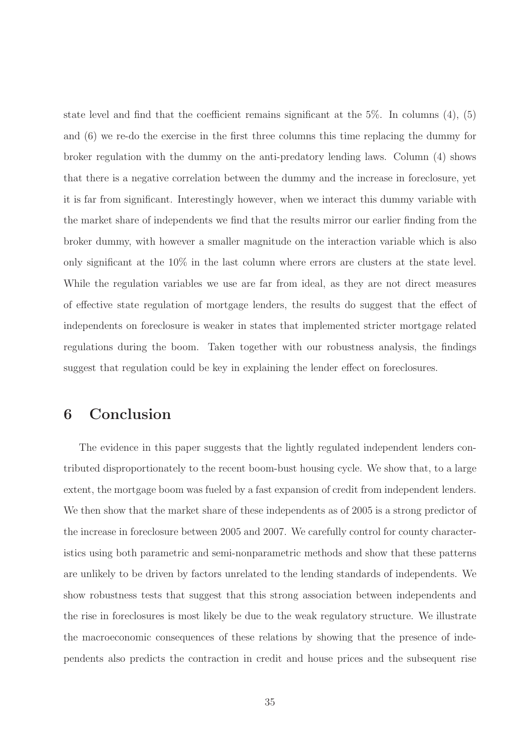state level and find that the coefficient remains significant at the 5%. In columns (4), (5) and (6) we re-do the exercise in the first three columns this time replacing the dummy for broker regulation with the dummy on the anti-predatory lending laws. Column (4) shows that there is a negative correlation between the dummy and the increase in foreclosure, yet it is far from significant. Interestingly however, when we interact this dummy variable with the market share of independents we find that the results mirror our earlier finding from the broker dummy, with however a smaller magnitude on the interaction variable which is also only significant at the 10% in the last column where errors are clusters at the state level. While the regulation variables we use are far from ideal, as they are not direct measures of effective state regulation of mortgage lenders, the results do suggest that the effect of independents on foreclosure is weaker in states that implemented stricter mortgage related regulations during the boom. Taken together with our robustness analysis, the findings suggest that regulation could be key in explaining the lender effect on foreclosures.

## 6 Conclusion

The evidence in this paper suggests that the lightly regulated independent lenders contributed disproportionately to the recent boom-bust housing cycle. We show that, to a large extent, the mortgage boom was fueled by a fast expansion of credit from independent lenders. We then show that the market share of these independents as of 2005 is a strong predictor of the increase in foreclosure between 2005 and 2007. We carefully control for county characteristics using both parametric and semi-nonparametric methods and show that these patterns are unlikely to be driven by factors unrelated to the lending standards of independents. We show robustness tests that suggest that this strong association between independents and the rise in foreclosures is most likely be due to the weak regulatory structure. We illustrate the macroeconomic consequences of these relations by showing that the presence of independents also predicts the contraction in credit and house prices and the subsequent rise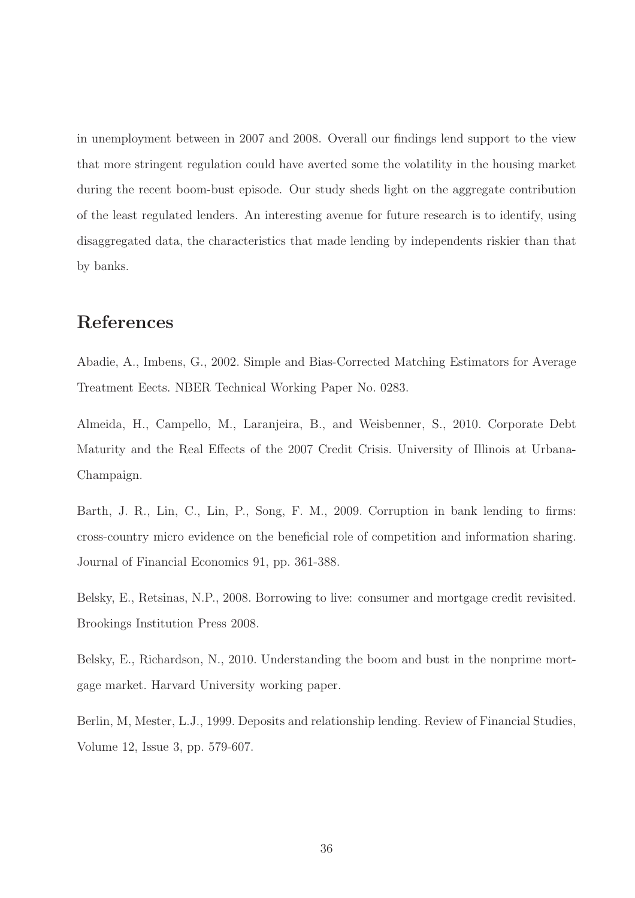in unemployment between in 2007 and 2008. Overall our findings lend support to the view that more stringent regulation could have averted some the volatility in the housing market during the recent boom-bust episode. Our study sheds light on the aggregate contribution of the least regulated lenders. An interesting avenue for future research is to identify, using disaggregated data, the characteristics that made lending by independents riskier than that by banks.

# References

Abadie, A., Imbens, G., 2002. Simple and Bias-Corrected Matching Estimators for Average Treatment Eects. NBER Technical Working Paper No. 0283.

Almeida, H., Campello, M., Laranjeira, B., and Weisbenner, S., 2010. Corporate Debt Maturity and the Real Effects of the 2007 Credit Crisis. University of Illinois at Urbana-Champaign.

Barth, J. R., Lin, C., Lin, P., Song, F. M., 2009. Corruption in bank lending to firms: cross-country micro evidence on the beneficial role of competition and information sharing. Journal of Financial Economics 91, pp. 361-388.

Belsky, E., Retsinas, N.P., 2008. Borrowing to live: consumer and mortgage credit revisited. Brookings Institution Press 2008.

Belsky, E., Richardson, N., 2010. Understanding the boom and bust in the nonprime mortgage market. Harvard University working paper.

Berlin, M, Mester, L.J., 1999. Deposits and relationship lending. Review of Financial Studies, Volume 12, Issue 3, pp. 579-607.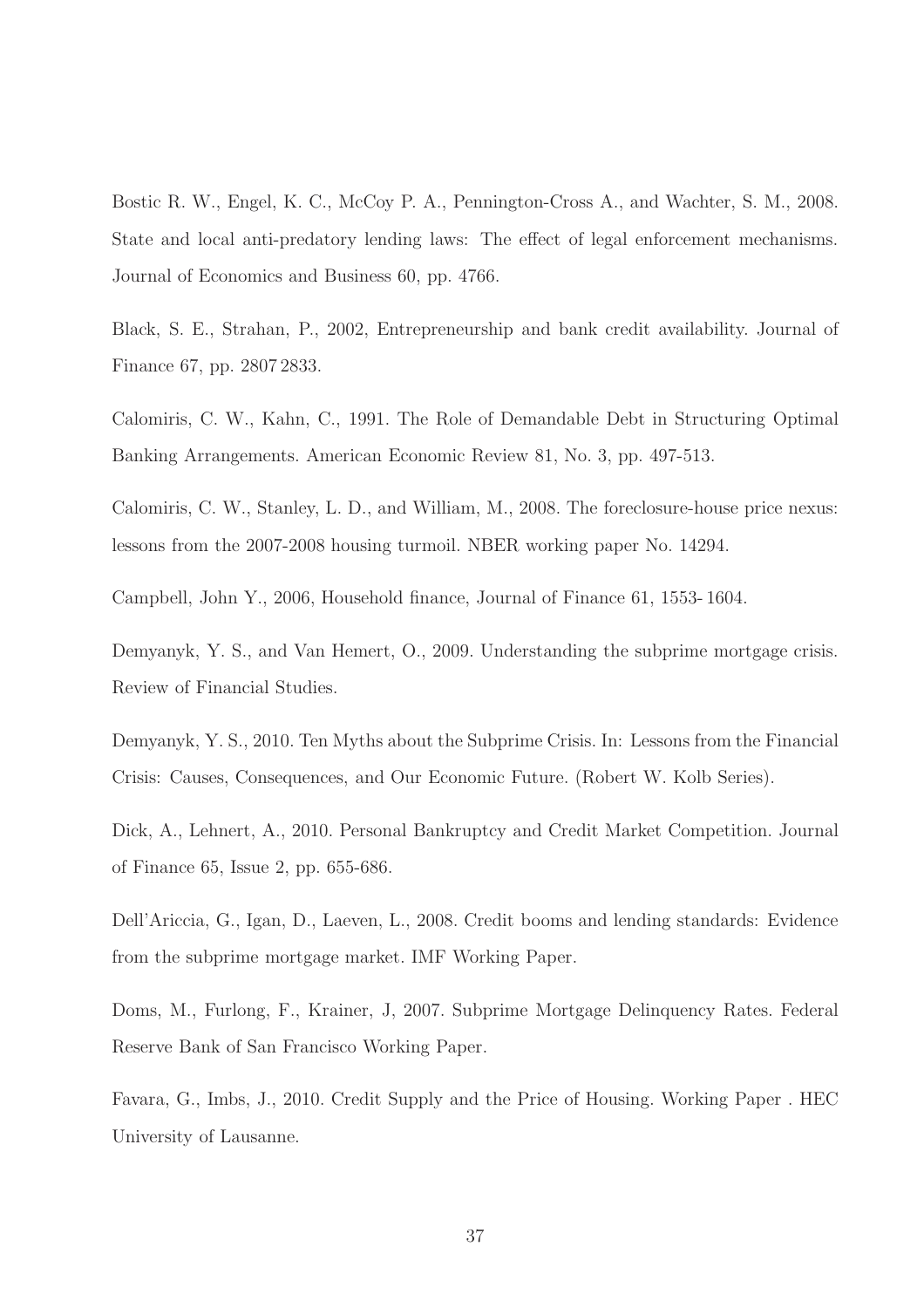Bostic R. W., Engel, K. C., McCoy P. A., Pennington-Cross A., and Wachter, S. M., 2008. State and local anti-predatory lending laws: The effect of legal enforcement mechanisms. Journal of Economics and Business 60, pp. 4766.

Black, S. E., Strahan, P., 2002, Entrepreneurship and bank credit availability. Journal of Finance 67, pp. 2807 2833.

Calomiris, C. W., Kahn, C., 1991. The Role of Demandable Debt in Structuring Optimal Banking Arrangements. American Economic Review 81, No. 3, pp. 497-513.

Calomiris, C. W., Stanley, L. D., and William, M., 2008. The foreclosure-house price nexus: lessons from the 2007-2008 housing turmoil. NBER working paper No. 14294.

Campbell, John Y., 2006, Household finance, Journal of Finance 61, 1553- 1604.

Demyanyk, Y. S., and Van Hemert, O., 2009. Understanding the subprime mortgage crisis. Review of Financial Studies.

Demyanyk, Y. S., 2010. Ten Myths about the Subprime Crisis. In: Lessons from the Financial Crisis: Causes, Consequences, and Our Economic Future. (Robert W. Kolb Series).

Dick, A., Lehnert, A., 2010. Personal Bankruptcy and Credit Market Competition. Journal of Finance 65, Issue 2, pp. 655-686.

Dell'Ariccia, G., Igan, D., Laeven, L., 2008. Credit booms and lending standards: Evidence from the subprime mortgage market. IMF Working Paper.

Doms, M., Furlong, F., Krainer, J, 2007. Subprime Mortgage Delinquency Rates. Federal Reserve Bank of San Francisco Working Paper.

Favara, G., Imbs, J., 2010. Credit Supply and the Price of Housing. Working Paper . HEC University of Lausanne.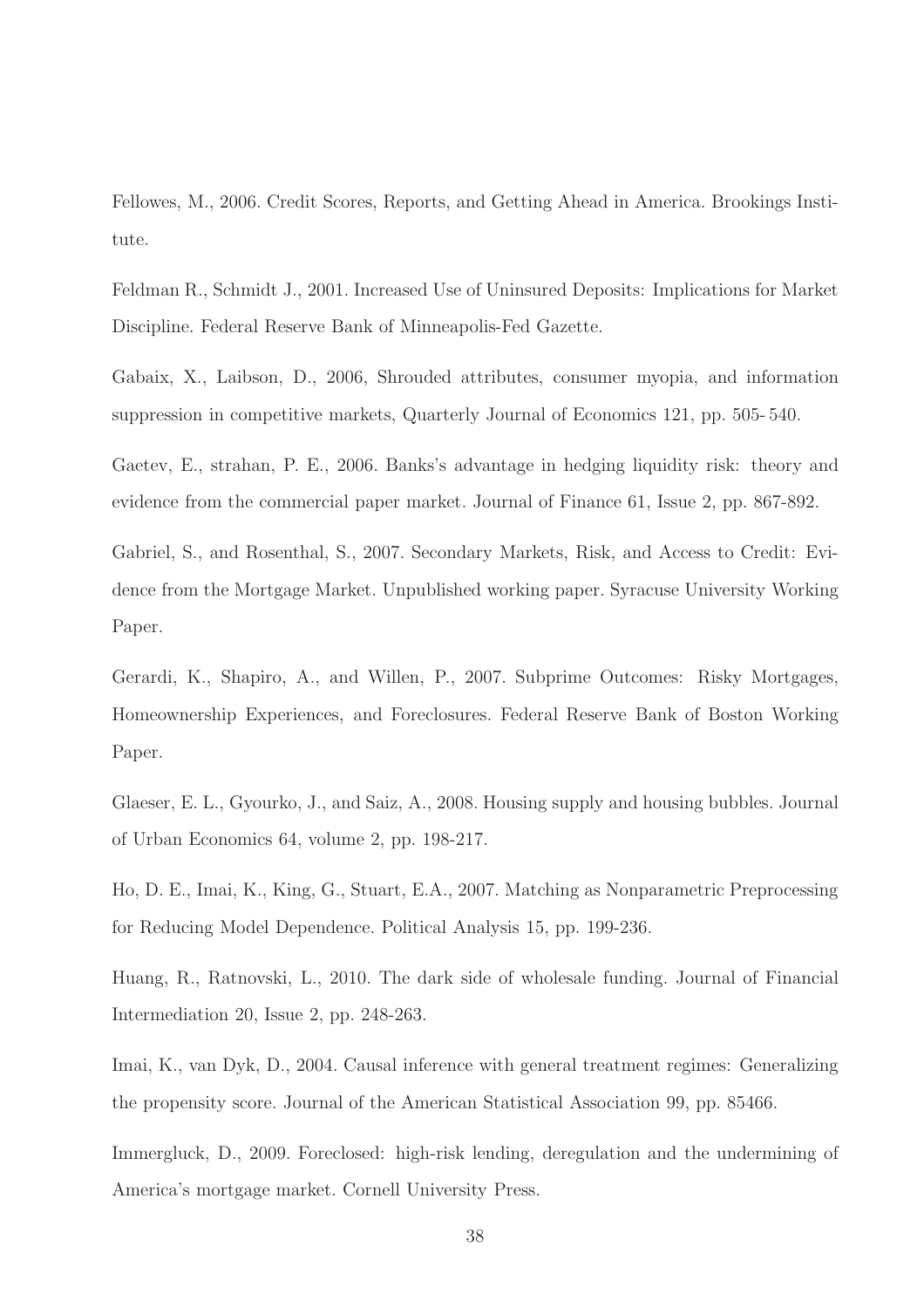Fellowes, M., 2006. Credit Scores, Reports, and Getting Ahead in America. Brookings Institute.

Feldman R., Schmidt J., 2001. Increased Use of Uninsured Deposits: Implications for Market Discipline. Federal Reserve Bank of Minneapolis-Fed Gazette.

Gabaix, X., Laibson, D., 2006, Shrouded attributes, consumer myopia, and information suppression in competitive markets, Quarterly Journal of Economics 121, pp. 505- 540.

Gaetev, E., strahan, P. E., 2006. Banks's advantage in hedging liquidity risk: theory and evidence from the commercial paper market. Journal of Finance 61, Issue 2, pp. 867-892.

Gabriel, S., and Rosenthal, S., 2007. Secondary Markets, Risk, and Access to Credit: Evidence from the Mortgage Market. Unpublished working paper. Syracuse University Working Paper.

Gerardi, K., Shapiro, A., and Willen, P., 2007. Subprime Outcomes: Risky Mortgages, Homeownership Experiences, and Foreclosures. Federal Reserve Bank of Boston Working Paper.

Glaeser, E. L., Gyourko, J., and Saiz, A., 2008. Housing supply and housing bubbles. Journal of Urban Economics 64, volume 2, pp. 198-217.

Ho, D. E., Imai, K., King, G., Stuart, E.A., 2007. Matching as Nonparametric Preprocessing for Reducing Model Dependence. Political Analysis 15, pp. 199-236.

Huang, R., Ratnovski, L., 2010. The dark side of wholesale funding. Journal of Financial Intermediation 20, Issue 2, pp. 248-263.

Imai, K., van Dyk, D., 2004. Causal inference with general treatment regimes: Generalizing the propensity score. Journal of the American Statistical Association 99, pp. 85466.

Immergluck, D., 2009. Foreclosed: high-risk lending, deregulation and the undermining of America's mortgage market. Cornell University Press.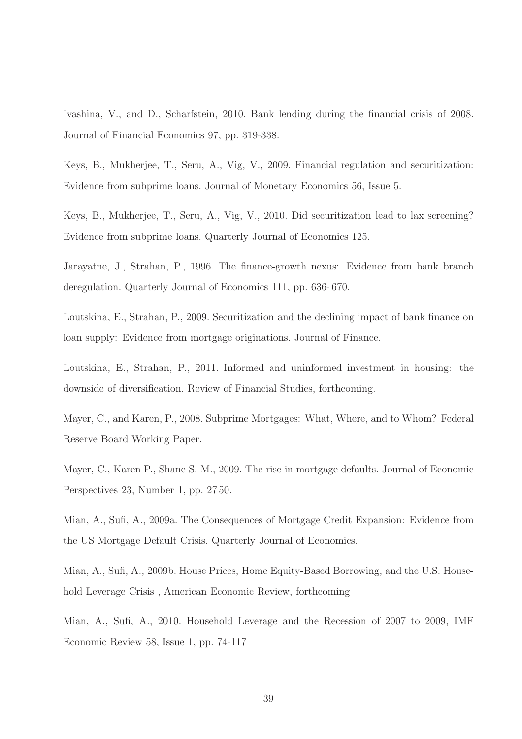Ivashina, V., and D., Scharfstein, 2010. Bank lending during the financial crisis of 2008. Journal of Financial Economics 97, pp. 319-338.

Keys, B., Mukherjee, T., Seru, A., Vig, V., 2009. Financial regulation and securitization: Evidence from subprime loans. Journal of Monetary Economics 56, Issue 5.

Keys, B., Mukherjee, T., Seru, A., Vig, V., 2010. Did securitization lead to lax screening? Evidence from subprime loans. Quarterly Journal of Economics 125.

Jarayatne, J., Strahan, P., 1996. The finance-growth nexus: Evidence from bank branch deregulation. Quarterly Journal of Economics 111, pp. 636- 670.

Loutskina, E., Strahan, P., 2009. Securitization and the declining impact of bank finance on loan supply: Evidence from mortgage originations. Journal of Finance.

Loutskina, E., Strahan, P., 2011. Informed and uninformed investment in housing: the downside of diversification. Review of Financial Studies, forthcoming.

Mayer, C., and Karen, P., 2008. Subprime Mortgages: What, Where, and to Whom? Federal Reserve Board Working Paper.

Mayer, C., Karen P., Shane S. M., 2009. The rise in mortgage defaults. Journal of Economic Perspectives 23, Number 1, pp. 27 50.

Mian, A., Sufi, A., 2009a. The Consequences of Mortgage Credit Expansion: Evidence from the US Mortgage Default Crisis. Quarterly Journal of Economics.

Mian, A., Sufi, A., 2009b. House Prices, Home Equity-Based Borrowing, and the U.S. Household Leverage Crisis , American Economic Review, forthcoming

Mian, A., Sufi, A., 2010. Household Leverage and the Recession of 2007 to 2009, IMF Economic Review 58, Issue 1, pp. 74-117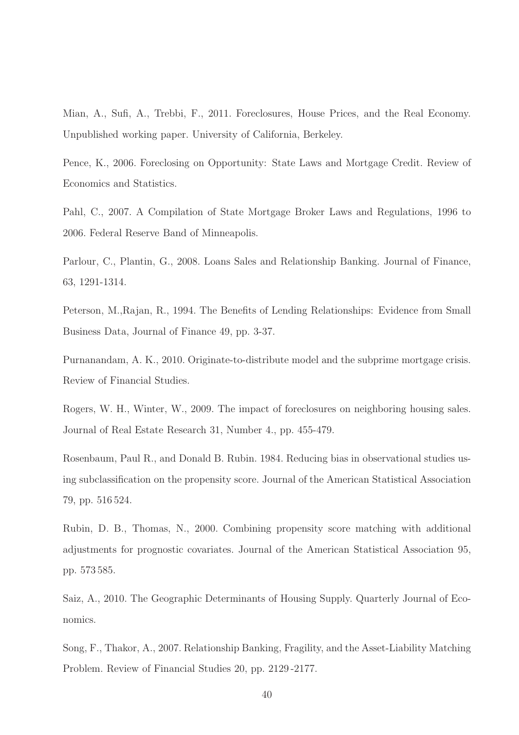Mian, A., Sufi, A., Trebbi, F., 2011. Foreclosures, House Prices, and the Real Economy. Unpublished working paper. University of California, Berkeley.

Pence, K., 2006. Foreclosing on Opportunity: State Laws and Mortgage Credit. Review of Economics and Statistics.

Pahl, C., 2007. A Compilation of State Mortgage Broker Laws and Regulations, 1996 to 2006. Federal Reserve Band of Minneapolis.

Parlour, C., Plantin, G., 2008. Loans Sales and Relationship Banking. Journal of Finance, 63, 1291-1314.

Peterson, M.,Rajan, R., 1994. The Benefits of Lending Relationships: Evidence from Small Business Data, Journal of Finance 49, pp. 3-37.

Purnanandam, A. K., 2010. Originate-to-distribute model and the subprime mortgage crisis. Review of Financial Studies.

Rogers, W. H., Winter, W., 2009. The impact of foreclosures on neighboring housing sales. Journal of Real Estate Research 31, Number 4., pp. 455-479.

Rosenbaum, Paul R., and Donald B. Rubin. 1984. Reducing bias in observational studies using subclassification on the propensity score. Journal of the American Statistical Association 79, pp. 516 524.

Rubin, D. B., Thomas, N., 2000. Combining propensity score matching with additional adjustments for prognostic covariates. Journal of the American Statistical Association 95, pp. 573 585.

Saiz, A., 2010. The Geographic Determinants of Housing Supply. Quarterly Journal of Economics.

Song, F., Thakor, A., 2007. Relationship Banking, Fragility, and the Asset-Liability Matching Problem. Review of Financial Studies 20, pp. 2129 -2177.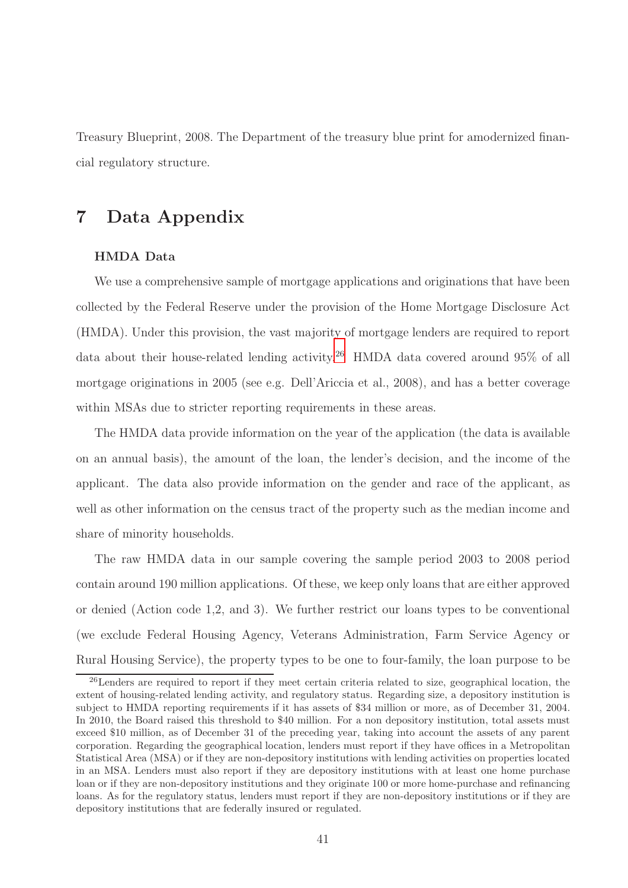Treasury Blueprint, 2008. The Department of the treasury blue print for amodernized financial regulatory structure.

# 7 Data Appendix

### HMDA Data

We use a comprehensive sample of mortgage applications and originations that have been collected by the Federal Reserve under the provision of the Home Mortgage Disclosure Act (HMDA). Under this provision, the vast majority of mortgage lenders are required to report data about their house-related lending activity.[26] HMDA data covered around 95% of all mortgage originations in 2005 (see e.g. Dell'Ariccia et al., 2008), and has a better coverage within MSAs due to stricter reporting requirements in these areas.

The HMDA data provide information on the year of the application (the data is available on an annual basis), the amount of the loan, the lender's decision, and the income of the applicant. The data also provide information on the gender and race of the applicant, as well as other information on the census tract of the property such as the median income and share of minority households.

The raw HMDA data in our sample covering the sample period 2003 to 2008 period contain around 190 million applications. Of these, we keep only loans that are either approved or denied (Action code 1,2, and 3). We further restrict our loans types to be conventional (we exclude Federal Housing Agency, Veterans Administration, Farm Service Agency or Rural Housing Service), the property types to be one to four-family, the loan purpose to be

[26] Lenders are required to report if they meet certain criteria related to size, geographical location, the extent of housing-related lending activity, and regulatory status. Regarding size, a depository institution is subject to HMDA reporting requirements if it has assets of $34 million or more, as of December 31, 2004. In 2010, the Board raised this threshold to $40 million. For a non depository institution, total assets must exceed $10 million, as of December 31 of the preceding year, taking into account the assets of any parent corporation. Regarding the geographical location, lenders must report if they have offices in a Metropolitan Statistical Area (MSA) or if they are non-depository institutions with lending activities on properties located in an MSA. Lenders must also report if they are depository institutions with at least one home purchase loan or if they are non-depository institutions and they originate 100 or more home-purchase and refinancing loans. As for the regulatory status, lenders must report if they are non-depository institutions or if they are depository institutions that are federally insured or regulated.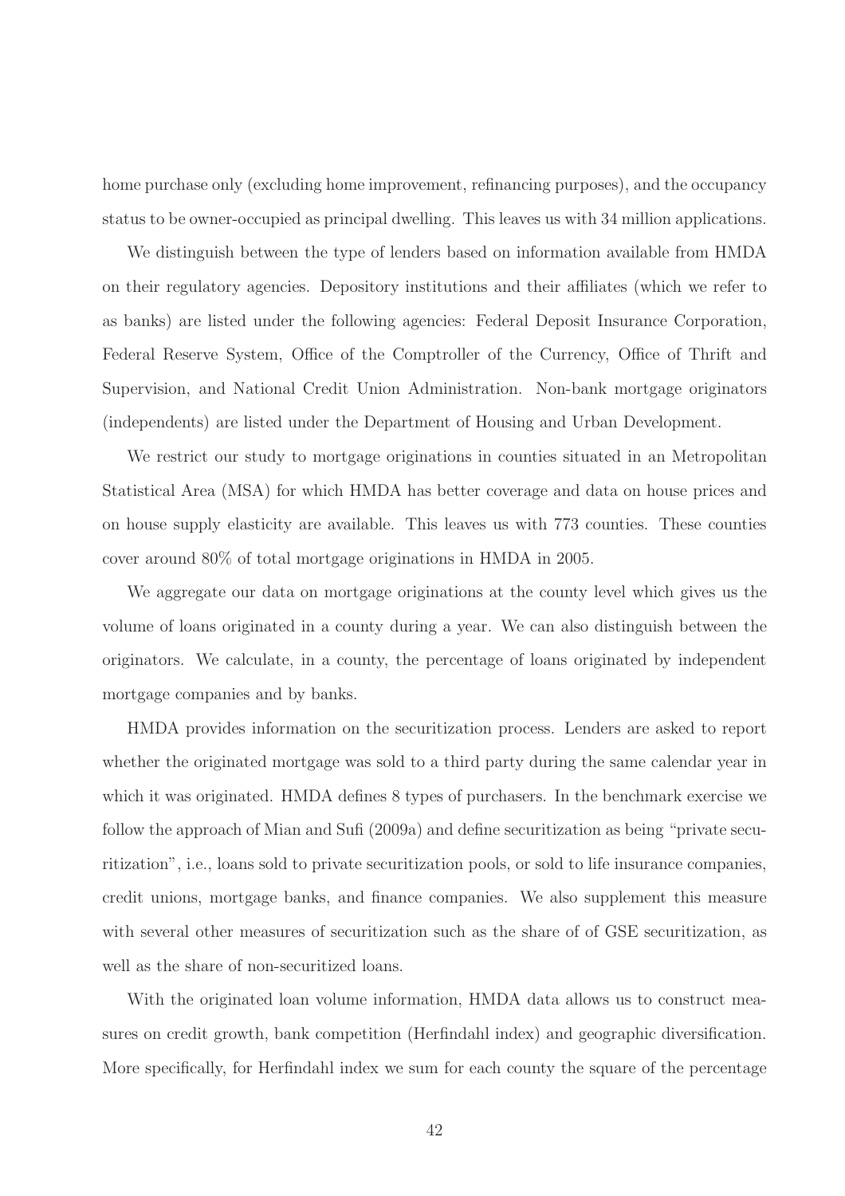home purchase only (excluding home improvement, refinancing purposes), and the occupancy status to be owner-occupied as principal dwelling. This leaves us with 34 million applications.

We distinguish between the type of lenders based on information available from HMDA on their regulatory agencies. Depository institutions and their affiliates (which we refer to as banks) are listed under the following agencies: Federal Deposit Insurance Corporation, Federal Reserve System, Office of the Comptroller of the Currency, Office of Thrift and Supervision, and National Credit Union Administration. Non-bank mortgage originators (independents) are listed under the Department of Housing and Urban Development.

We restrict our study to mortgage originations in counties situated in an Metropolitan Statistical Area (MSA) for which HMDA has better coverage and data on house prices and on house supply elasticity are available. This leaves us with 773 counties. These counties cover around 80% of total mortgage originations in HMDA in 2005.

We aggregate our data on mortgage originations at the county level which gives us the volume of loans originated in a county during a year. We can also distinguish between the originators. We calculate, in a county, the percentage of loans originated by independent mortgage companies and by banks.

HMDA provides information on the securitization process. Lenders are asked to report whether the originated mortgage was sold to a third party during the same calendar year in which it was originated. HMDA defines 8 types of purchasers. In the benchmark exercise we follow the approach of Mian and Sufi (2009a) and define securitization as being "private securitization", i.e., loans sold to private securitization pools, or sold to life insurance companies, credit unions, mortgage banks, and finance companies. We also supplement this measure with several other measures of securitization such as the share of of GSE securitization, as well as the share of non-securitized loans.

With the originated loan volume information, HMDA data allows us to construct measures on credit growth, bank competition (Herfindahl index) and geographic diversification. More specifically, for Herfindahl index we sum for each county the square of the percentage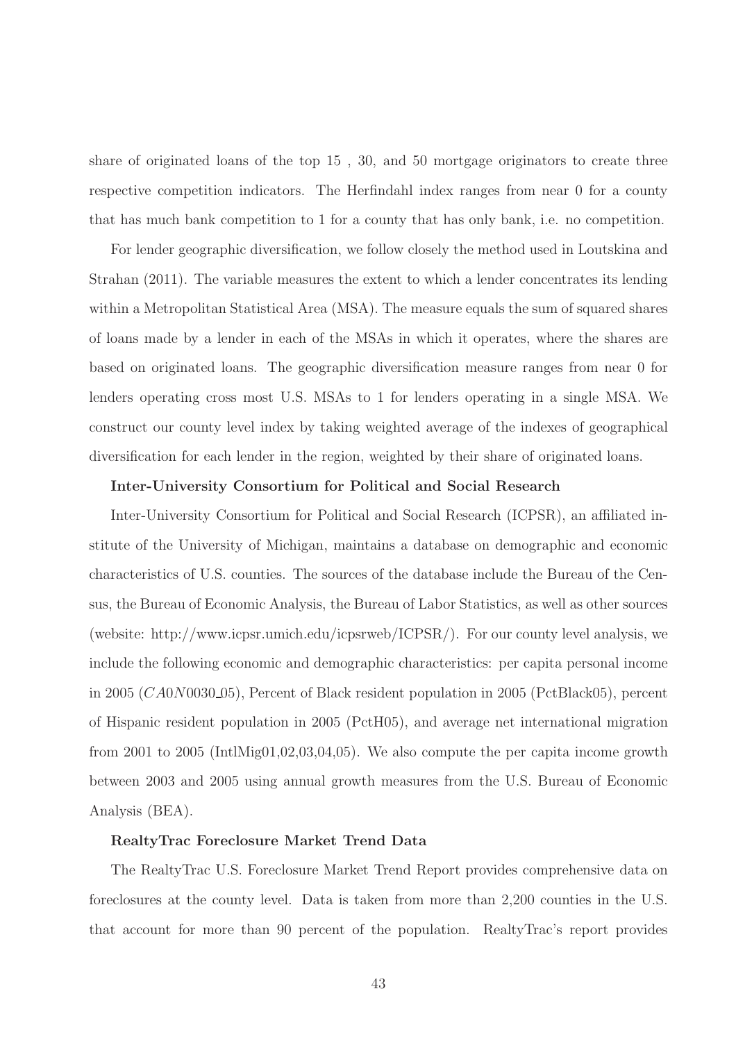share of originated loans of the top 15 , 30, and 50 mortgage originators to create three respective competition indicators. The Herfindahl index ranges from near 0 for a county that has much bank competition to 1 for a county that has only bank, i.e. no competition.

For lender geographic diversification, we follow closely the method used in Loutskina and Strahan (2011). The variable measures the extent to which a lender concentrates its lending within a Metropolitan Statistical Area (MSA). The measure equals the sum of squared shares of loans made by a lender in each of the MSAs in which it operates, where the shares are based on originated loans. The geographic diversification measure ranges from near 0 for lenders operating cross most U.S. MSAs to 1 for lenders operating in a single MSA. We construct our county level index by taking weighted average of the indexes of geographical diversification for each lender in the region, weighted by their share of originated loans.

**Inter-University Consortium for Political and Social Research**

Inter-University Consortium for Political and Social Research (ICPSR), an affiliated institute of the University of Michigan, maintains a database on demographic and economic characteristics of U.S. counties. The sources of the database include the Bureau of the Census, the Bureau of Economic Analysis, the Bureau of Labor Statistics, as well as other sources (website: http://www.icpsr.umich.edu/icpsrweb/ICPSR/). For our county level analysis, we include the following economic and demographic characteristics: per capita personal income in 2005 ($CA0N0030\_05$), Percent of Black resident population in 2005 (PctBlack05), percent of Hispanic resident population in 2005 (PctH05), and average net international migration from 2001 to 2005 (IntlMig01,02,03,04,05). We also compute the per capita income growth between 2003 and 2005 using annual growth measures from the U.S. Bureau of Economic Analysis (BEA).

**RealtyTrac Foreclosure Market Trend Data**

The RealtyTrac U.S. Foreclosure Market Trend Report provides comprehensive data on foreclosures at the county level. Data is taken from more than 2,200 counties in the U.S. that account for more than 90 percent of the population. RealtyTrac's report provides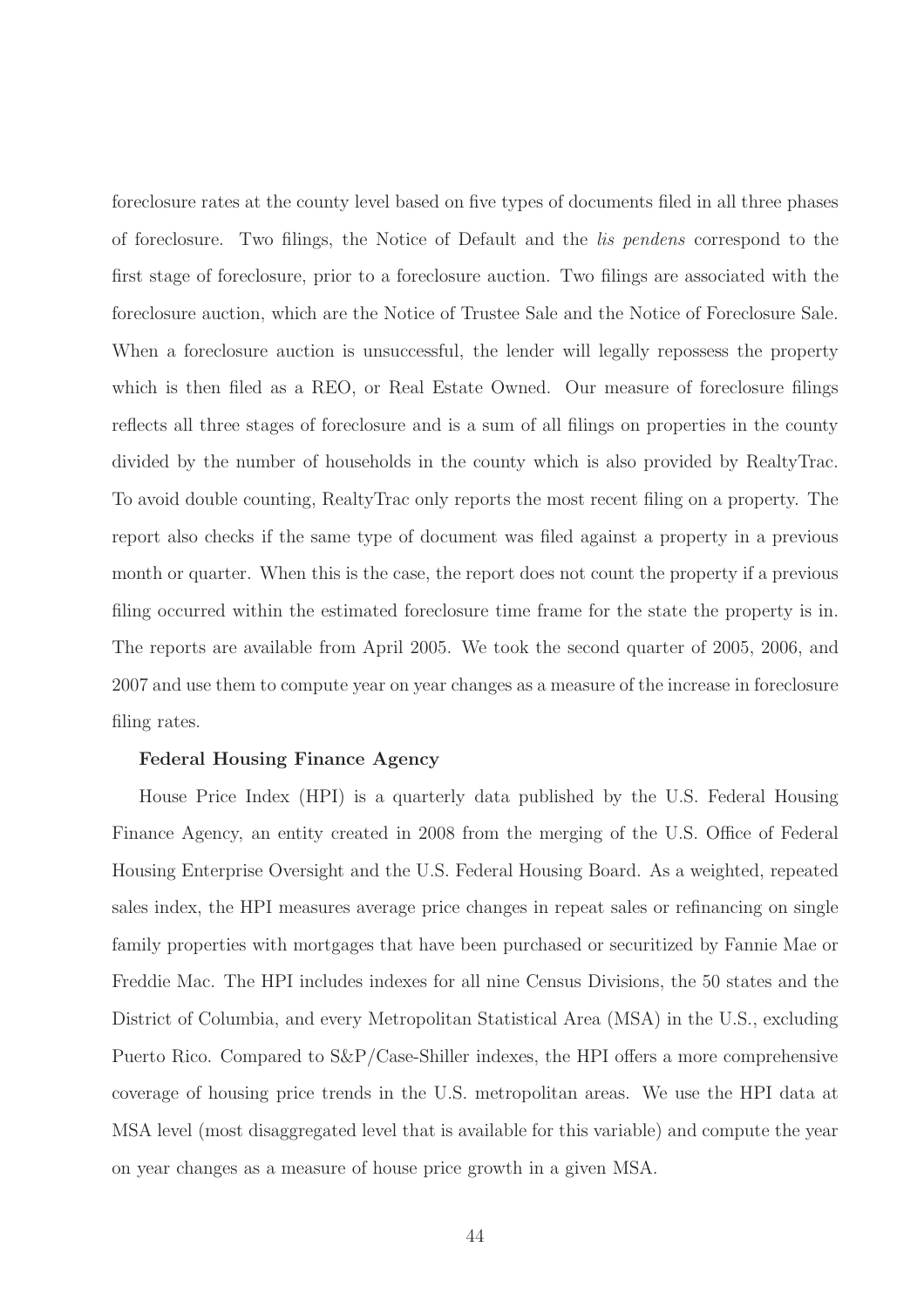foreclosure rates at the county level based on five types of documents filed in all three phases of foreclosure. Two filings, the Notice of Default and the *lis pendens* correspond to the first stage of foreclosure, prior to a foreclosure auction. Two filings are associated with the foreclosure auction, which are the Notice of Trustee Sale and the Notice of Foreclosure Sale. When a foreclosure auction is unsuccessful, the lender will legally repossess the property which is then filed as a REO, or Real Estate Owned. Our measure of foreclosure filings reflects all three stages of foreclosure and is a sum of all filings on properties in the county divided by the number of households in the county which is also provided by RealtyTrac. To avoid double counting, RealtyTrac only reports the most recent filing on a property. The report also checks if the same type of document was filed against a property in a previous month or quarter. When this is the case, the report does not count the property if a previous filing occurred within the estimated foreclosure time frame for the state the property is in. The reports are available from April 2005. We took the second quarter of 2005, 2006, and 2007 and use them to compute year on year changes as a measure of the increase in foreclosure filing rates.

**Federal Housing Finance Agency**

House Price Index (HPI) is a quarterly data published by the U.S. Federal Housing Finance Agency, an entity created in 2008 from the merging of the U.S. Office of Federal Housing Enterprise Oversight and the U.S. Federal Housing Board. As a weighted, repeated sales index, the HPI measures average price changes in repeat sales or refinancing on single family properties with mortgages that have been purchased or securitized by Fannie Mae or Freddie Mac. The HPI includes indexes for all nine Census Divisions, the 50 states and the District of Columbia, and every Metropolitan Statistical Area (MSA) in the U.S., excluding Puerto Rico. Compared to S&P/Case-Shiller indexes, the HPI offers a more comprehensive coverage of housing price trends in the U.S. metropolitan areas. We use the HPI data at MSA level (most disaggregated level that is available for this variable) and compute the year on year changes as a measure of house price growth in a given MSA.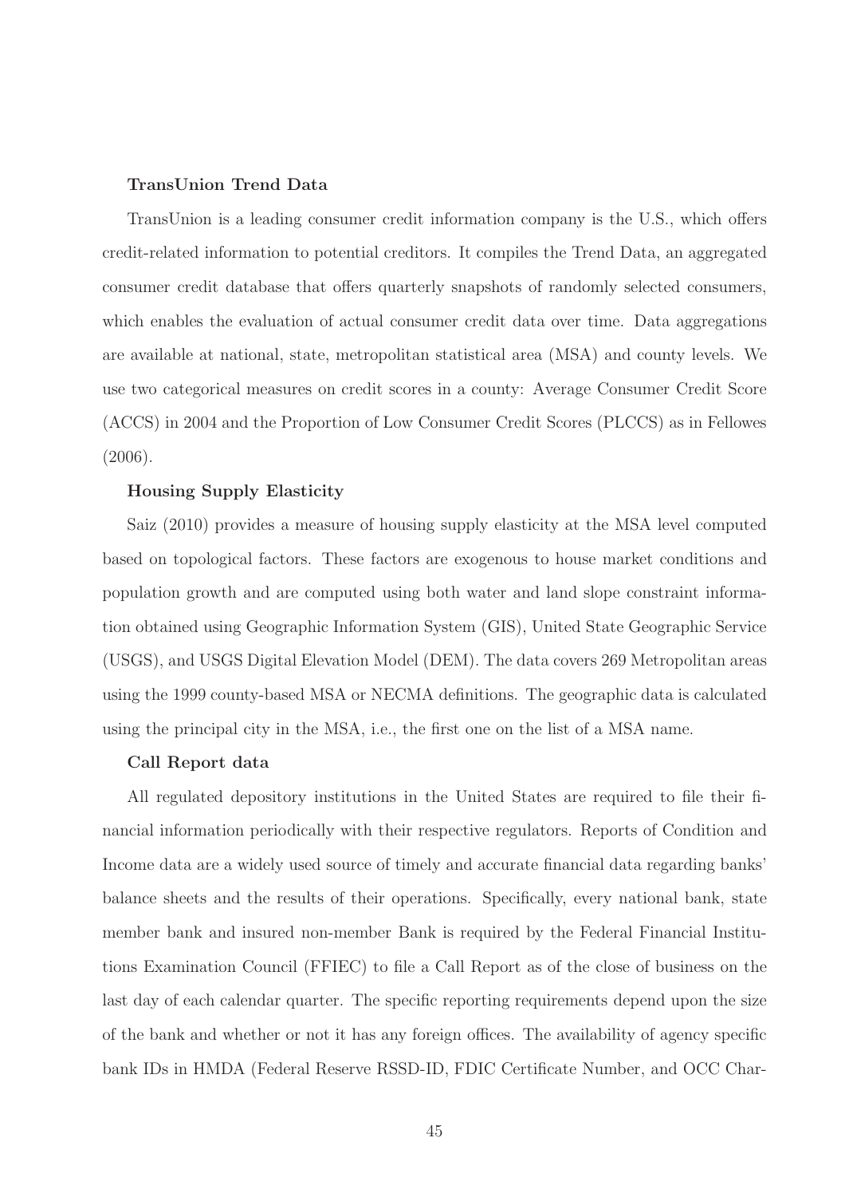**TransUnion Trend Data**

TransUnion is a leading consumer credit information company is the U.S., which offers credit-related information to potential creditors. It compiles the Trend Data, an aggregated consumer credit database that offers quarterly snapshots of randomly selected consumers, which enables the evaluation of actual consumer credit data over time. Data aggregations are available at national, state, metropolitan statistical area (MSA) and county levels. We use two categorical measures on credit scores in a county: Average Consumer Credit Score (ACCS) in 2004 and the Proportion of Low Consumer Credit Scores (PLCCS) as in Fellowes (2006).

**Housing Supply Elasticity**

Saiz (2010) provides a measure of housing supply elasticity at the MSA level computed based on topological factors. These factors are exogenous to house market conditions and population growth and are computed using both water and land slope constraint information obtained using Geographic Information System (GIS), United State Geographic Service (USGS), and USGS Digital Elevation Model (DEM). The data covers 269 Metropolitan areas using the 1999 county-based MSA or NECMA definitions. The geographic data is calculated using the principal city in the MSA, i.e., the first one on the list of a MSA name.

**Call Report data**

All regulated depository institutions in the United States are required to file their financial information periodically with their respective regulators. Reports of Condition and Income data are a widely used source of timely and accurate financial data regarding banks' balance sheets and the results of their operations. Specifically, every national bank, state member bank and insured non-member Bank is required by the Federal Financial Institutions Examination Council (FFIEC) to file a Call Report as of the close of business on the last day of each calendar quarter. The specific reporting requirements depend upon the size of the bank and whether or not it has any foreign offices. The availability of agency specific bank IDs in HMDA (Federal Reserve RSSD-ID, FDIC Certificate Number, and OCC Char-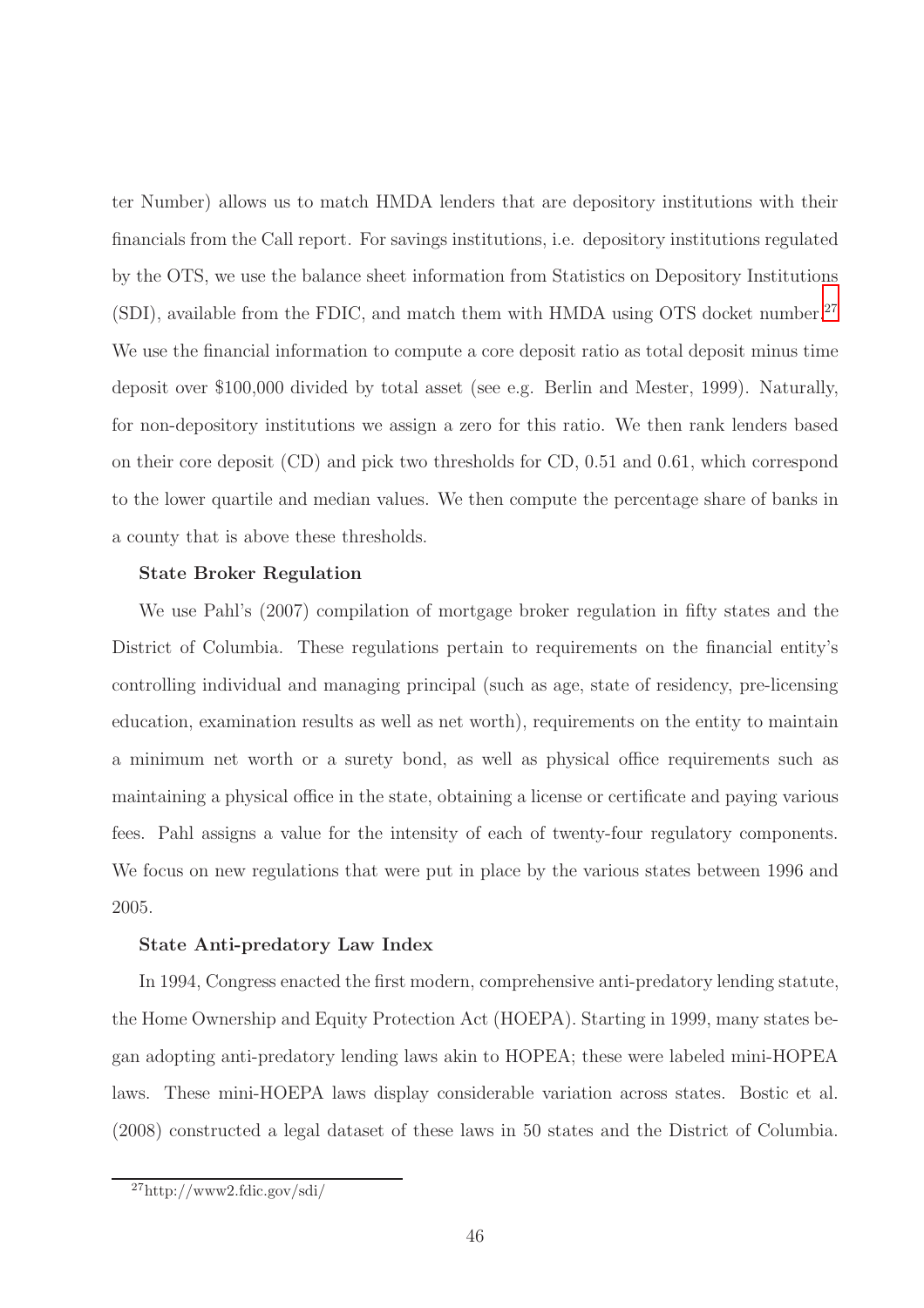ter Number) allows us to match HMDA lenders that are depository institutions with their financials from the Call report. For savings institutions, i.e. depository institutions regulated by the OTS, we use the balance sheet information from Statistics on Depository Institutions (SDI), available from the FDIC, and match them with HMDA using OTS docket number.[27] We use the financial information to compute a core deposit ratio as total deposit minus time deposit over $100,000 divided by total asset (see e.g. Berlin and Mester, 1999). Naturally, for non-depository institutions we assign a zero for this ratio. We then rank lenders based on their core deposit (CD) and pick two thresholds for CD, 0.51 and 0.61, which correspond to the lower quartile and median values. We then compute the percentage share of banks in a county that is above these thresholds.

**State Broker Regulation**

We use Pahl's (2007) compilation of mortgage broker regulation in fifty states and the District of Columbia. These regulations pertain to requirements on the financial entity's controlling individual and managing principal (such as age, state of residency, pre-licensing education, examination results as well as net worth), requirements on the entity to maintain a minimum net worth or a surety bond, as well as physical office requirements such as maintaining a physical office in the state, obtaining a license or certificate and paying various fees. Pahl assigns a value for the intensity of each of twenty-four regulatory components. We focus on new regulations that were put in place by the various states between 1996 and 2005.

**State Anti-predatory Law Index**

In 1994, Congress enacted the first modern, comprehensive anti-predatory lending statute, the Home Ownership and Equity Protection Act (HOEPA). Starting in 1999, many states began adopting anti-predatory lending laws akin to HOPEA; these were labeled mini-HOPEA laws. These mini-HOEPA laws display considerable variation across states. Bostic et al. (2008) constructed a legal dataset of these laws in 50 states and the District of Columbia.

[27] http://www2.fdic.gov/sdi/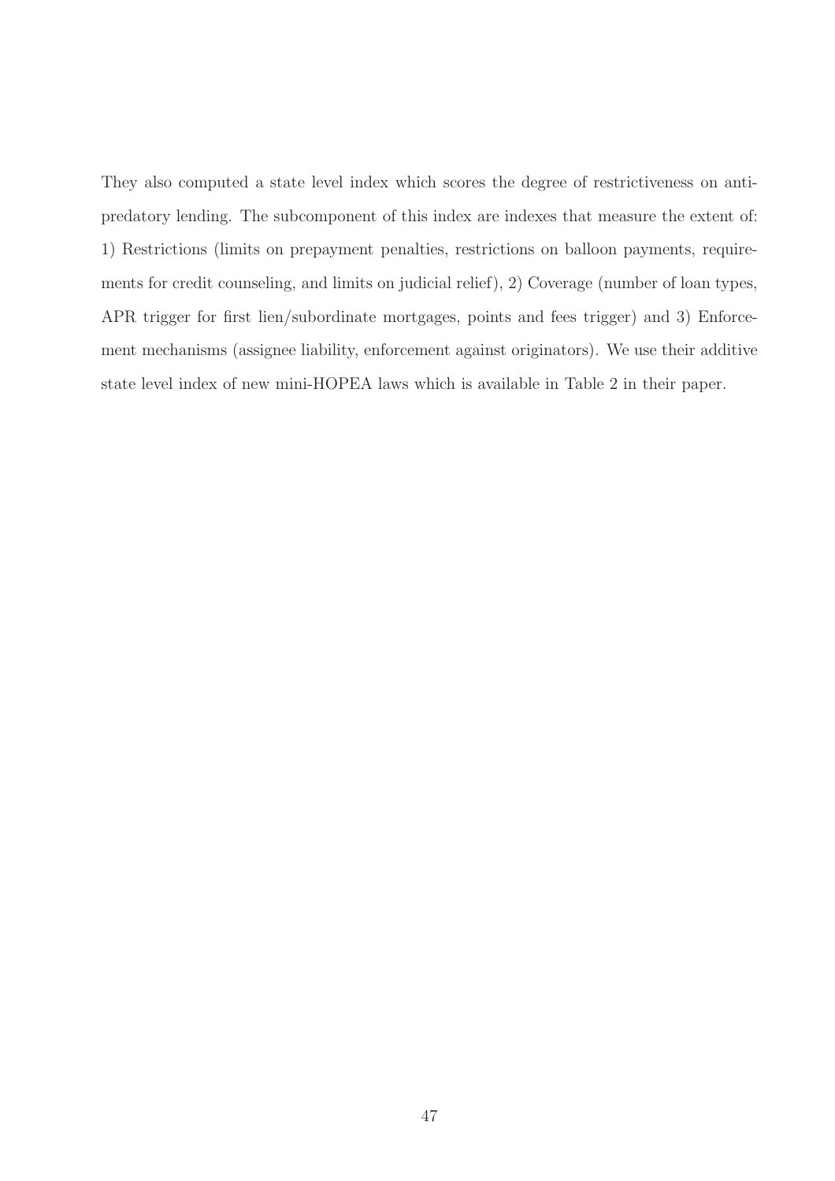They also computed a state level index which scores the degree of restrictiveness on anti-predatory lending. The subcomponent of this index are indexes that measure the extent of: 1) Restrictions (limits on prepayment penalties, restrictions on balloon payments, requirements for credit counseling, and limits on judicial relief), 2) Coverage (number of loan types, APR trigger for first lien/subordinate mortgages, points and fees trigger) and 3) Enforcement mechanisms (assignee liability, enforcement against originators). We use their additive state level index of new mini-HOPEA laws which is available in Table 2 in their paper.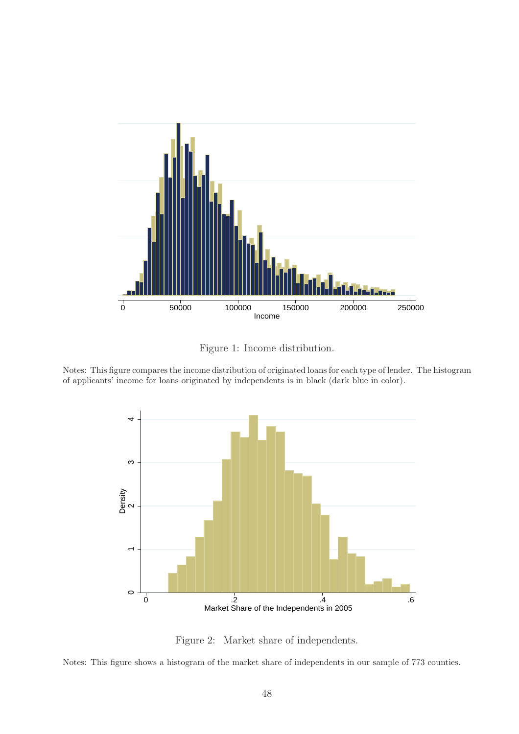Figure 1: Income distribution.

Notes: This figure compares the income distribution of originated loans for each type of lender. The histogram of applicants' income for loans originated by independents is in black (dark blue in color).

Figure 2: Market share of independents.

Notes: This figure shows a histogram of the market share of independents in our sample of 773 counties.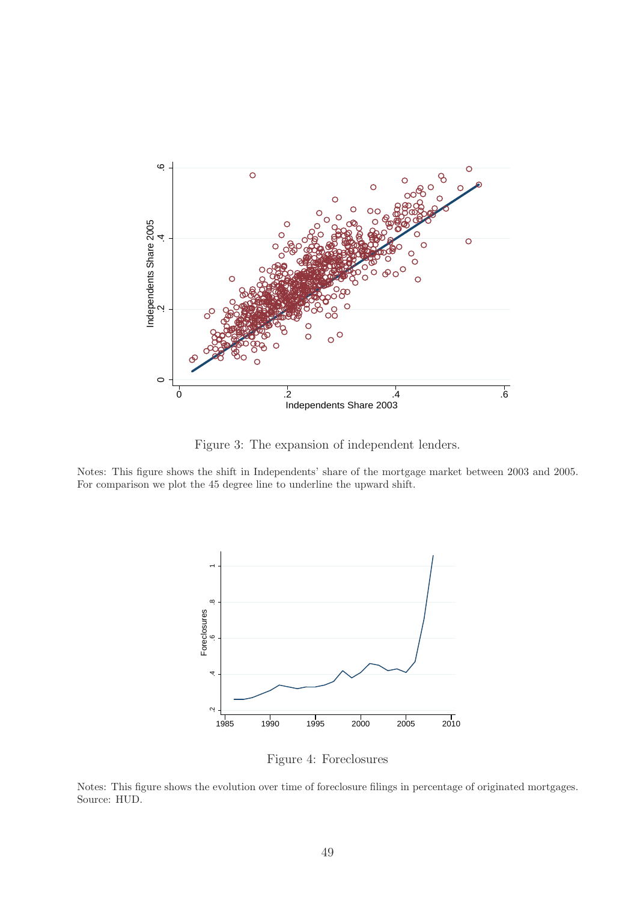Figure 3: The expansion of independent lenders.

Notes: This figure shows the shift in Independents' share of the mortgage market between 2003 and 2005. For comparison we plot the 45 degree line to underline the upward shift.

Figure 4: Foreclosures

Notes: This figure shows the evolution over time of foreclosure filings in percentage of originated mortgages. Source: HUD.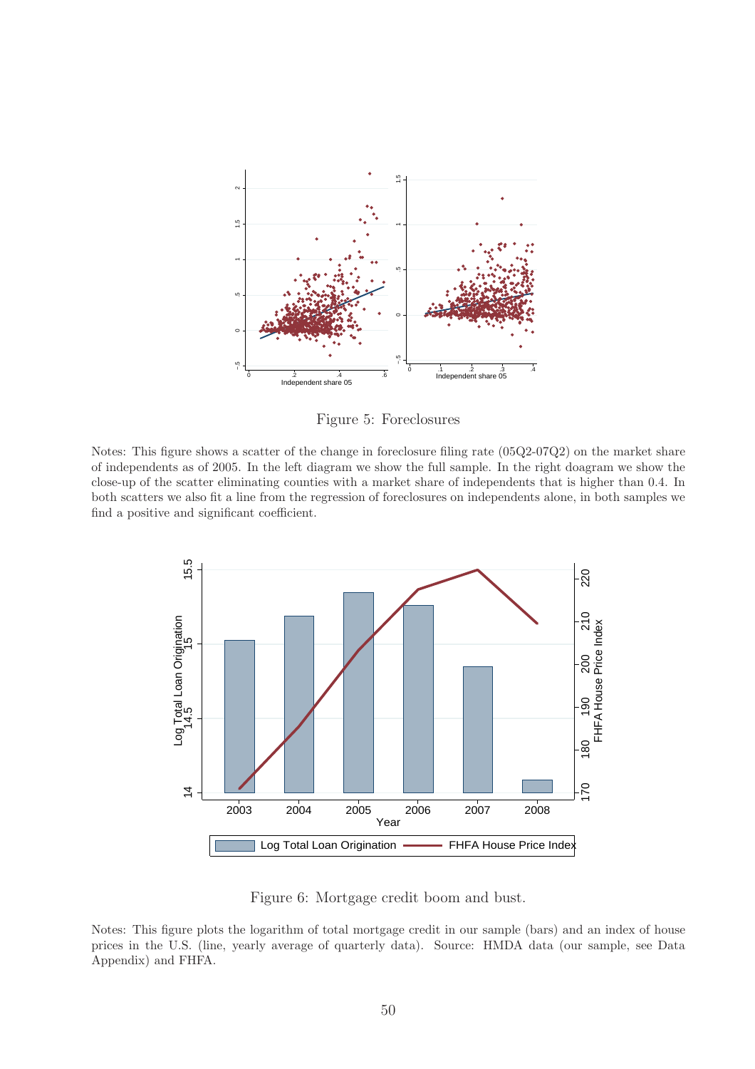Figure 5: Foreclosures

Notes: This figure shows a scatter of the change in foreclosure filing rate (05Q2-07Q2) on the market share of independents as of 2005. In the left diagram we show the full sample. In the right doagram we show the close-up of the scatter eliminating counties with a market share of independents that is higher than 0.4. In both scatters we also fit a line from the regression of foreclosures on independents alone, in both samples we find a positive and significant coefficient.

Figure 6: Mortgage credit boom and bust.

Notes: This figure plots the logarithm of total mortgage credit in our sample (bars) and an index of house prices in the U.S. (line, yearly average of quarterly data). Source: HMDA data (our sample, see Data Appendix) and FHFA.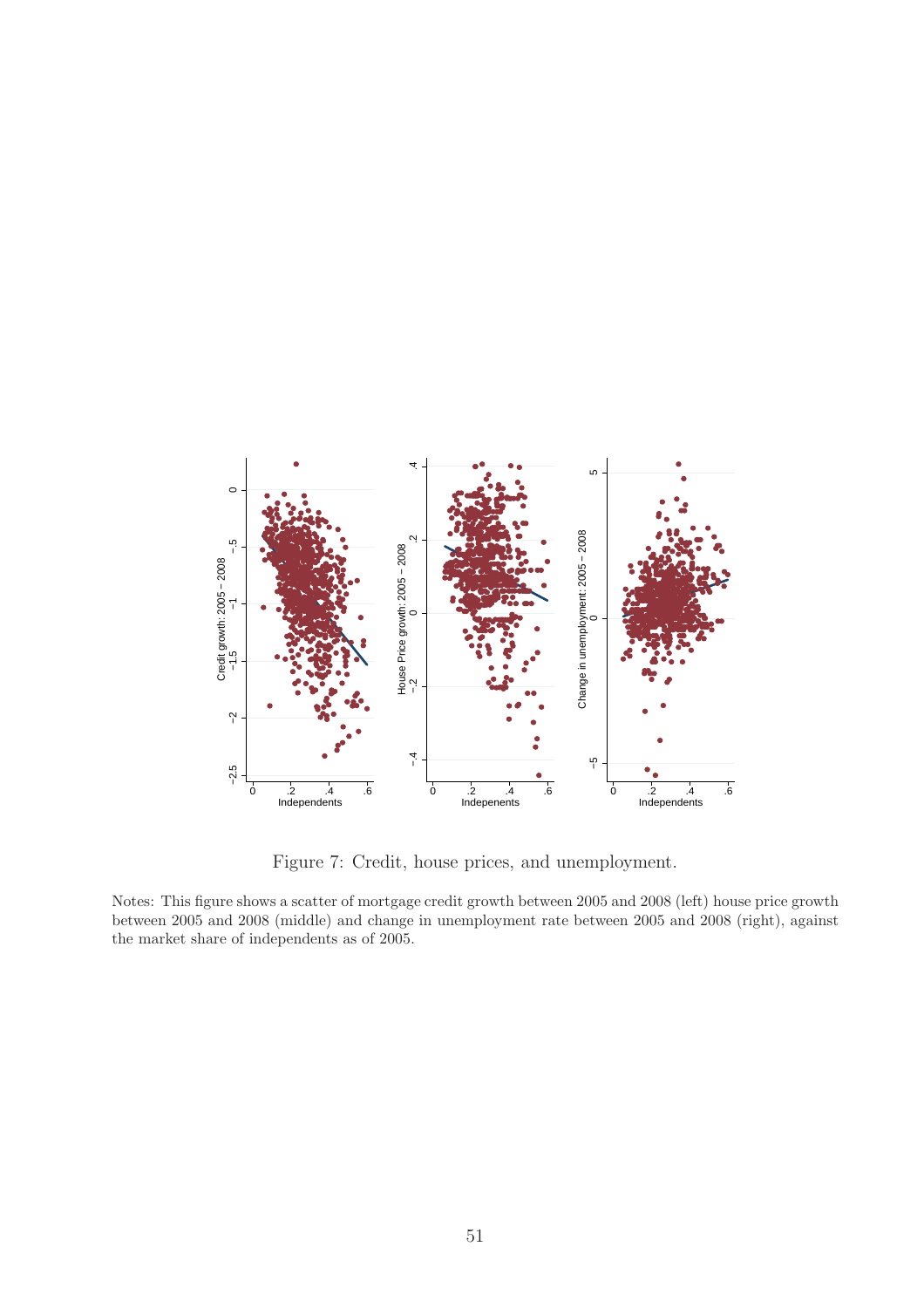Figure 7: Credit, house prices, and unemployment.

Notes: This figure shows a scatter of mortgage credit growth between 2005 and 2008 (left) house price growth between 2005 and 2008 (middle) and change in unemployment rate between 2005 and 2008 (right), against the market share of independents as of 2005.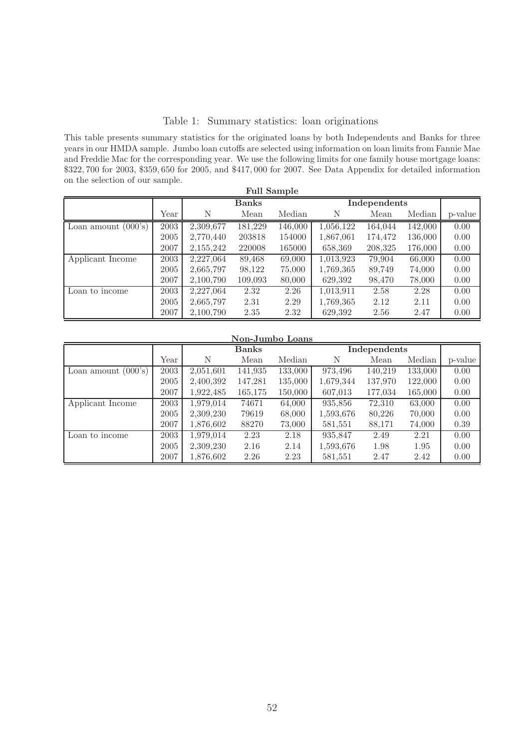Table 1: Summary statistics: loan originations

This table presents summary statistics for the originated loans by both Independents and Banks for three years in our HMDA sample. Jumbo loan cutoffs are selected using information on loan limits from Fannie Mae and Freddie Mac for the corresponding year. We use the following limits for one family house mortgage loans: \$322,700 for 2003, \$359,650 for 2005, and \$417,000 for 2007. See Data Appendix for detailed information on the selection of our sample.

**Full Sample**

| | | **Banks** | | | **Independents** | | | |
|---|---|---|---|---|---|---|---|---|
| | Year | N | Mean | Median | N | Mean | Median | p-value |
| Loan amount (000's) | 2003 | 2,309,677 | 181,229 | 146,000 | 1,056,122 | 164,044 | 142,000 | 0.00 |
| | 2005 | 2,770,440 | 203818 | 154000 | 1,867,061 | 174,472 | 136,000 | 0.00 |
| | 2007 | 2,155,242 | 220008 | 165000 | 658,369 | 208,325 | 176,000 | 0.00 |
| Applicant Income | 2003 | 2,227,064 | 89,468 | 69,000 | 1,013,923 | 79,904 | 66,000 | 0.00 |
| | 2005 | 2,665,797 | 98,122 | 75,000 | 1,769,365 | 89,749 | 74,000 | 0.00 |
| | 2007 | 2,100,790 | 109,093 | 80,000 | 629,392 | 98,470 | 78,000 | 0.00 |
| Loan to income | 2003 | 2,227,064 | 2.32 | 2.26 | 1,013,911 | 2.58 | 2.28 | 0.00 |
| | 2005 | 2,665,797 | 2.31 | 2.29 | 1,769,365 | 2.12 | 2.11 | 0.00 |
| | 2007 | 2,100,790 | 2.35 | 2.32 | 629,392 | 2.56 | 2.47 | 0.00 |

**Non-Jumbo Loans**

| | | **Banks** | | | **Independents** | | | |
|---|---|---|---|---|---|---|---|---|
| | Year | N | Mean | Median | N | Mean | Median | p-value |
| Loan amount (000's) | 2003 | 2,051,601 | 141,935 | 133,000 | 973,496 | 140,219 | 133,000 | 0.00 |
| | 2005 | 2,400,392 | 147,281 | 135,000 | 1,679,344 | 137,970 | 122,000 | 0.00 |
| | 2007 | 1,922,485 | 165,175 | 150,000 | 607,013 | 177,034 | 165,000 | 0.00 |
| Applicant Income | 2003 | 1,979,014 | 74671 | 64,000 | 935,856 | 72,310 | 63,000 | 0.00 |
| | 2005 | 2,309,230 | 79619 | 68,000 | 1,593,676 | 80,226 | 70,000 | 0.00 |
| | 2007 | 1,876,602 | 88270 | 73,000 | 581,551 | 88,171 | 74,000 | 0.39 |
| Loan to income | 2003 | 1,979,014 | 2.23 | 2.18 | 935,847 | 2.49 | 2.21 | 0.00 |
| | 2005 | 2,309,230 | 2.16 | 2.14 | 1,593,676 | 1.98 | 1.95 | 0.00 |
| | 2007 | 1,876,602 | 2.26 | 2.23 | 581,551 | 2.47 | 2.42 | 0.00 |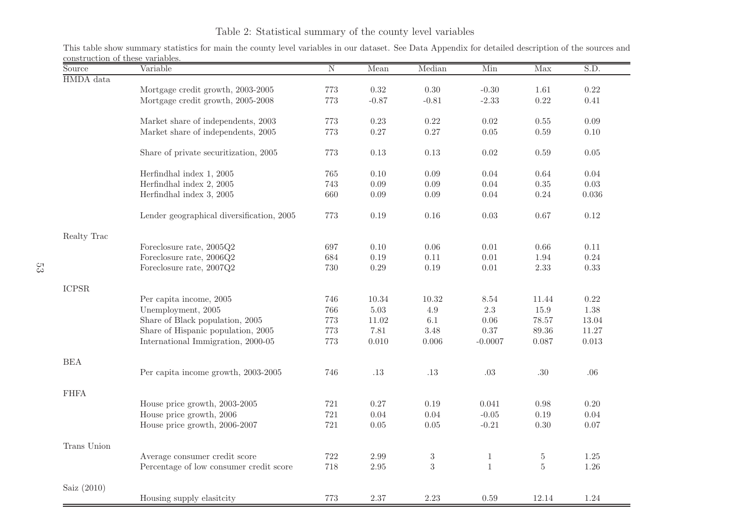Table 2: Statistical summary of the county level variables

This table show summary statistics for main the county level variables in our dataset. See Data Appendix for detailed description of the sources and construction of these variables.

| Source | Variable | N | Mean | Median | Min | Max | S.D. |
|---|---|---|---|---|---|---|---|
| HMDA data | | | | | | | |
| | Mortgage credit growth, 2003-2005 | 773 | 0.32 | 0.30 | -0.30 | 1.61 | 0.22 |
| | Mortgage credit growth, 2005-2008 | 773 | -0.87 | -0.81 | -2.33 | 0.22 | 0.41 |
| | Market share of independents, 2003 | 773 | 0.23 | 0.22 | 0.02 | 0.55 | 0.09 |
| | Market share of independents, 2005 | 773 | 0.27 | 0.27 | 0.05 | 0.59 | 0.10 |
| | Share of private securitization, 2005 | 773 | 0.13 | 0.13 | 0.02 | 0.59 | 0.05 |
| | Herfindhal index 1, 2005 | 765 | 0.10 | 0.09 | 0.04 | 0.64 | 0.04 |
| | Herfindhal index 2, 2005 | 743 | 0.09 | 0.09 | 0.04 | 0.35 | 0.03 |
| | Herfindhal index 3, 2005 | 660 | 0.09 | 0.09 | 0.04 | 0.24 | 0.036 |
| | Lender geographical diversification, 2005 | 773 | 0.19 | 0.16 | 0.03 | 0.67 | 0.12 |
| Realty Trac | | | | | | | |
| | Foreclosure rate, 2005Q2 | 697 | 0.10 | 0.06 | 0.01 | 0.66 | 0.11 |
| | Foreclosure rate, 2006Q2 | 684 | 0.19 | 0.11 | 0.01 | 1.94 | 0.24 |
| | Foreclosure rate, 2007Q2 | 730 | 0.29 | 0.19 | 0.01 | 2.33 | 0.33 |
| ICPSR | | | | | | | |
| | Per capita income, 2005 | 746 | 10.34 | 10.32 | 8.54 | 11.44 | 0.22 |
| | Unemployment, 2005 | 766 | 5.03 | 4.9 | 2.3 | 15.9 | 1.38 |
| | Share of Black population, 2005 | 773 | 11.02 | 6.1 | 0.06 | 78.57 | 13.04 |
| | Share of Hispanic population, 2005 | 773 | 7.81 | 3.48 | 0.37 | 89.36 | 11.27 |
| | International Immigration, 2000-05 | 773 | 0.010 | 0.006 | -0.0007 | 0.087 | 0.013 |
| BEA | | | | | | | |
| | Per capita income growth, 2003-2005 | 746 | .13 | .13 | .03 | .30 | .06 |
| FHFA | | | | | | | |
| | House price growth, 2003-2005 | 721 | 0.27 | 0.19 | 0.041 | 0.98 | 0.20 |
| | House price growth, 2006 | 721 | 0.04 | 0.04 | -0.05 | 0.19 | 0.04 |
| | House price growth, 2006-2007 | 721 | 0.05 | 0.05 | -0.21 | 0.30 | 0.07 |
| Trans Union | | | | | | | |
| | Average consumer credit score | 722 | 2.99 | 3 | 1 | 5 | 1.25 |
| | Percentage of low consumer credit score | 718 | 2.95 | 3 | 1 | 5 | 1.26 |
| Saiz (2010) | | | | | | | |
| | Housing supply elasitcity | 773 | 2.37 | 2.23 | 0.59 | 12.14 | 1.24 |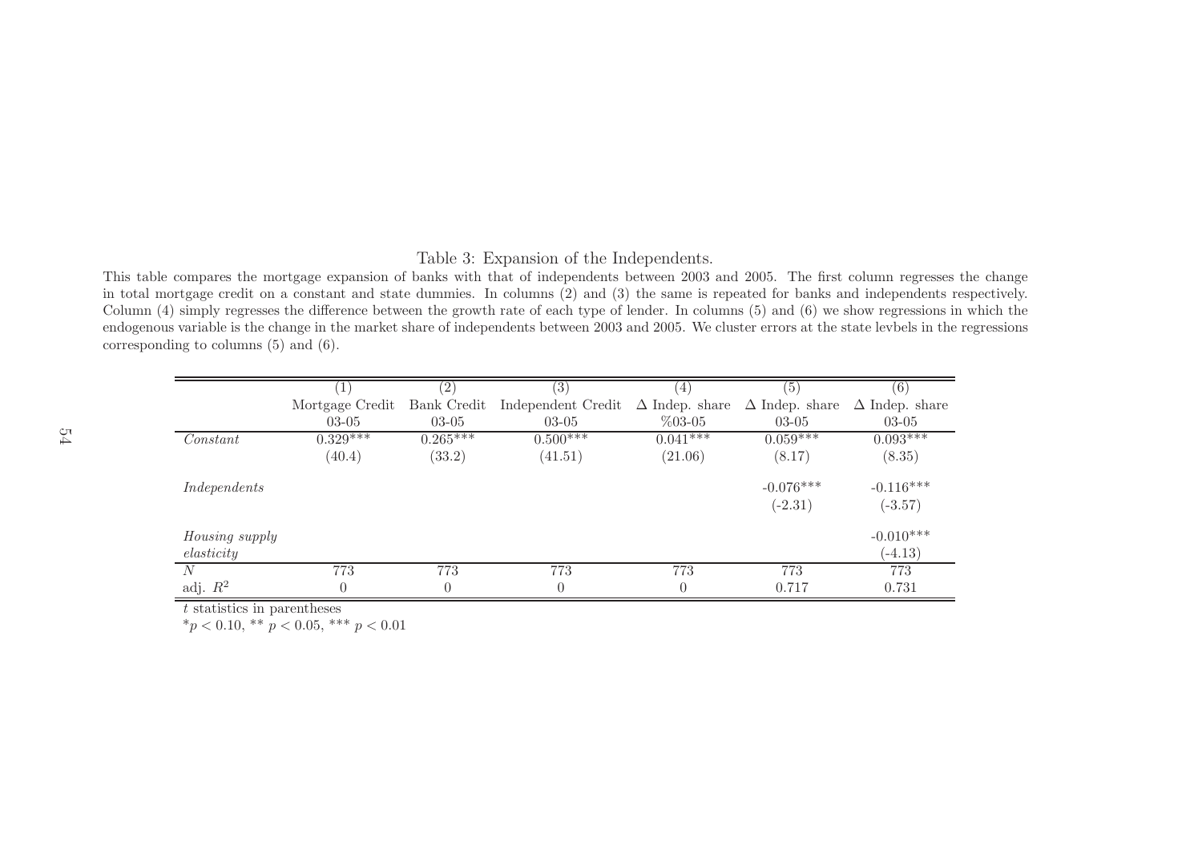Table 3: Expansion of the Independents.

This table compares the mortgage expansion of banks with that of independents between 2003 and 2005. The first column regresses the change in total mortgage credit on a constant and state dummies. In columns (2) and (3) the same is repeated for banks and independents respectively. Column (4) simply regresses the difference between the growth rate of each type of lender. In columns (5) and (6) we show regressions in which the endogenous variable is the change in the market share of independents between 2003 and 2005. We cluster errors at the state levbels in the regressions corresponding to columns (5) and (6).

| | (1) | (2) | (3) | (4) | (5) | (6) |
|---|---|---|---|---|---|---|
| | Mortgage Credit | Bank Credit | Independent Credit | $\Delta$ Indep. share | $\Delta$ Indep. share | $\Delta$ Indep. share |
| | 03-05 | 03-05 | 03-05 | %03-05 | 03-05 | 03-05 |
| *Constant* | 0.329*** | 0.265*** | 0.500*** | 0.041*** | 0.059*** | 0.093*** |
| | (40.4) | (33.2) | (41.51) | (21.06) | (8.17) | (8.35) |
| *Independents* | | | | | -0.076*** | -0.116*** |
| | | | | | (-2.31) | (-3.57) |
| *Housing supply elasticity* | | | | | | -0.010*** |
| | | | | | | (-4.13) |
| $N$ | 773 | 773 | 773 | 773 | 773 | 773 |
| adj. $R^2$ | 0 | 0 | 0 | 0 | 0.717 | 0.731 |

$t$ statistics in parentheses

$^{*}p < 0.10$, $^{**}$ $p < 0.05$, $^{***}$ $p < 0.01$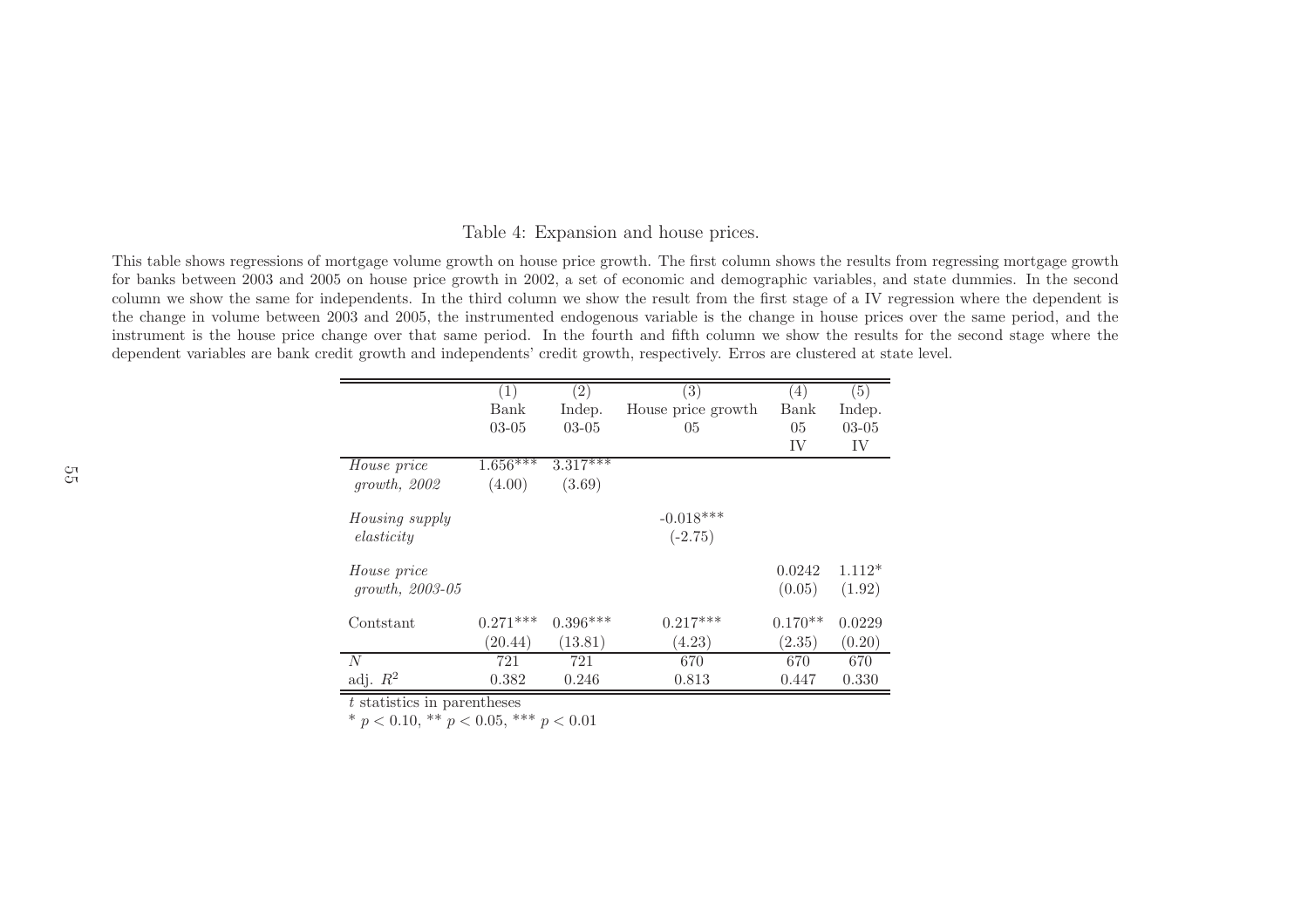Table 4: Expansion and house prices.

This table shows regressions of mortgage volume growth on house price growth. The first column shows the results from regressing mortgage growth for banks between 2003 and 2005 on house price growth in 2002, a set of economic and demographic variables, and state dummies. In the second column we show the same for independents. In the third column we show the result from the first stage of a IV regression where the dependent is the change in volume between 2003 and 2005, the instrumented endogenous variable is the change in house prices over the same period, and the instrument is the house price change over that same period. In the fourth and fifth column we show the results for the second stage where the dependent variables are bank credit growth and independents' credit growth, respectively. Erros are clustered at state level.

| | (1) | (2) | (3) | (4) | (5) |
|---|---|---|---|---|---|
| | Bank | Indep. | House price growth | Bank | Indep. |
| | 03-05 | 03-05 | 05 | 05 | 03-05 |
| | | | | IV | IV |
| *House price growth, 2002* | 1.656*** | 3.317*** | | | |
| | (4.00) | (3.69) | | | |
| *Housing supply elasticity* | | | -0.018*** | | |
| | | | (-2.75) | | |
| *House price growth, 2003-05* | | | | 0.0242 | 1.112* |
| | | | | (0.05) | (1.92) |
| Contstant | 0.271*** | 0.396*** | 0.217*** | 0.170** | 0.0229 |
| | (20.44) | (13.81) | (4.23) | (2.35) | (0.20) |
| $N$ | 721 | 721 | 670 | 670 | 670 |
| adj. $R^2$ | 0.382 | 0.246 | 0.813 | 0.447 | 0.330 |

$t$ statistics in parentheses

* $p < 0.10$, ** $p < 0.05$, *** $p < 0.01$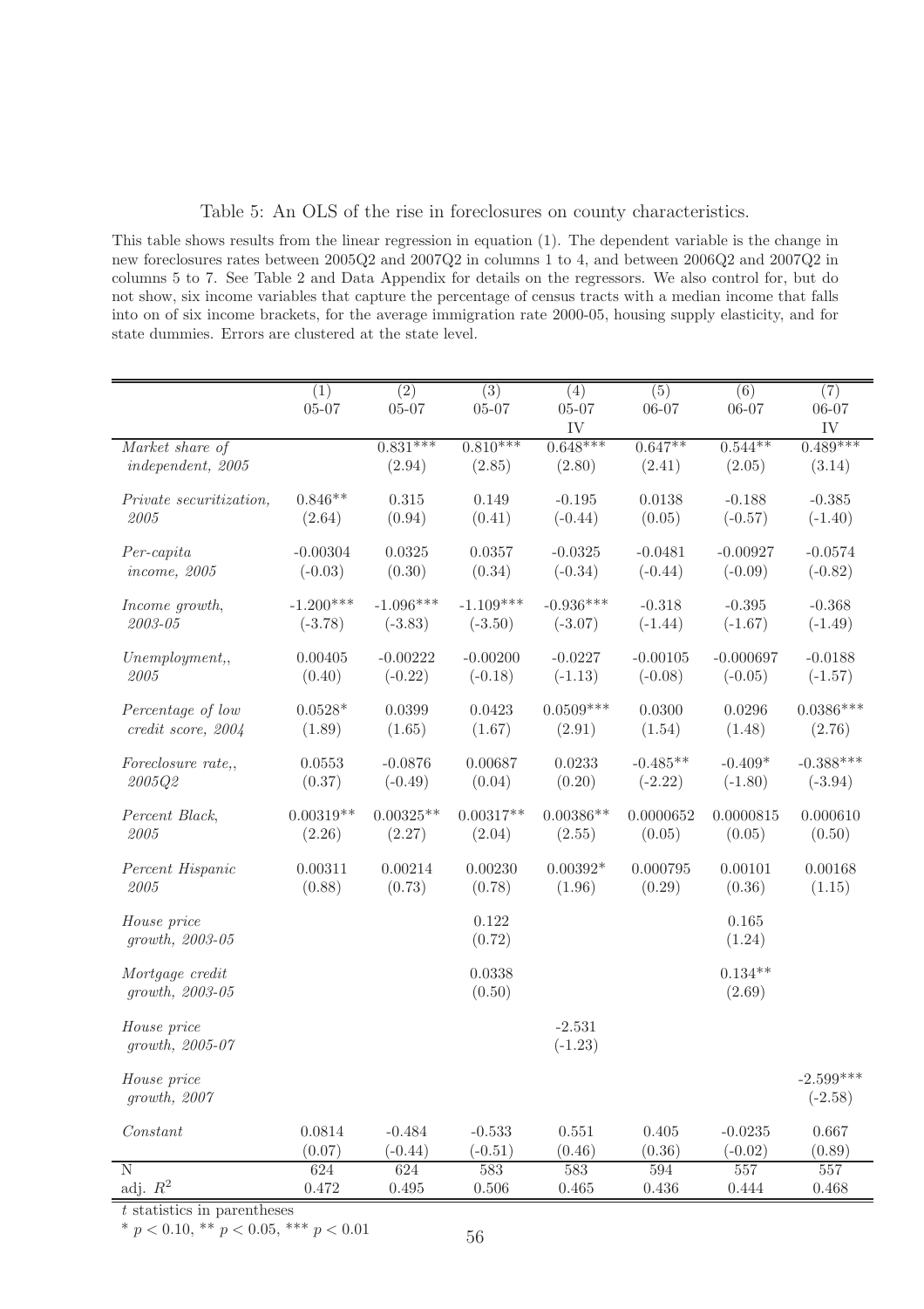Table 5: An OLS of the rise in foreclosures on county characteristics.

This table shows results from the linear regression in equation (1). The dependent variable is the change in new foreclosures rates between 2005Q2 and 2007Q2 in columns 1 to 4, and between 2006Q2 and 2007Q2 in columns 5 to 7. See Table 2 and Data Appendix for details on the regressors. We also control for, but do not show, six income variables that capture the percentage of census tracts with a median income that falls into on of six income brackets, for the average immigration rate 2000-05, housing supply elasticity, and for state dummies. Errors are clustered at the state level.

| | (1) 05-07 | (2) 05-07 | (3) 05-07 | (4) 05-07 IV | (5) 06-07 | (6) 06-07 | (7) 06-07 IV |
|---|---|---|---|---|---|---|---|
| *Market share of independent, 2005* | | 0.831*** | 0.810*** | 0.648*** | 0.647** | 0.544** | 0.489*** |
| | | (2.94) | (2.85) | (2.80) | (2.41) | (2.05) | (3.14) |
| *Private securitization, 2005* | 0.846** | 0.315 | 0.149 | -0.195 | 0.0138 | -0.188 | -0.385 |
| | (2.64) | (0.94) | (0.41) | (-0.44) | (0.05) | (-0.57) | (-1.40) |
| *Per-capita income, 2005* | -0.00304 | 0.0325 | 0.0357 | -0.0325 | -0.0481 | -0.00927 | -0.0574 |
| | (-0.03) | (0.30) | (0.34) | (-0.34) | (-0.44) | (-0.09) | (-0.82) |
| *Income growth, 2003-05* | -1.200*** | -1.096*** | -1.109*** | -0.936*** | -0.318 | -0.395 | -0.368 |
| | (-3.78) | (-3.83) | (-3.50) | (-3.07) | (-1.44) | (-1.67) | (-1.49) |
| *Unemployment,, 2005* | 0.00405 | -0.00222 | -0.00200 | -0.0227 | -0.00105 | -0.000697 | -0.0188 |
| | (0.40) | (-0.22) | (-0.18) | (-1.13) | (-0.08) | (-0.05) | (-1.57) |
| *Percentage of low credit score, 2004* | 0.0528* | 0.0399 | 0.0423 | 0.0509*** | 0.0300 | 0.0296 | 0.0386*** |
| | (1.89) | (1.65) | (1.67) | (2.91) | (1.54) | (1.48) | (2.76) |
| *Foreclosure rate,, 2005Q2* | 0.0553 | -0.0876 | 0.00687 | 0.0233 | -0.485** | -0.409* | -0.388*** |
| | (0.37) | (-0.49) | (0.04) | (0.20) | (-2.22) | (-1.80) | (-3.94) |
| *Percent Black, 2005* | 0.00319** | 0.00325** | 0.00317** | 0.00386** | 0.0000652 | 0.0000815 | 0.000610 |
| | (2.26) | (2.27) | (2.04) | (2.55) | (0.05) | (0.05) | (0.50) |
| *Percent Hispanic 2005* | 0.00311 | 0.00214 | 0.00230 | 0.00392* | 0.000795 | 0.00101 | 0.00168 |
| | (0.88) | (0.73) | (0.78) | (1.96) | (0.29) | (0.36) | (1.15) |
| *House price growth, 2003-05* | | | 0.122 | | | 0.165 | |
| | | | (0.72) | | | (1.24) | |
| *Mortgage credit growth, 2003-05* | | | 0.0338 | | | 0.134** | |
| | | | (0.50) | | | (2.69) | |
| *House price growth, 2005-07* | | | | -2.531 | | | |
| | | | | (-1.23) | | | |
| *House price growth, 2007* | | | | | | | -2.599*** |
| | | | | | | | (-2.58) |
| *Constant* | 0.0814 | -0.484 | -0.533 | 0.551 | 0.405 | -0.0235 | 0.667 |
| | (0.07) | (-0.44) | (-0.51) | (0.46) | (0.36) | (-0.02) | (0.89) |
| N | 624 | 624 | 583 | 583 | 594 | 557 | 557 |
| adj. $R^2$ | 0.472 | 0.495 | 0.506 | 0.465 | 0.436 | 0.444 | 0.468 |

$t$ statistics in parentheses

* $p < 0.10$, ** $p < 0.05$, *** $p < 0.01$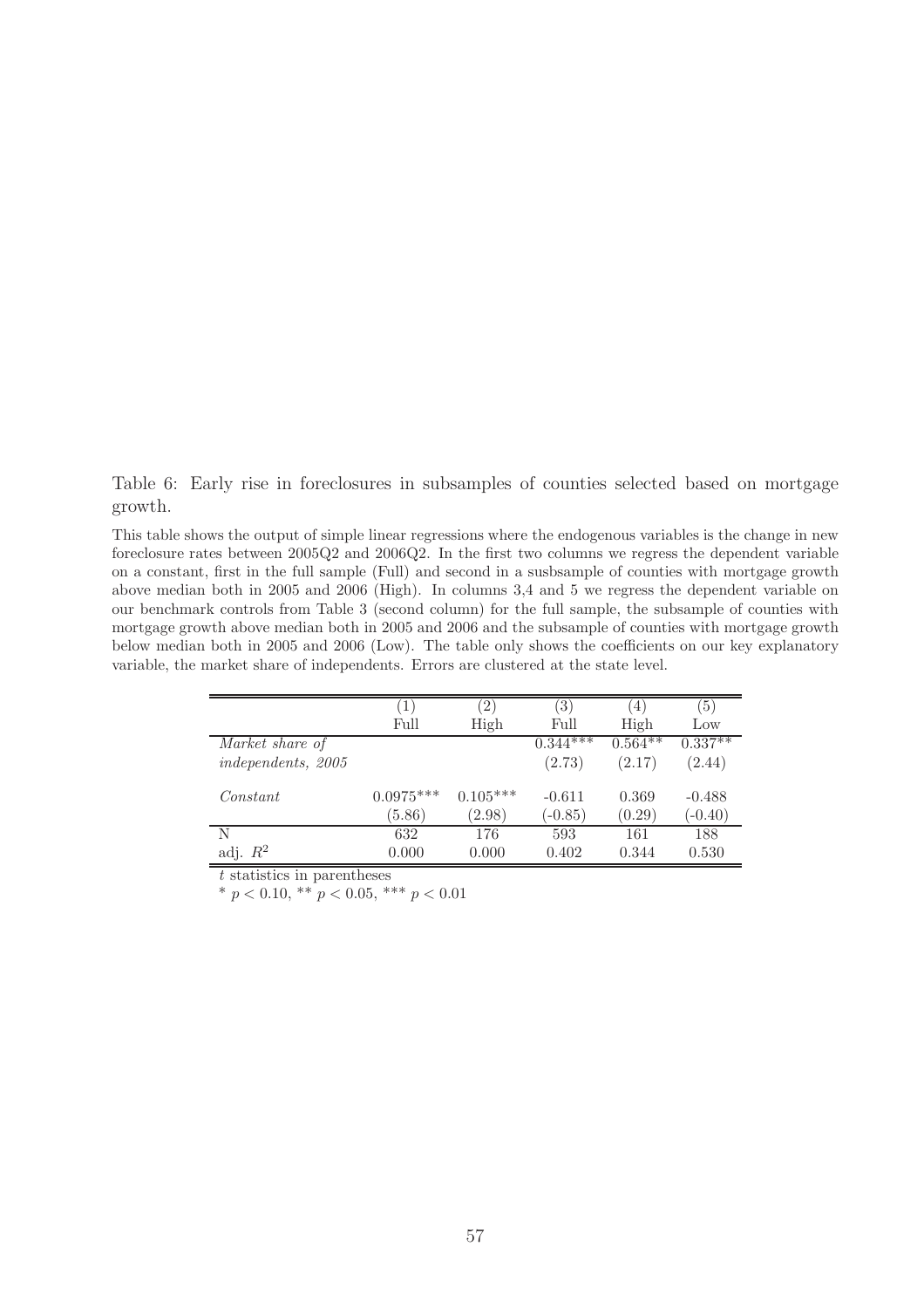Table 6: Early rise in foreclosures in subsamples of counties selected based on mortgage growth.

This table shows the output of simple linear regressions where the endogenous variables is the change in new foreclosure rates between 2005Q2 and 2006Q2. In the first two columns we regress the dependent variable on a constant, first in the full sample (Full) and second in a susbsample of counties with mortgage growth above median both in 2005 and 2006 (High). In columns 3,4 and 5 we regress the dependent variable on our benchmark controls from Table 3 (second column) for the full sample, the subsample of counties with mortgage growth above median both in 2005 and 2006 and the subsample of counties with mortgage growth below median both in 2005 and 2006 (Low). The table only shows the coefficients on our key explanatory variable, the market share of independents. Errors are clustered at the state level.

| | (1) | (2) | (3) | (4) | (5) |
|---|---|---|---|---|---|
| | Full | High | Full | High | Low |
| *Market share of* | | | 0.344*** | 0.564** | 0.337** |
| *independents, 2005* | | | (2.73) | (2.17) | (2.44) |
| *Constant* | 0.0975*** | 0.105*** | -0.611 | 0.369 | -0.488 |
| | (5.86) | (2.98) | (-0.85) | (0.29) | (-0.40) |
| N | 632 | 176 | 593 | 161 | 188 |
| adj. $R^2$ | 0.000 | 0.000 | 0.402 | 0.344 | 0.530 |

$t$ statistics in parentheses

* $p < 0.10$, ** $p < 0.05$, *** $p < 0.01$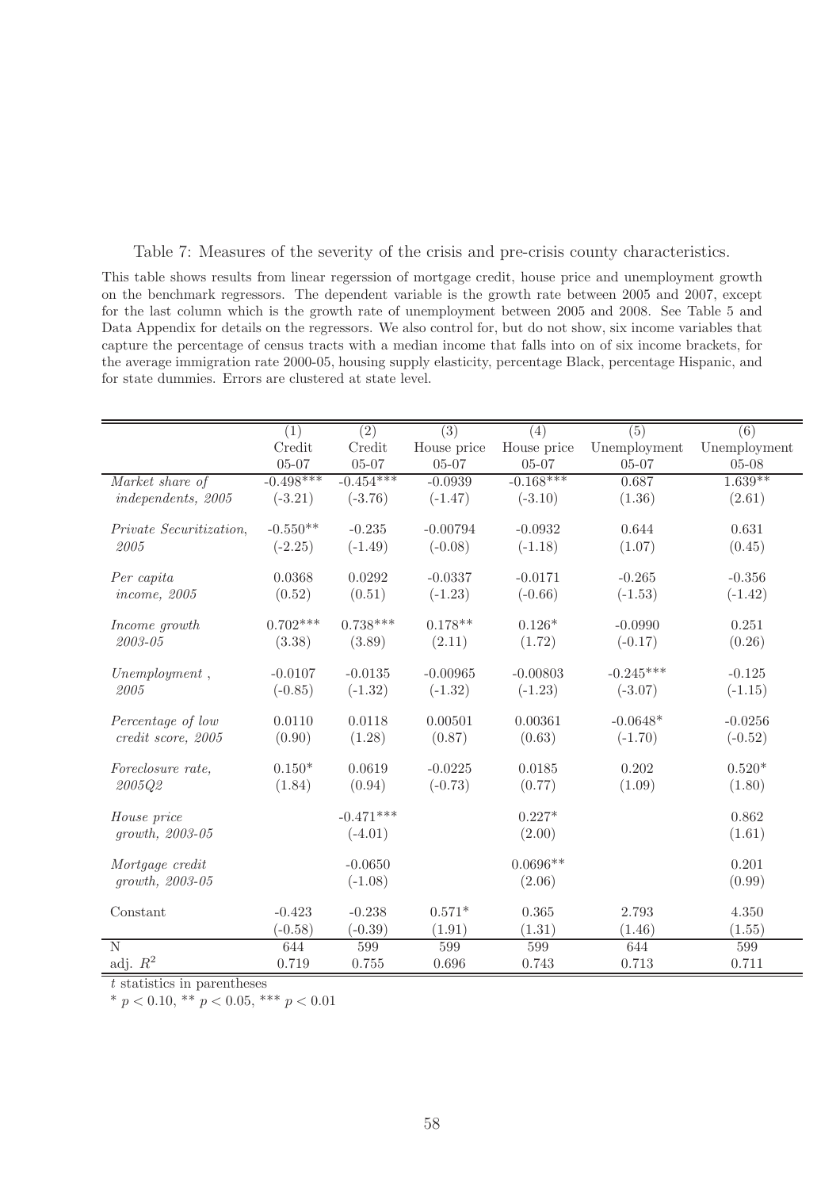Table 7: Measures of the severity of the crisis and pre-crisis county characteristics.

This table shows results from linear regerssion of mortgage credit, house price and unemployment growth on the benchmark regressors. The dependent variable is the growth rate between 2005 and 2007, except for the last column which is the growth rate of unemployment between 2005 and 2008. See Table 5 and Data Appendix for details on the regressors. We also control for, but do not show, six income variables that capture the percentage of census tracts with a median income that falls into on of six income brackets, for the average immigration rate 2000-05, housing supply elasticity, percentage Black, percentage Hispanic, and for state dummies. Errors are clustered at state level.

| | (1) | (2) | (3) | (4) | (5) | (6) |
|---|---|---|---|---|---|---|
| | Credit | Credit | House price | House price | Unemployment | Unemployment |
| | 05-07 | 05-07 | 05-07 | 05-07 | 05-07 | 05-08 |
| *Market share of* | -0.498*** | -0.454*** | -0.0939 | -0.168*** | 0.687 | 1.639** |
| *independents, 2005* | (-3.21) | (-3.76) | (-1.47) | (-3.10) | (1.36) | (2.61) |
| *Private Securitization,* | -0.550** | -0.235 | -0.00794 | -0.0932 | 0.644 | 0.631 |
| *2005* | (-2.25) | (-1.49) | (-0.08) | (-1.18) | (1.07) | (0.45) |
| *Per capita* | 0.0368 | 0.0292 | -0.0337 | -0.0171 | -0.265 | -0.356 |
| *income, 2005* | (0.52) | (0.51) | (-1.23) | (-0.66) | (-1.53) | (-1.42) |
| *Income growth* | 0.702*** | 0.738*** | 0.178** | 0.126* | -0.0990 | 0.251 |
| *2003-05* | (3.38) | (3.89) | (2.11) | (1.72) | (-0.17) | (0.26) |
| *Unemployment ,* | -0.0107 | -0.0135 | -0.00965 | -0.00803 | -0.245*** | -0.125 |
| *2005* | (-0.85) | (-1.32) | (-1.32) | (-1.23) | (-3.07) | (-1.15) |
| *Percentage of low* | 0.0110 | 0.0118 | 0.00501 | 0.00361 | -0.0648* | -0.0256 |
| *credit score, 2005* | (0.90) | (1.28) | (0.87) | (0.63) | (-1.70) | (-0.52) |
| *Foreclosure rate,* | 0.150* | 0.0619 | -0.0225 | 0.0185 | 0.202 | 0.520* |
| *2005Q2* | (1.84) | (0.94) | (-0.73) | (0.77) | (1.09) | (1.80) |
| *House price* | | -0.471*** | | 0.227* | | 0.862 |
| *growth, 2003-05* | | (-4.01) | | (2.00) | | (1.61) |
| *Mortgage credit* | | -0.0650 | | 0.0696** | | 0.201 |
| *growth, 2003-05* | | (-1.08) | | (2.06) | | (0.99) |
| Constant | -0.423 | -0.238 | 0.571* | 0.365 | 2.793 | 4.350 |
| | (-0.58) | (-0.39) | (1.91) | (1.31) | (1.46) | (1.55) |
| N | 644 | 599 | 599 | 599 | 644 | 599 |
| adj. $R^2$ | 0.719 | 0.755 | 0.696 | 0.743 | 0.713 | 0.711 |

$t$ statistics in parentheses

* $p < 0.10$, ** $p < 0.05$, *** $p < 0.01$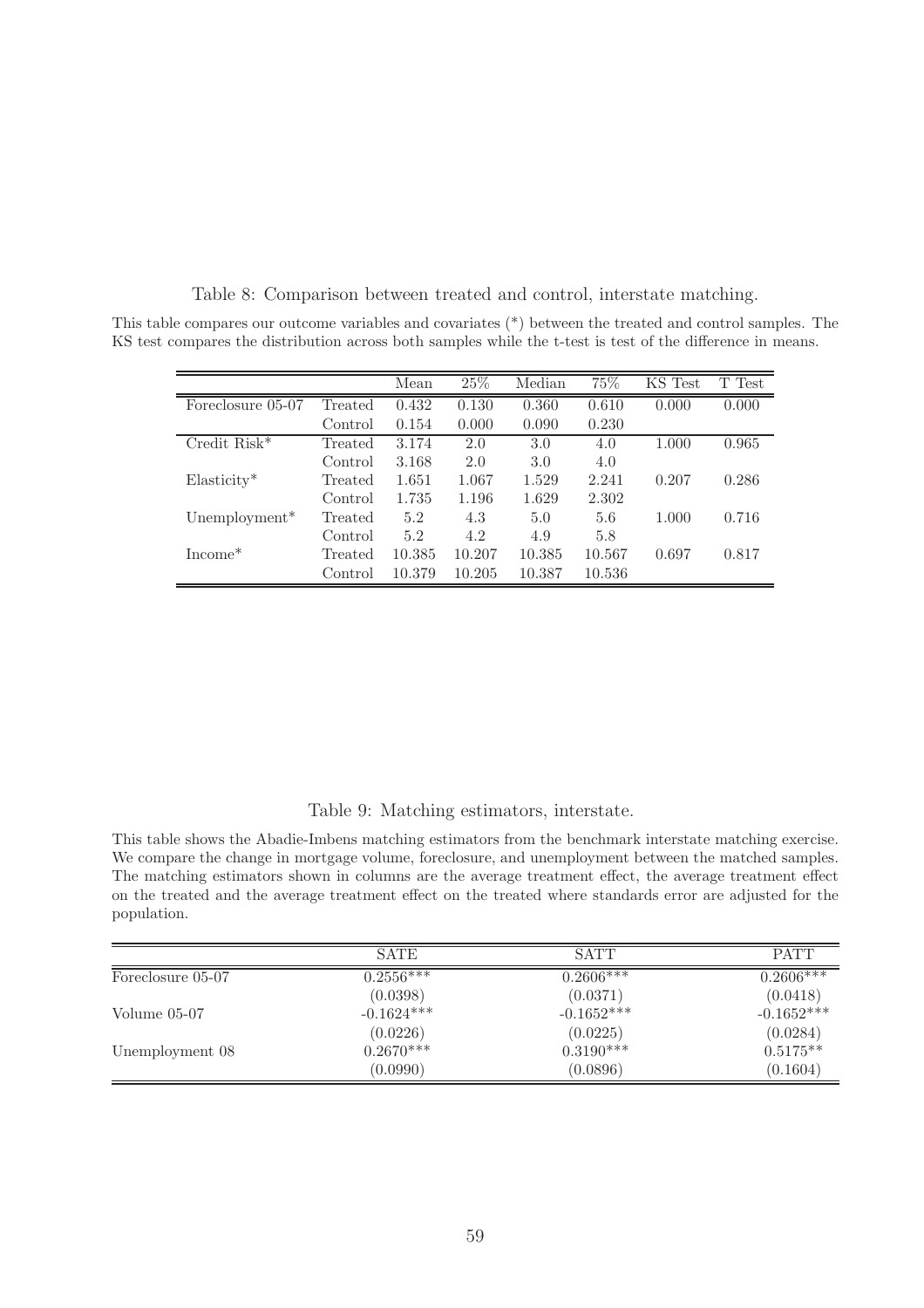Table 8: Comparison between treated and control, interstate matching.

This table compares our outcome variables and covariates (*) between the treated and control samples. The KS test compares the distribution across both samples while the t-test is test of the difference in means.

| | | Mean | 25% | Median | 75% | KS Test | T Test |
|---|---|---|---|---|---|---|---|
| Foreclosure 05-07 | Treated | 0.432 | 0.130 | 0.360 | 0.610 | 0.000 | 0.000 |
| | Control | 0.154 | 0.000 | 0.090 | 0.230 | | |
| Credit Risk* | Treated | 3.174 | 2.0 | 3.0 | 4.0 | 1.000 | 0.965 |
| | Control | 3.168 | 2.0 | 3.0 | 4.0 | | |
| Elasticity* | Treated | 1.651 | 1.067 | 1.529 | 2.241 | 0.207 | 0.286 |
| | Control | 1.735 | 1.196 | 1.629 | 2.302 | | |
| Unemployment* | Treated | 5.2 | 4.3 | 5.0 | 5.6 | 1.000 | 0.716 |
| | Control | 5.2 | 4.2 | 4.9 | 5.8 | | |
| Income* | Treated | 10.385 | 10.207 | 10.385 | 10.567 | 0.697 | 0.817 |
| | Control | 10.379 | 10.205 | 10.387 | 10.536 | | |

Table 9: Matching estimators, interstate.

This table shows the Abadie-Imbens matching estimators from the benchmark interstate matching exercise. We compare the change in mortgage volume, foreclosure, and unemployment between the matched samples. The matching estimators shown in columns are the average treatment effect, the average treatment effect on the treated and the average treatment effect on the treated where standards error are adjusted for the population.

| | SATE | SATT | PATT |
|---|---|---|---|
| Foreclosure 05-07 | 0.2556*** | 0.2606*** | 0.2606*** |
| | (0.0398) | (0.0371) | (0.0418) |
| Volume 05-07 | -0.1624*** | -0.1652*** | -0.1652*** |
| | (0.0226) | (0.0225) | (0.0284) |
| Unemployment 08 | 0.2670*** | 0.3190*** | 0.5175** |
| | (0.0990) | (0.0896) | (0.1604) |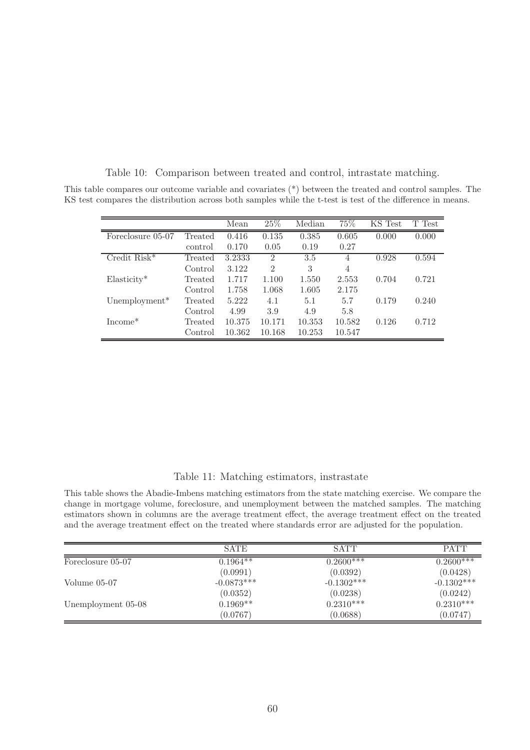Table 10: Comparison between treated and control, intrastate matching.

This table compares our outcome variable and covariates (*) between the treated and control samples. The KS test compares the distribution across both samples while the t-test is test of the difference in means.

| | | Mean | 25% | Median | 75% | KS Test | T Test |
|---|---|---|---|---|---|---|---|
| Foreclosure 05-07 | Treated | 0.416 | 0.135 | 0.385 | 0.605 | 0.000 | 0.000 |
| | control | 0.170 | 0.05 | 0.19 | 0.27 | | |
| Credit Risk* | Treated | 3.2333 | 2 | 3.5 | 4 | 0.928 | 0.594 |
| | Control | 3.122 | 2 | 3 | 4 | | |
| Elasticity* | Treated | 1.717 | 1.100 | 1.550 | 2.553 | 0.704 | 0.721 |
| | Control | 1.758 | 1.068 | 1.605 | 2.175 | | |
| Unemployment* | Treated | 5.222 | 4.1 | 5.1 | 5.7 | 0.179 | 0.240 |
| | Control | 4.99 | 3.9 | 4.9 | 5.8 | | |
| Income* | Treated | 10.375 | 10.171 | 10.353 | 10.582 | 0.126 | 0.712 |
| | Control | 10.362 | 10.168 | 10.253 | 10.547 | | |

Table 11: Matching estimators, instrastate

This table shows the Abadie-Imbens matching estimators from the state matching exercise. We compare the change in mortgage volume, foreclosure, and unemployment between the matched samples. The matching estimators shown in columns are the average treatment effect, the average treatment effect on the treated and the average treatment effect on the treated where standards error are adjusted for the population.

| | SATE | SATT | PATT |
|---|---|---|---|
| Foreclosure 05-07 | 0.1964** | 0.2600*** | 0.2600*** |
| | (0.0991) | (0.0392) | (0.0428) |
| Volume 05-07 | -0.0873*** | -0.1302*** | -0.1302*** |
| | (0.0352) | (0.0238) | (0.0242) |
| Unemployment 05-08 | 0.1969** | 0.2310*** | 0.2310*** |
| | (0.0767) | (0.0688) | (0.0747) |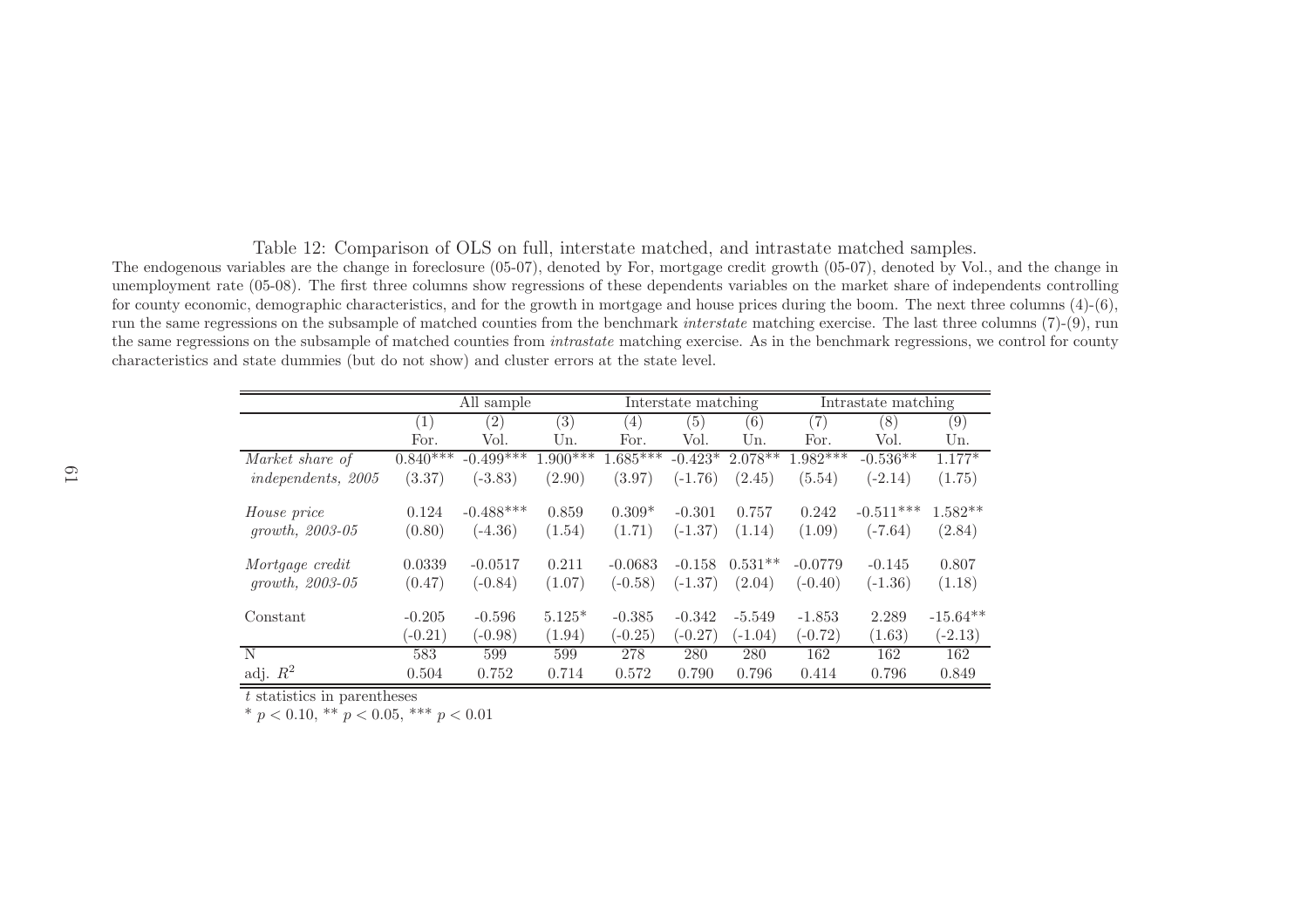Table 12: Comparison of OLS on full, interstate matched, and intrastate matched samples.

The endogenous variables are the change in foreclosure (05-07), denoted by For, mortgage credit growth (05-07), denoted by Vol., and the change in unemployment rate (05-08). The first three columns show regressions of these dependents variables on the market share of independents controlling for county economic, demographic characteristics, and for the growth in mortgage and house prices during the boom. The next three columns (4)-(6), run the same regressions on the subsample of matched counties from the benchmark *interstate* matching exercise. The last three columns (7)-(9), run the same regressions on the subsample of matched counties from *intrastate* matching exercise. As in the benchmark regressions, we control for county characteristics and state dummies (but do not show) and cluster errors at the state level.

| | All sample | | | Interstate matching | | | Intrastate matching | | |
|---|---|---|---|---|---|---|---|---|---|
| | (1) | (2) | (3) | (4) | (5) | (6) | (7) | (8) | (9) |
| | For. | Vol. | Un. | For. | Vol. | Un. | For. | Vol. | Un. |
| *Market share of* | 0.840*** | -0.499*** | 1.900*** | 1.685*** | -0.423* | 2.078** | 1.982*** | -0.536** | 1.177* |
| *independents, 2005* | (3.37) | (-3.83) | (2.90) | (3.97) | (-1.76) | (2.45) | (5.54) | (-2.14) | (1.75) |
| *House price* | 0.124 | -0.488*** | 0.859 | 0.309* | -0.301 | 0.757 | 0.242 | -0.511*** | 1.582** |
| *growth, 2003-05* | (0.80) | (-4.36) | (1.54) | (1.71) | (-1.37) | (1.14) | (1.09) | (-7.64) | (2.84) |
| *Mortgage credit* | 0.0339 | -0.0517 | 0.211 | -0.0683 | -0.158 | 0.531** | -0.0779 | -0.145 | 0.807 |
| *growth, 2003-05* | (0.47) | (-0.84) | (1.07) | (-0.58) | (-1.37) | (2.04) | (-0.40) | (-1.36) | (1.18) |
| Constant | -0.205 | -0.596 | 5.125* | -0.385 | -0.342 | -5.549 | -1.853 | 2.289 | -15.64** |
| | (-0.21) | (-0.98) | (1.94) | (-0.25) | (-0.27) | (-1.04) | (-0.72) | (1.63) | (-2.13) |
| N | 583 | 599 | 599 | 278 | 280 | 280 | 162 | 162 | 162 |
| adj. $R^2$ | 0.504 | 0.752 | 0.714 | 0.572 | 0.790 | 0.796 | 0.414 | 0.796 | 0.849 |

$t$ statistics in parentheses

* $p < 0.10$, ** $p < 0.05$, *** $p < 0.01$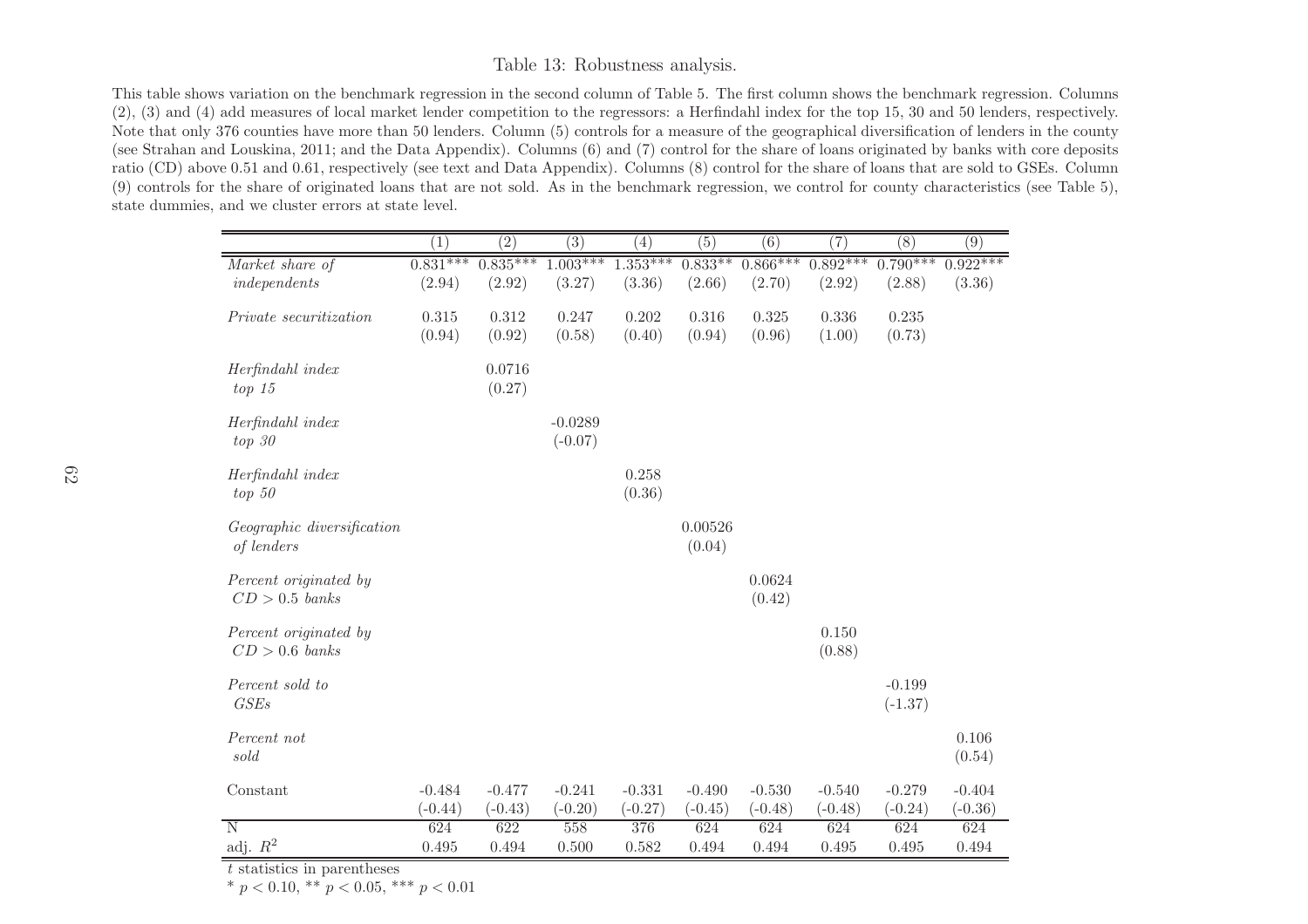Table 13: Robustness analysis.

This table shows variation on the benchmark regression in the second column of Table 5. The first column shows the benchmark regression. Columns (2), (3) and (4) add measures of local market lender competition to the regressors: a Herfindahl index for the top 15, 30 and 50 lenders, respectively. Note that only 376 counties have more than 50 lenders. Column (5) controls for a measure of the geographical diversification of lenders in the county (see Strahan and Louskina, 2011; and the Data Appendix). Columns (6) and (7) control for the share of loans originated by banks with core deposits ratio (CD) above 0.51 and 0.61, respectively (see text and Data Appendix). Columns (8) control for the share of loans that are sold to GSEs. Column (9) controls for the share of originated loans that are not sold. As in the benchmark regression, we control for county characteristics (see Table 5), state dummies, and we cluster errors at state level.

| | (1) | (2) | (3) | (4) | (5) | (6) | (7) | (8) | (9) |
|---|---|---|---|---|---|---|---|---|---|
| *Market share of independents* | 0.831*** | 0.835*** | 1.003*** | 1.353*** | 0.833** | 0.866*** | 0.892*** | 0.790*** | 0.922*** |
| | (2.94) | (2.92) | (3.27) | (3.36) | (2.66) | (2.70) | (2.92) | (2.88) | (3.36) |
| *Private securitization* | 0.315 | 0.312 | 0.247 | 0.202 | 0.316 | 0.325 | 0.336 | 0.235 | |
| | (0.94) | (0.92) | (0.58) | (0.40) | (0.94) | (0.96) | (1.00) | (0.73) | |
| *Herfindahl index top 15* | | 0.0716 | | | | | | | |
| | | (0.27) | | | | | | | |
| *Herfindahl index top 30* | | | -0.0289 | | | | | | |
| | | | (-0.07) | | | | | | |
| *Herfindahl index top 50* | | | | 0.258 | | | | | |
| | | | | (0.36) | | | | | |
| *Geographic diversification of lenders* | | | | | 0.00526 | | | | |
| | | | | | (0.04) | | | | |
| *Percent originated by $CD > 0.5$ banks* | | | | | | 0.0624 | | | |
| | | | | | | (0.42) | | | |
| *Percent originated by $CD > 0.6$ banks* | | | | | | | 0.150 | | |
| | | | | | | | (0.88) | | |
| *Percent sold to GSEs* | | | | | | | | -0.199 | |
| | | | | | | | | (-1.37) | |
| *Percent not sold* | | | | | | | | | 0.106 |
| | | | | | | | | | (0.54) |
| Constant | -0.484 | -0.477 | -0.241 | -0.331 | -0.490 | -0.530 | -0.540 | -0.279 | -0.404 |
| | (-0.44) | (-0.43) | (-0.20) | (-0.27) | (-0.45) | (-0.48) | (-0.48) | (-0.24) | (-0.36) |
| N | 624 | 622 | 558 | 376 | 624 | 624 | 624 | 624 | 624 |
| adj. $R^2$ | 0.495 | 0.494 | 0.500 | 0.582 | 0.494 | 0.494 | 0.495 | 0.495 | 0.494 |

$t$ statistics in parentheses

* $p < 0.10$, ** $p < 0.05$, *** $p < 0.01$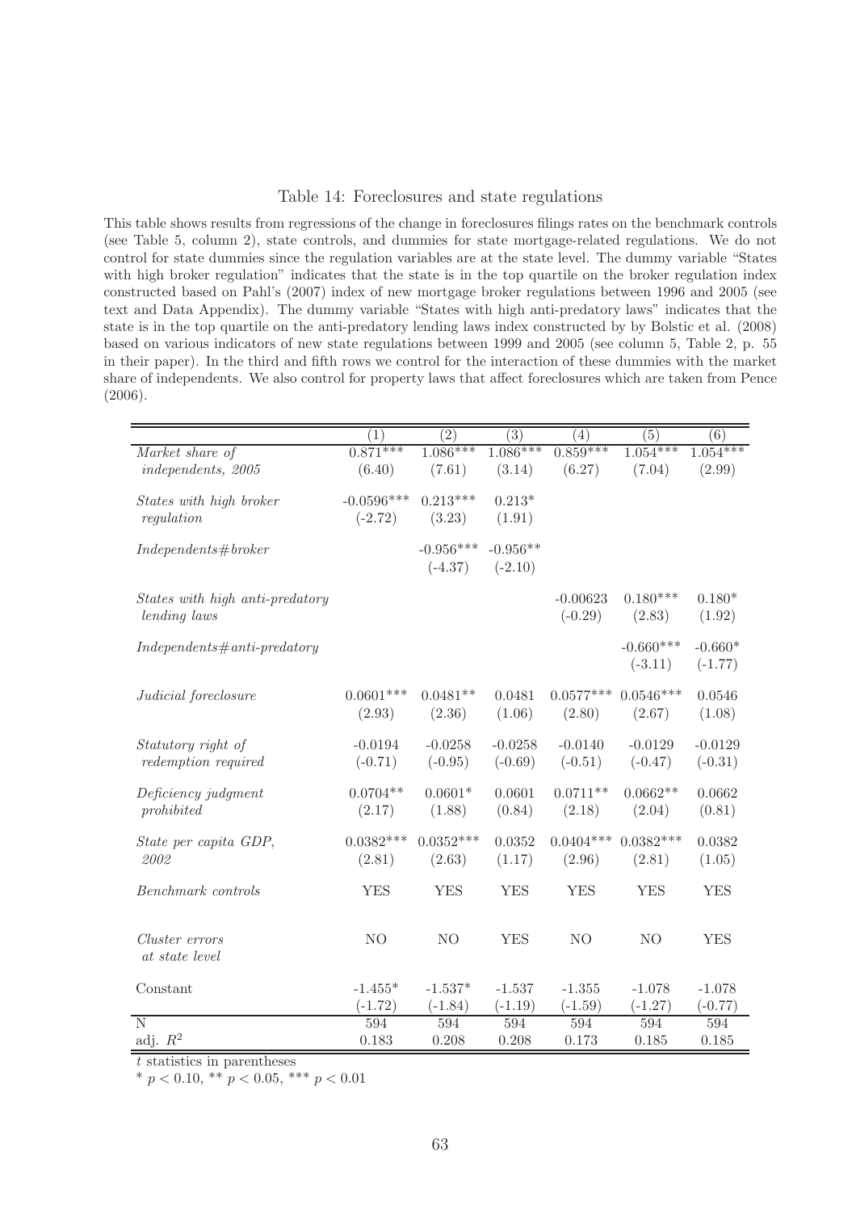Table 14: Foreclosures and state regulations

This table shows results from regressions of the change in foreclosures filings rates on the benchmark controls (see Table 5, column 2), state controls, and dummies for state mortgage-related regulations. We do not control for state dummies since the regulation variables are at the state level. The dummy variable "States with high broker regulation" indicates that the state is in the top quartile on the broker regulation index constructed based on Pahl's (2007) index of new mortgage broker regulations between 1996 and 2005 (see text and Data Appendix). The dummy variable "States with high anti-predatory laws" indicates that the state is in the top quartile on the anti-predatory lending laws index constructed by by Bolstic et al. (2008) based on various indicators of new state regulations between 1999 and 2005 (see column 5, Table 2, p. 55 in their paper). In the third and fifth rows we control for the interaction of these dummies with the market share of independents. We also control for property laws that affect foreclosures which are taken from Pence (2006).

| | (1) | (2) | (3) | (4) | (5) | (6) |
|---|---|---|---|---|---|---|
| *Market share of independents, 2005* | 0.871*** | 1.086*** | 1.086*** | 0.859*** | 1.054*** | 1.054*** |
| | (6.40) | (7.61) | (3.14) | (6.27) | (7.04) | (2.99) |
| *States with high broker regulation* | -0.0596*** | 0.213*** | 0.213* | | | |
| | (-2.72) | (3.23) | (1.91) | | | |
| *Independents#broker* | | -0.956*** | -0.956** | | | |
| | | (-4.37) | (-2.10) | | | |
| *States with high anti-predatory lending laws* | | | | -0.00623 | 0.180*** | 0.180* |
| | | | | (-0.29) | (2.83) | (1.92) |
| *Independents#anti-predatory* | | | | | -0.660*** | -0.660* |
| | | | | | (-3.11) | (-1.77) |
| *Judicial foreclosure* | 0.0601*** | 0.0481** | 0.0481 | 0.0577*** | 0.0546*** | 0.0546 |
| | (2.93) | (2.36) | (1.06) | (2.80) | (2.67) | (1.08) |
| *Statutory right of redemption required* | -0.0194 | -0.0258 | -0.0258 | -0.0140 | -0.0129 | -0.0129 |
| | (-0.71) | (-0.95) | (-0.69) | (-0.51) | (-0.47) | (-0.31) |
| *Deficiency judgment prohibited* | 0.0704** | 0.0601* | 0.0601 | 0.0711** | 0.0662** | 0.0662 |
| | (2.17) | (1.88) | (0.84) | (2.18) | (2.04) | (0.81) |
| *State per capita GDP, 2002* | 0.0382*** | 0.0352*** | 0.0352 | 0.0404*** | 0.0382*** | 0.0382 |
| | (2.81) | (2.63) | (1.17) | (2.96) | (2.81) | (1.05) |
| *Benchmark controls* | YES | YES | YES | YES | YES | YES |
| *Cluster errors at state level* | NO | NO | YES | NO | NO | YES |
| Constant | -1.455* | -1.537* | -1.537 | -1.355 | -1.078 | -1.078 |
| | (-1.72) | (-1.84) | (-1.19) | (-1.59) | (-1.27) | (-0.77) |
| N | 594 | 594 | 594 | 594 | 594 | 594 |
| adj. $R^2$ | 0.183 | 0.208 | 0.208 | 0.173 | 0.185 | 0.185 |

$t$ statistics in parentheses

* $p < 0.10$, ** $p < 0.05$, *** $p < 0.01$